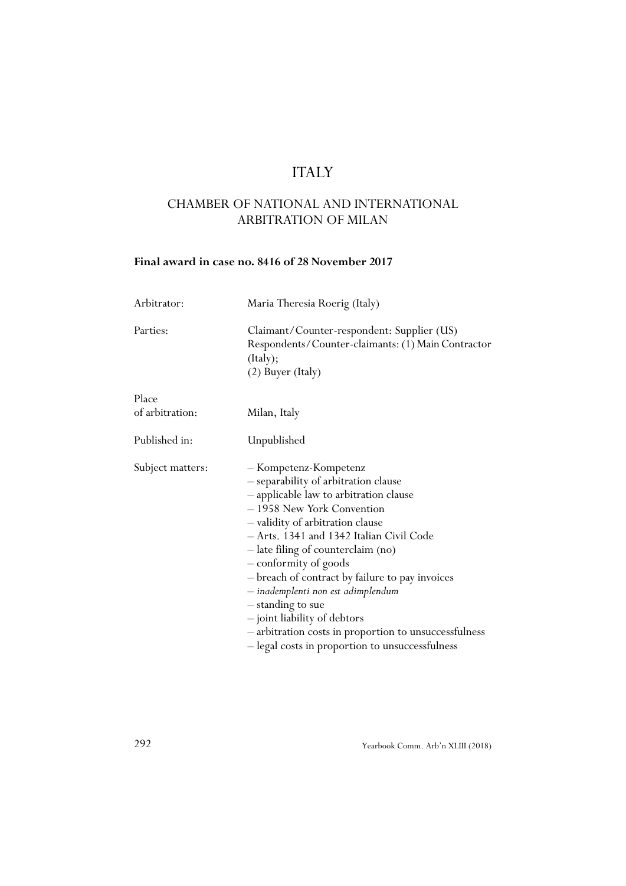# ITALY

## CHAMBER OF NATIONAL AND INTERNATIONAL ARBITRATION OF MILAN

**Final award in case no. 8416 of 28 November 2017**

| | |
|---|---|
| Arbitrator: | Maria Theresia Roerig (Italy) |
| Parties: | Claimant/Counter-respondent: Supplier (US)<br>Respondents/Counter-claimants: (1) Main Contractor (Italy);<br>(2) Buyer (Italy) |
| Place of arbitration: | Milan, Italy |
| Published in: | Unpublished |
| Subject matters: | – Kompetenz-Kompetenz<br>– separability of arbitration clause<br>– applicable law to arbitration clause<br>– 1958 New York Convention<br>– validity of arbitration clause<br>– Arts. 1341 and 1342 Italian Civil Code<br>– late filing of counterclaim (no)<br>– conformity of goods<br>– breach of contract by failure to pay invoices<br>– *inademplenti non est adimplendum*<br>– standing to sue<br>– joint liability of debtors<br>– arbitration costs in proportion to unsuccessfulness<br>– legal costs in proportion to unsuccessfulness |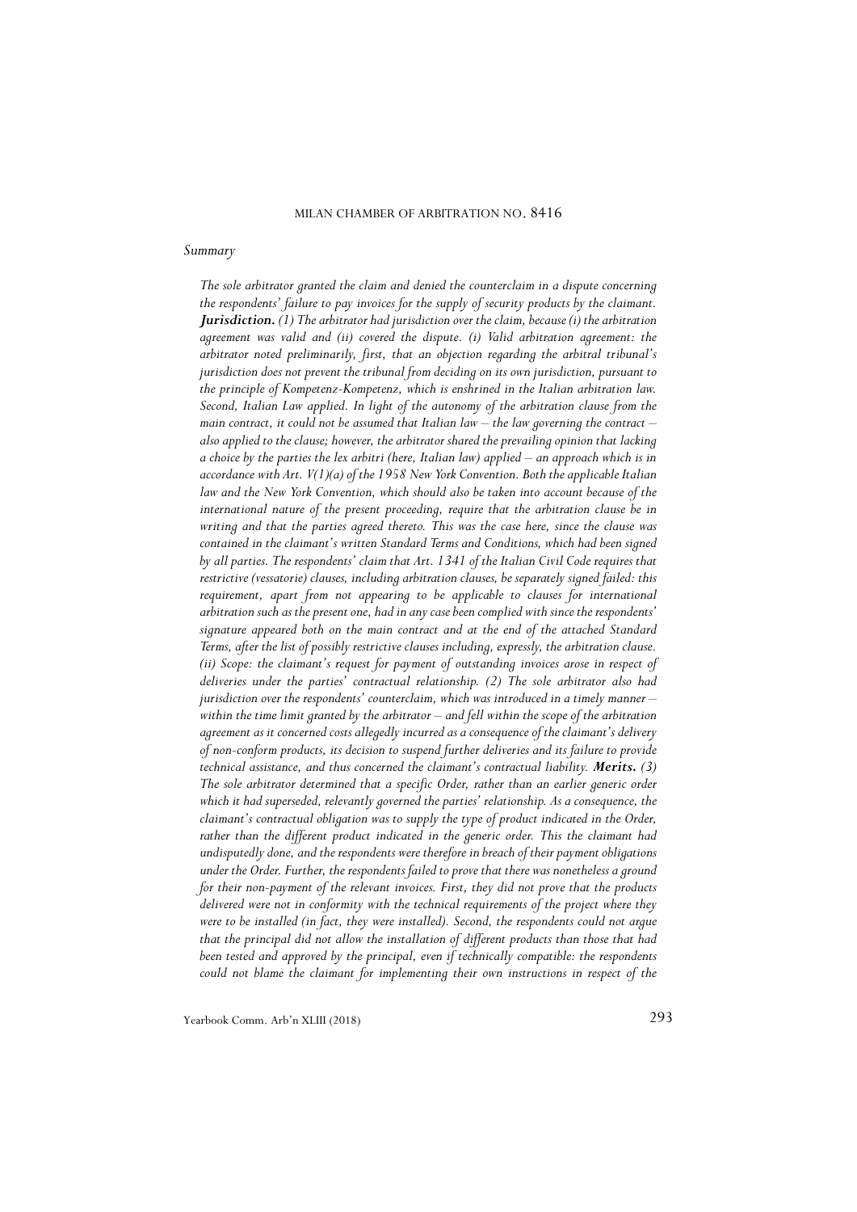# MILAN CHAMBER OF ARBITRATION NO. 8416

## *Summary*

*The sole arbitrator granted the claim and denied the counterclaim in a dispute concerning the respondents' failure to pay invoices for the supply of security products by the claimant.* ***Jurisdiction.*** *(1) The arbitrator had jurisdiction over the claim, because (i) the arbitration agreement was valid and (ii) covered the dispute. (i) Valid arbitration agreement: the arbitrator noted preliminarily, first, that an objection regarding the arbitral tribunal's jurisdiction does not prevent the tribunal from deciding on its own jurisdiction, pursuant to the principle of Kompetenz-Kompetenz, which is enshrined in the Italian arbitration law. Second, Italian Law applied. In light of the autonomy of the arbitration clause from the main contract, it could not be assumed that Italian law – the law governing the contract – also applied to the clause; however, the arbitrator shared the prevailing opinion that lacking a choice by the parties the lex arbitri (here, Italian law) applied – an approach which is in accordance with Art. V(1)(a) of the 1958 New York Convention. Both the applicable Italian law and the New York Convention, which should also be taken into account because of the international nature of the present proceeding, require that the arbitration clause be in writing and that the parties agreed thereto. This was the case here, since the clause was contained in the claimant's written Standard Terms and Conditions, which had been signed by all parties. The respondents' claim that Art. 1341 of the Italian Civil Code requires that restrictive (vessatorie) clauses, including arbitration clauses, be separately signed failed: this requirement, apart from not appearing to be applicable to clauses for international arbitration such as the present one, had in any case been complied with since the respondents' signature appeared both on the main contract and at the end of the attached Standard Terms, after the list of possibly restrictive clauses including, expressly, the arbitration clause. (ii) Scope: the claimant's request for payment of outstanding invoices arose in respect of deliveries under the parties' contractual relationship. (2) The sole arbitrator also had jurisdiction over the respondents' counterclaim, which was introduced in a timely manner – within the time limit granted by the arbitrator – and fell within the scope of the arbitration agreement as it concerned costs allegedly incurred as a consequence of the claimant's delivery of non-conform products, its decision to suspend further deliveries and its failure to provide technical assistance, and thus concerned the claimant's contractual liability.* ***Merits.*** *(3) The sole arbitrator determined that a specific Order, rather than an earlier generic order which it had superseded, relevantly governed the parties' relationship. As a consequence, the claimant's contractual obligation was to supply the type of product indicated in the Order, rather than the different product indicated in the generic order. This the claimant had undisputedly done, and the respondents were therefore in breach of their payment obligations under the Order. Further, the respondents failed to prove that there was nonetheless a ground for their non-payment of the relevant invoices. First, they did not prove that the products delivered were not in conformity with the technical requirements of the project where they were to be installed (in fact, they were installed). Second, the respondents could not argue that the principal did not allow the installation of different products than those that had been tested and approved by the principal, even if technically compatible: the respondents could not blame the claimant for implementing their own instructions in respect of the*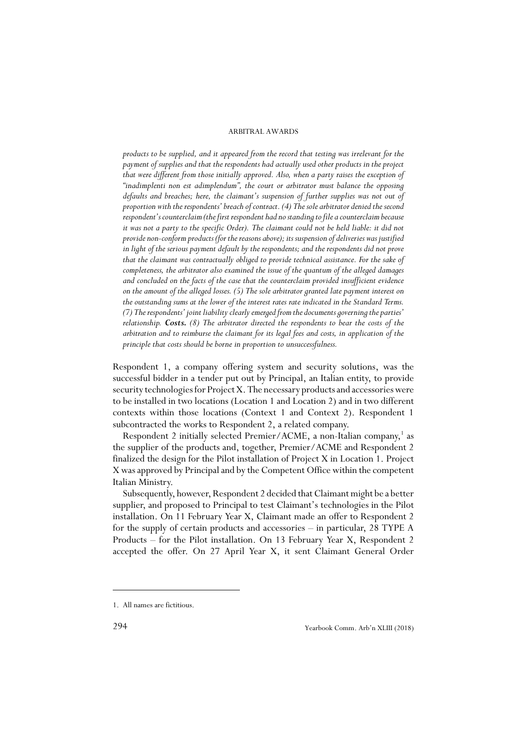*products to be supplied, and it appeared from the record that testing was irrelevant for the payment of supplies and that the respondents had actually used other products in the project that were different from those initially approved. Also, when a party raises the exception of "inadimplenti non est adimplendum", the court or arbitrator must balance the opposing defaults and breaches; here, the claimant's suspension of further supplies was not out of proportion with the respondents' breach of contract. (4) The sole arbitrator denied the second respondent's counterclaim (the first respondent had no standing to file a counterclaim because it was not a party to the specific Order). The claimant could not be held liable: it did not provide non-conform products (for the reasons above); its suspension of deliveries was justified in light of the serious payment default by the respondents; and the respondents did not prove that the claimant was contractually obliged to provide technical assistance. For the sake of completeness, the arbitrator also examined the issue of the quantum of the alleged damages and concluded on the facts of the case that the counterclaim provided insufficient evidence on the amount of the alleged losses. (5) The sole arbitrator granted late payment interest on the outstanding sums at the lower of the interest rates rate indicated in the Standard Terms. (7) The respondents' joint liability clearly emerged from the documents governing the parties' relationship.* ***Costs.*** *(8) The arbitrator directed the respondents to bear the costs of the arbitration and to reimburse the claimant for its legal fees and costs, in application of the principle that costs should be borne in proportion to unsuccessfulness.*

Respondent 1, a company offering system and security solutions, was the successful bidder in a tender put out by Principal, an Italian entity, to provide security technologies for Project X. The necessary products and accessories were to be installed in two locations (Location 1 and Location 2) and in two different contexts within those locations (Context 1 and Context 2). Respondent 1 subcontracted the works to Respondent 2, a related company.

Respondent 2 initially selected Premier/ACME, a non-Italian company,[1] as the supplier of the products and, together, Premier/ACME and Respondent 2 finalized the design for the Pilot installation of Project X in Location 1. Project X was approved by Principal and by the Competent Office within the competent Italian Ministry.

Subsequently, however, Respondent 2 decided that Claimant might be a better supplier, and proposed to Principal to test Claimant's technologies in the Pilot installation. On 11 February Year X, Claimant made an offer to Respondent 2 for the supply of certain products and accessories – in particular, 28 TYPE A Products – for the Pilot installation. On 13 February Year X, Respondent 2 accepted the offer. On 27 April Year X, it sent Claimant General Order

1. All names are fictitious.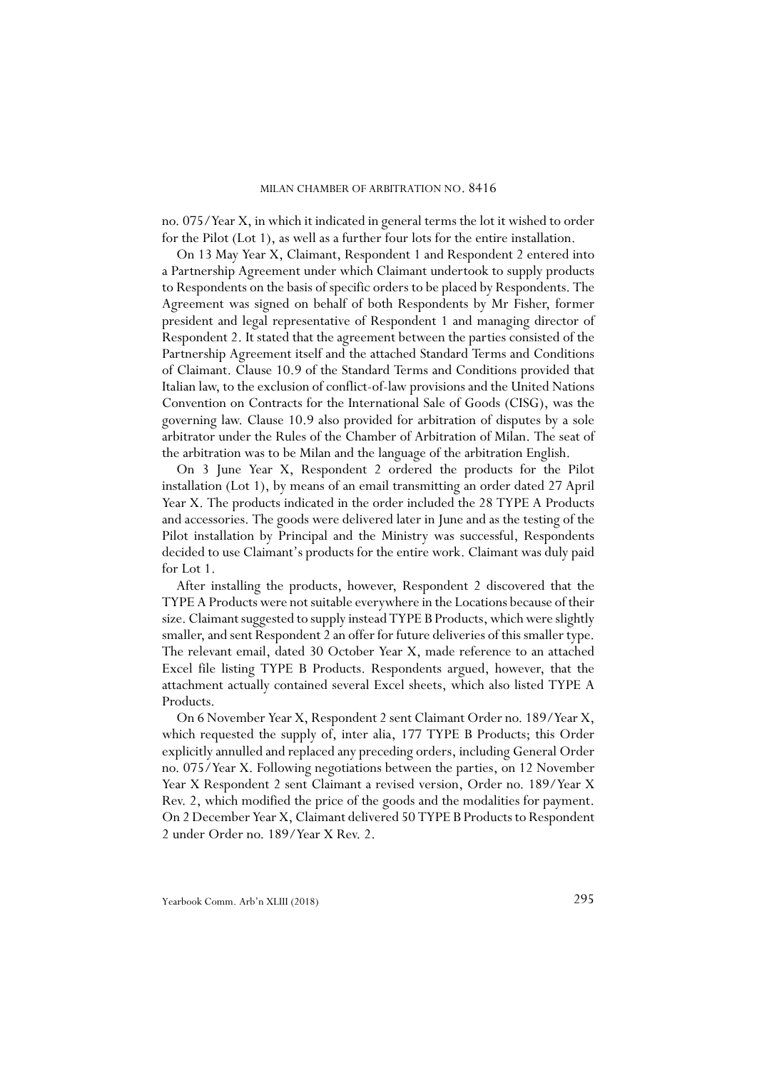no. 075/Year X, in which it indicated in general terms the lot it wished to order for the Pilot (Lot 1), as well as a further four lots for the entire installation.

On 13 May Year X, Claimant, Respondent 1 and Respondent 2 entered into a Partnership Agreement under which Claimant undertook to supply products to Respondents on the basis of specific orders to be placed by Respondents. The Agreement was signed on behalf of both Respondents by Mr Fisher, former president and legal representative of Respondent 1 and managing director of Respondent 2. It stated that the agreement between the parties consisted of the Partnership Agreement itself and the attached Standard Terms and Conditions of Claimant. Clause 10.9 of the Standard Terms and Conditions provided that Italian law, to the exclusion of conflict-of-law provisions and the United Nations Convention on Contracts for the International Sale of Goods (CISG), was the governing law. Clause 10.9 also provided for arbitration of disputes by a sole arbitrator under the Rules of the Chamber of Arbitration of Milan. The seat of the arbitration was to be Milan and the language of the arbitration English.

On 3 June Year X, Respondent 2 ordered the products for the Pilot installation (Lot 1), by means of an email transmitting an order dated 27 April Year X. The products indicated in the order included the 28 TYPE A Products and accessories. The goods were delivered later in June and as the testing of the Pilot installation by Principal and the Ministry was successful, Respondents decided to use Claimant's products for the entire work. Claimant was duly paid for Lot 1.

After installing the products, however, Respondent 2 discovered that the TYPE A Products were not suitable everywhere in the Locations because of their size. Claimant suggested to supply instead TYPE B Products, which were slightly smaller, and sent Respondent 2 an offer for future deliveries of this smaller type. The relevant email, dated 30 October Year X, made reference to an attached Excel file listing TYPE B Products. Respondents argued, however, that the attachment actually contained several Excel sheets, which also listed TYPE A Products.

On 6 November Year X, Respondent 2 sent Claimant Order no. 189/Year X, which requested the supply of, inter alia, 177 TYPE B Products; this Order explicitly annulled and replaced any preceding orders, including General Order no. 075/Year X. Following negotiations between the parties, on 12 November Year X Respondent 2 sent Claimant a revised version, Order no. 189/Year X Rev. 2, which modified the price of the goods and the modalities for payment. On 2 December Year X, Claimant delivered 50 TYPE B Products to Respondent 2 under Order no. 189/Year X Rev. 2.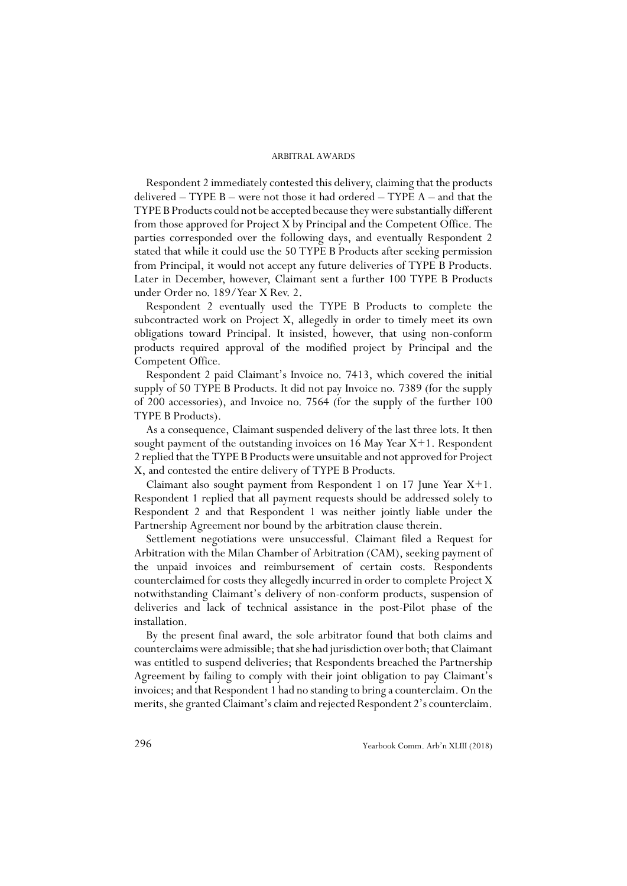Respondent 2 immediately contested this delivery, claiming that the products delivered – TYPE B – were not those it had ordered – TYPE A – and that the TYPE B Products could not be accepted because they were substantially different from those approved for Project X by Principal and the Competent Office. The parties corresponded over the following days, and eventually Respondent 2 stated that while it could use the 50 TYPE B Products after seeking permission from Principal, it would not accept any future deliveries of TYPE B Products. Later in December, however, Claimant sent a further 100 TYPE B Products under Order no. 189/Year X Rev. 2.

Respondent 2 eventually used the TYPE B Products to complete the subcontracted work on Project X, allegedly in order to timely meet its own obligations toward Principal. It insisted, however, that using non-conform products required approval of the modified project by Principal and the Competent Office.

Respondent 2 paid Claimant's Invoice no. 7413, which covered the initial supply of 50 TYPE B Products. It did not pay Invoice no. 7389 (for the supply of 200 accessories), and Invoice no. 7564 (for the supply of the further 100 TYPE B Products).

As a consequence, Claimant suspended delivery of the last three lots. It then sought payment of the outstanding invoices on 16 May Year X+1. Respondent 2 replied that the TYPE B Products were unsuitable and not approved for Project X, and contested the entire delivery of TYPE B Products.

Claimant also sought payment from Respondent 1 on 17 June Year X+1. Respondent 1 replied that all payment requests should be addressed solely to Respondent 2 and that Respondent 1 was neither jointly liable under the Partnership Agreement nor bound by the arbitration clause therein.

Settlement negotiations were unsuccessful. Claimant filed a Request for Arbitration with the Milan Chamber of Arbitration (CAM), seeking payment of the unpaid invoices and reimbursement of certain costs. Respondents counterclaimed for costs they allegedly incurred in order to complete Project X notwithstanding Claimant's delivery of non-conform products, suspension of deliveries and lack of technical assistance in the post-Pilot phase of the installation.

By the present final award, the sole arbitrator found that both claims and counterclaims were admissible; that she had jurisdiction over both; that Claimant was entitled to suspend deliveries; that Respondents breached the Partnership Agreement by failing to comply with their joint obligation to pay Claimant's invoices; and that Respondent 1 had no standing to bring a counterclaim. On the merits, she granted Claimant's claim and rejected Respondent 2's counterclaim.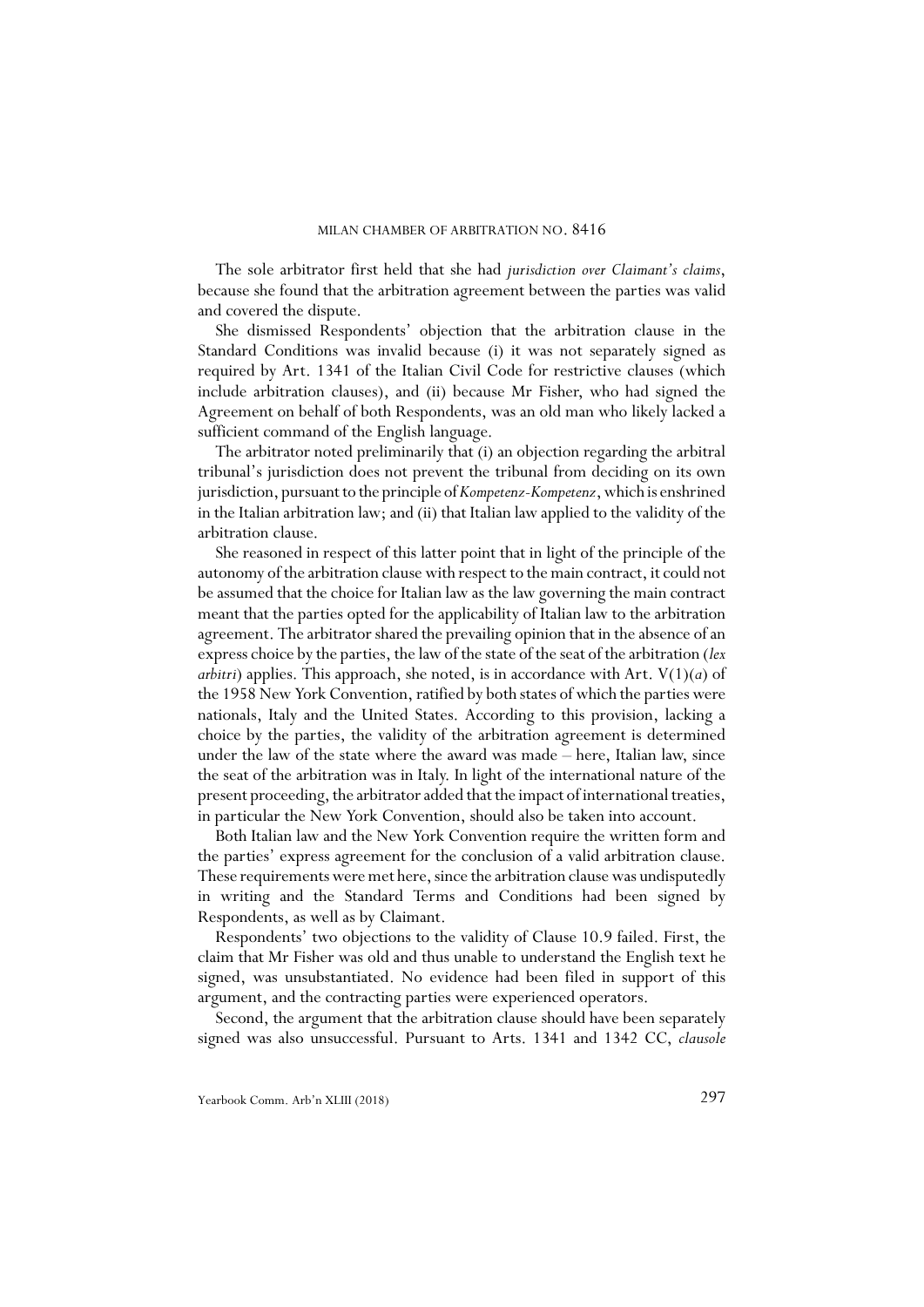The sole arbitrator first held that she had *jurisdiction over Claimant's claims*, because she found that the arbitration agreement between the parties was valid and covered the dispute.

She dismissed Respondents' objection that the arbitration clause in the Standard Conditions was invalid because (i) it was not separately signed as required by Art. 1341 of the Italian Civil Code for restrictive clauses (which include arbitration clauses), and (ii) because Mr Fisher, who had signed the Agreement on behalf of both Respondents, was an old man who likely lacked a sufficient command of the English language.

The arbitrator noted preliminarily that (i) an objection regarding the arbitral tribunal's jurisdiction does not prevent the tribunal from deciding on its own jurisdiction, pursuant to the principle of *Kompetenz-Kompetenz*, which is enshrined in the Italian arbitration law; and (ii) that Italian law applied to the validity of the arbitration clause.

She reasoned in respect of this latter point that in light of the principle of the autonomy of the arbitration clause with respect to the main contract, it could not be assumed that the choice for Italian law as the law governing the main contract meant that the parties opted for the applicability of Italian law to the arbitration agreement. The arbitrator shared the prevailing opinion that in the absence of an express choice by the parties, the law of the state of the seat of the arbitration (*lex arbitri*) applies. This approach, she noted, is in accordance with Art. V(1)(*a*) of the 1958 New York Convention, ratified by both states of which the parties were nationals, Italy and the United States. According to this provision, lacking a choice by the parties, the validity of the arbitration agreement is determined under the law of the state where the award was made – here, Italian law, since the seat of the arbitration was in Italy. In light of the international nature of the present proceeding, the arbitrator added that the impact of international treaties, in particular the New York Convention, should also be taken into account.

Both Italian law and the New York Convention require the written form and the parties' express agreement for the conclusion of a valid arbitration clause. These requirements were met here, since the arbitration clause was undisputedly in writing and the Standard Terms and Conditions had been signed by Respondents, as well as by Claimant.

Respondents' two objections to the validity of Clause 10.9 failed. First, the claim that Mr Fisher was old and thus unable to understand the English text he signed, was unsubstantiated. No evidence had been filed in support of this argument, and the contracting parties were experienced operators.

Second, the argument that the arbitration clause should have been separately signed was also unsuccessful. Pursuant to Arts. 1341 and 1342 CC, *clausole*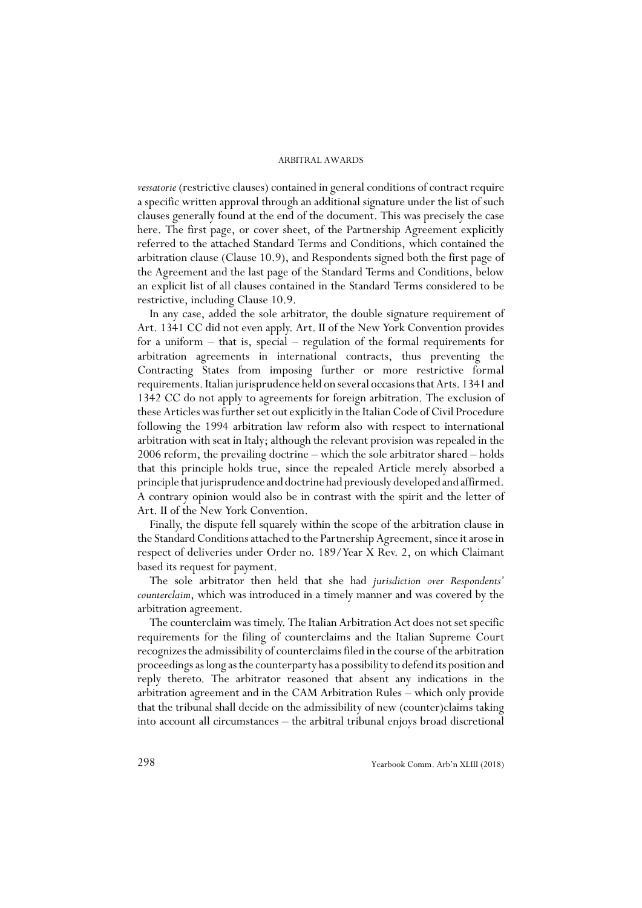*vessatorie* (restrictive clauses) contained in general conditions of contract require a specific written approval through an additional signature under the list of such clauses generally found at the end of the document. This was precisely the case here. The first page, or cover sheet, of the Partnership Agreement explicitly referred to the attached Standard Terms and Conditions, which contained the arbitration clause (Clause 10.9), and Respondents signed both the first page of the Agreement and the last page of the Standard Terms and Conditions, below an explicit list of all clauses contained in the Standard Terms considered to be restrictive, including Clause 10.9.

In any case, added the sole arbitrator, the double signature requirement of Art. 1341 CC did not even apply. Art. II of the New York Convention provides for a uniform – that is, special – regulation of the formal requirements for arbitration agreements in international contracts, thus preventing the Contracting States from imposing further or more restrictive formal requirements. Italian jurisprudence held on several occasions that Arts. 1341 and 1342 CC do not apply to agreements for foreign arbitration. The exclusion of these Articles was further set out explicitly in the Italian Code of Civil Procedure following the 1994 arbitration law reform also with respect to international arbitration with seat in Italy; although the relevant provision was repealed in the 2006 reform, the prevailing doctrine – which the sole arbitrator shared – holds that this principle holds true, since the repealed Article merely absorbed a principle that jurisprudence and doctrine had previously developed and affirmed. A contrary opinion would also be in contrast with the spirit and the letter of Art. II of the New York Convention.

Finally, the dispute fell squarely within the scope of the arbitration clause in the Standard Conditions attached to the Partnership Agreement, since it arose in respect of deliveries under Order no. 189/Year X Rev. 2, on which Claimant based its request for payment.

The sole arbitrator then held that she had *jurisdiction over Respondents' counterclaim*, which was introduced in a timely manner and was covered by the arbitration agreement.

The counterclaim was timely. The Italian Arbitration Act does not set specific requirements for the filing of counterclaims and the Italian Supreme Court recognizes the admissibility of counterclaims filed in the course of the arbitration proceedings as long as the counterparty has a possibility to defend its position and reply thereto. The arbitrator reasoned that absent any indications in the arbitration agreement and in the CAM Arbitration Rules – which only provide that the tribunal shall decide on the admissibility of new (counter)claims taking into account all circumstances – the arbitral tribunal enjoys broad discretional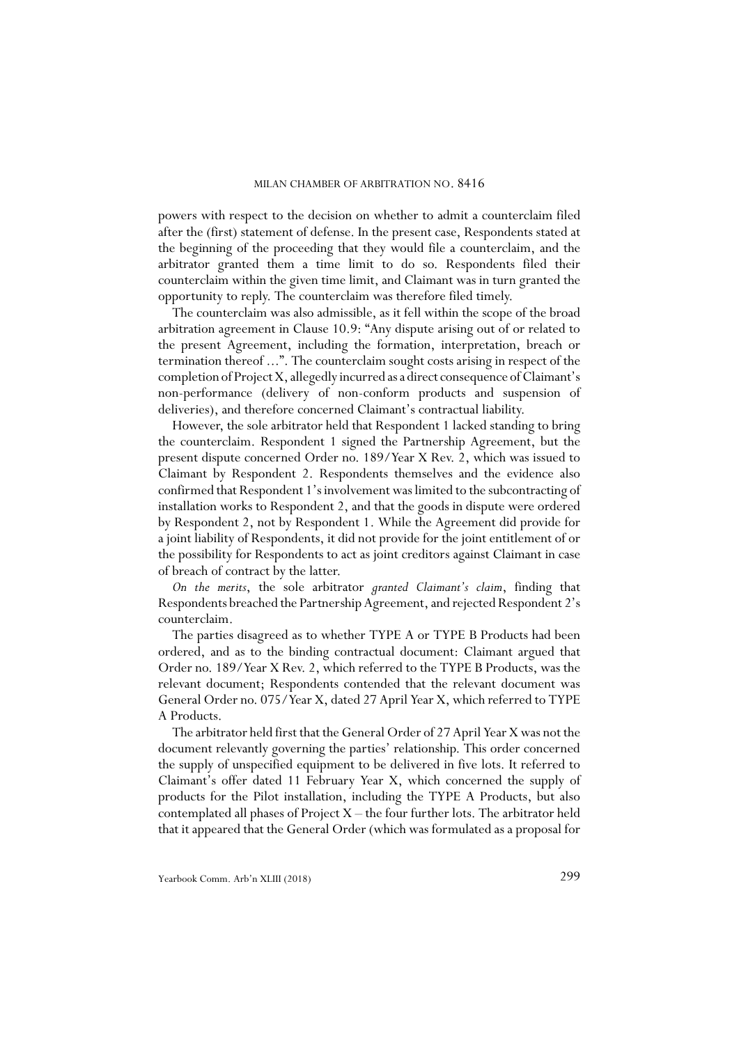powers with respect to the decision on whether to admit a counterclaim filed after the (first) statement of defense. In the present case, Respondents stated at the beginning of the proceeding that they would file a counterclaim, and the arbitrator granted them a time limit to do so. Respondents filed their counterclaim within the given time limit, and Claimant was in turn granted the opportunity to reply. The counterclaim was therefore filed timely.

The counterclaim was also admissible, as it fell within the scope of the broad arbitration agreement in Clause 10.9: "Any dispute arising out of or related to the present Agreement, including the formation, interpretation, breach or termination thereof ...". The counterclaim sought costs arising in respect of the completion of Project X, allegedly incurred as a direct consequence of Claimant's non-performance (delivery of non-conform products and suspension of deliveries), and therefore concerned Claimant's contractual liability.

However, the sole arbitrator held that Respondent 1 lacked standing to bring the counterclaim. Respondent 1 signed the Partnership Agreement, but the present dispute concerned Order no. 189/Year X Rev. 2, which was issued to Claimant by Respondent 2. Respondents themselves and the evidence also confirmed that Respondent 1's involvement was limited to the subcontracting of installation works to Respondent 2, and that the goods in dispute were ordered by Respondent 2, not by Respondent 1. While the Agreement did provide for a joint liability of Respondents, it did not provide for the joint entitlement of or the possibility for Respondents to act as joint creditors against Claimant in case of breach of contract by the latter.

*On the merits*, the sole arbitrator *granted Claimant's claim*, finding that Respondents breached the Partnership Agreement, and rejected Respondent 2's counterclaim.

The parties disagreed as to whether TYPE A or TYPE B Products had been ordered, and as to the binding contractual document: Claimant argued that Order no. 189/Year X Rev. 2, which referred to the TYPE B Products, was the relevant document; Respondents contended that the relevant document was General Order no. 075/Year X, dated 27 April Year X, which referred to TYPE A Products.

The arbitrator held first that the General Order of 27 April Year X was not the document relevantly governing the parties' relationship. This order concerned the supply of unspecified equipment to be delivered in five lots. It referred to Claimant's offer dated 11 February Year X, which concerned the supply of products for the Pilot installation, including the TYPE A Products, but also contemplated all phases of Project X – the four further lots. The arbitrator held that it appeared that the General Order (which was formulated as a proposal for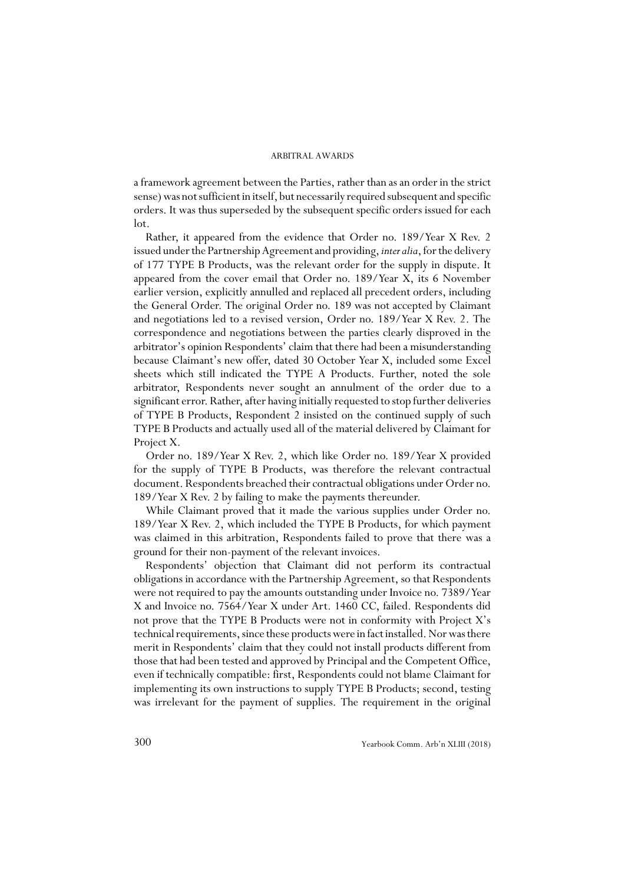a framework agreement between the Parties, rather than as an order in the strict sense) was not sufficient in itself, but necessarily required subsequent and specific orders. It was thus superseded by the subsequent specific orders issued for each lot.

Rather, it appeared from the evidence that Order no. 189/Year X Rev. 2 issued under the Partnership Agreement and providing, *inter alia*, for the delivery of 177 TYPE B Products, was the relevant order for the supply in dispute. It appeared from the cover email that Order no. 189/Year X, its 6 November earlier version, explicitly annulled and replaced all precedent orders, including the General Order. The original Order no. 189 was not accepted by Claimant and negotiations led to a revised version, Order no. 189/Year X Rev. 2. The correspondence and negotiations between the parties clearly disproved in the arbitrator's opinion Respondents' claim that there had been a misunderstanding because Claimant's new offer, dated 30 October Year X, included some Excel sheets which still indicated the TYPE A Products. Further, noted the sole arbitrator, Respondents never sought an annulment of the order due to a significant error. Rather, after having initially requested to stop further deliveries of TYPE B Products, Respondent 2 insisted on the continued supply of such TYPE B Products and actually used all of the material delivered by Claimant for Project X.

Order no. 189/Year X Rev. 2, which like Order no. 189/Year X provided for the supply of TYPE B Products, was therefore the relevant contractual document. Respondents breached their contractual obligations under Order no. 189/Year X Rev. 2 by failing to make the payments thereunder.

While Claimant proved that it made the various supplies under Order no. 189/Year X Rev. 2, which included the TYPE B Products, for which payment was claimed in this arbitration, Respondents failed to prove that there was a ground for their non-payment of the relevant invoices.

Respondents' objection that Claimant did not perform its contractual obligations in accordance with the Partnership Agreement, so that Respondents were not required to pay the amounts outstanding under Invoice no. 7389/Year X and Invoice no. 7564/Year X under Art. 1460 CC, failed. Respondents did not prove that the TYPE B Products were not in conformity with Project X's technical requirements, since these products were in fact installed. Nor was there merit in Respondents' claim that they could not install products different from those that had been tested and approved by Principal and the Competent Office, even if technically compatible: first, Respondents could not blame Claimant for implementing its own instructions to supply TYPE B Products; second, testing was irrelevant for the payment of supplies. The requirement in the original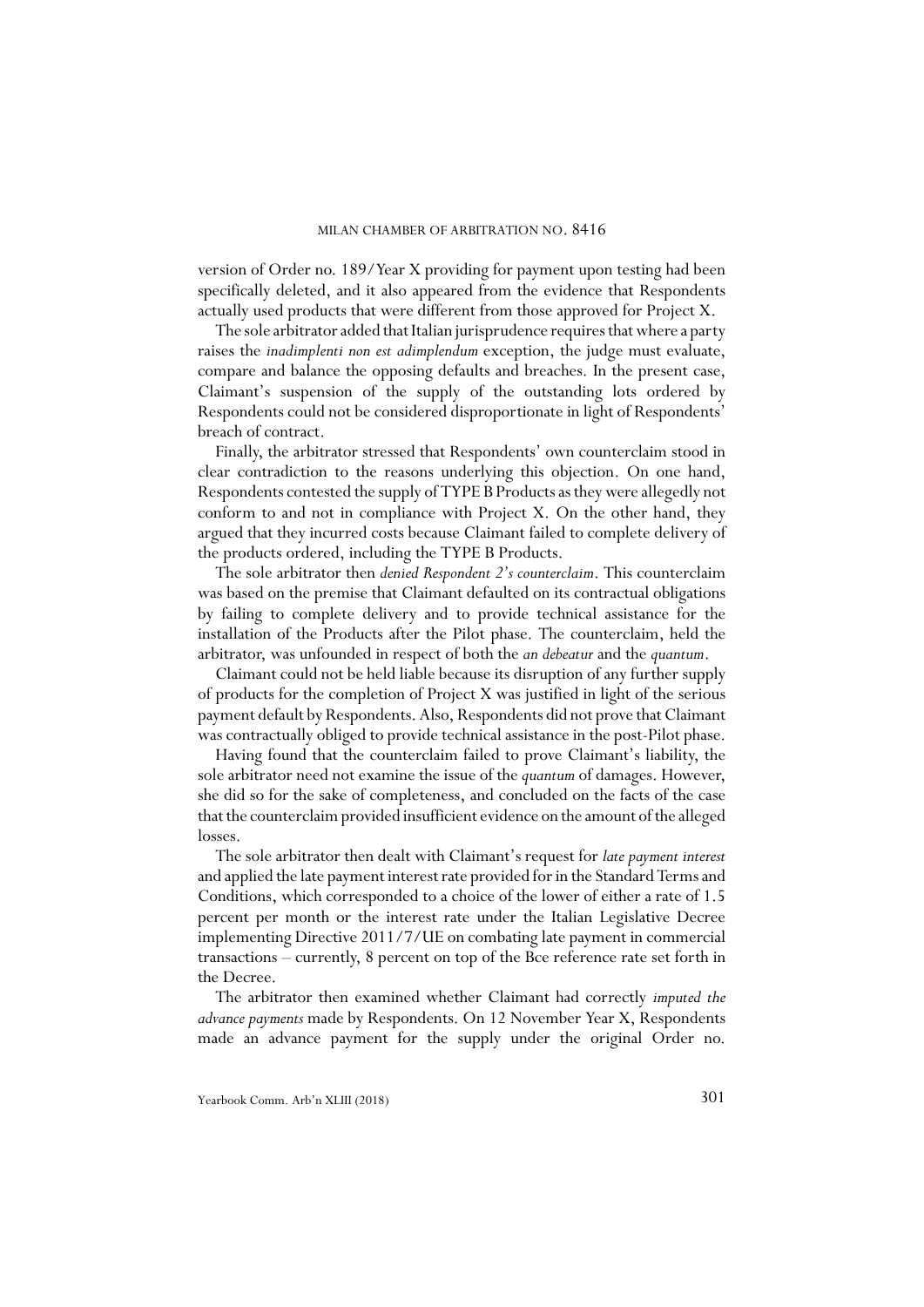version of Order no. 189/Year X providing for payment upon testing had been specifically deleted, and it also appeared from the evidence that Respondents actually used products that were different from those approved for Project X.

The sole arbitrator added that Italian jurisprudence requires that where a party raises the *inadimplenti non est adimplendum* exception, the judge must evaluate, compare and balance the opposing defaults and breaches. In the present case, Claimant's suspension of the supply of the outstanding lots ordered by Respondents could not be considered disproportionate in light of Respondents' breach of contract.

Finally, the arbitrator stressed that Respondents' own counterclaim stood in clear contradiction to the reasons underlying this objection. On one hand, Respondents contested the supply of TYPE B Products as they were allegedly not conform to and not in compliance with Project X. On the other hand, they argued that they incurred costs because Claimant failed to complete delivery of the products ordered, including the TYPE B Products.

The sole arbitrator then *denied Respondent 2's counterclaim*. This counterclaim was based on the premise that Claimant defaulted on its contractual obligations by failing to complete delivery and to provide technical assistance for the installation of the Products after the Pilot phase. The counterclaim, held the arbitrator, was unfounded in respect of both the *an debeatur* and the *quantum*.

Claimant could not be held liable because its disruption of any further supply of products for the completion of Project X was justified in light of the serious payment default by Respondents. Also, Respondents did not prove that Claimant was contractually obliged to provide technical assistance in the post-Pilot phase.

Having found that the counterclaim failed to prove Claimant's liability, the sole arbitrator need not examine the issue of the *quantum* of damages. However, she did so for the sake of completeness, and concluded on the facts of the case that the counterclaim provided insufficient evidence on the amount of the alleged losses.

The sole arbitrator then dealt with Claimant's request for *late payment interest* and applied the late payment interest rate provided for in the Standard Terms and Conditions, which corresponded to a choice of the lower of either a rate of 1.5 percent per month or the interest rate under the Italian Legislative Decree implementing Directive 2011/7/UE on combating late payment in commercial transactions – currently, 8 percent on top of the Bce reference rate set forth in the Decree.

The arbitrator then examined whether Claimant had correctly *imputed the advance payments* made by Respondents. On 12 November Year X, Respondents made an advance payment for the supply under the original Order no.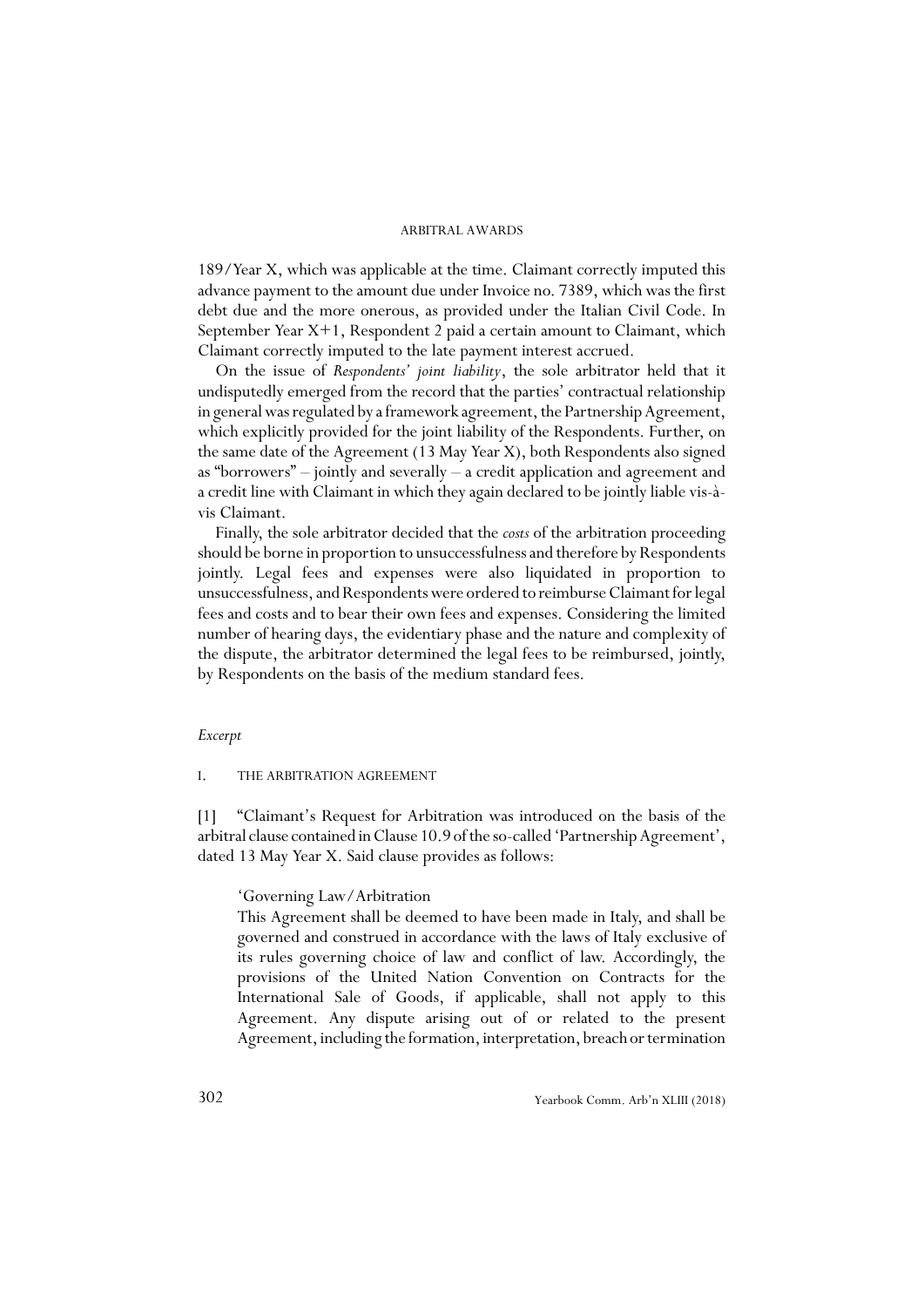189/Year X, which was applicable at the time. Claimant correctly imputed this advance payment to the amount due under Invoice no. 7389, which was the first debt due and the more onerous, as provided under the Italian Civil Code. In September Year X+1, Respondent 2 paid a certain amount to Claimant, which Claimant correctly imputed to the late payment interest accrued.

On the issue of *Respondents' joint liability*, the sole arbitrator held that it undisputedly emerged from the record that the parties' contractual relationship in general was regulated by a framework agreement, the Partnership Agreement, which explicitly provided for the joint liability of the Respondents. Further, on the same date of the Agreement (13 May Year X), both Respondents also signed as "borrowers" – jointly and severally – a credit application and agreement and a credit line with Claimant in which they again declared to be jointly liable vis-à-vis Claimant.

Finally, the sole arbitrator decided that the *costs* of the arbitration proceeding should be borne in proportion to unsuccessfulness and therefore by Respondents jointly. Legal fees and expenses were also liquidated in proportion to unsuccessfulness, and Respondents were ordered to reimburse Claimant for legal fees and costs and to bear their own fees and expenses. Considering the limited number of hearing days, the evidentiary phase and the nature and complexity of the dispute, the arbitrator determined the legal fees to be reimbursed, jointly, by Respondents on the basis of the medium standard fees.

*Excerpt*

## I. THE ARBITRATION AGREEMENT

[1] "Claimant's Request for Arbitration was introduced on the basis of the arbitral clause contained in Clause 10.9 of the so-called 'Partnership Agreement', dated 13 May Year X. Said clause provides as follows:

> 'Governing Law/Arbitration
>
> This Agreement shall be deemed to have been made in Italy, and shall be governed and construed in accordance with the laws of Italy exclusive of its rules governing choice of law and conflict of law. Accordingly, the provisions of the United Nation Convention on Contracts for the International Sale of Goods, if applicable, shall not apply to this Agreement. Any dispute arising out of or related to the present Agreement, including the formation, interpretation, breach or termination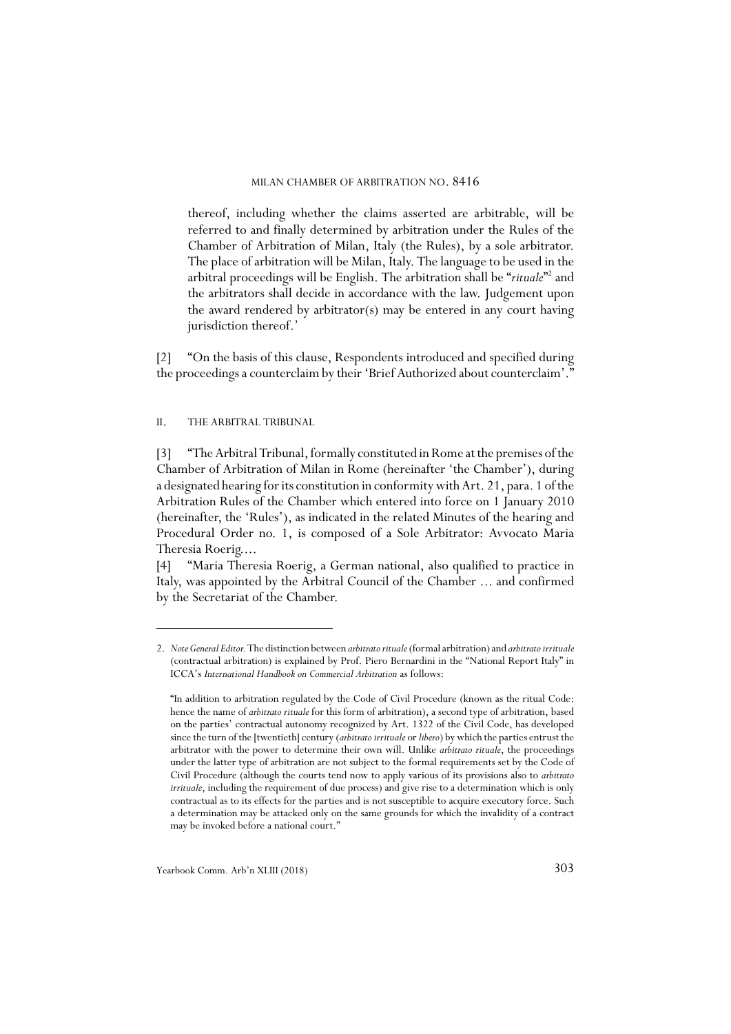thereof, including whether the claims asserted are arbitrable, will be referred to and finally determined by arbitration under the Rules of the Chamber of Arbitration of Milan, Italy (the Rules), by a sole arbitrator. The place of arbitration will be Milan, Italy. The language to be used in the arbitral proceedings will be English. The arbitration shall be "*rituale*"[2] and the arbitrators shall decide in accordance with the law. Judgement upon the award rendered by arbitrator(s) may be entered in any court having jurisdiction thereof.'

[2] "On the basis of this clause, Respondents introduced and specified during the proceedings a counterclaim by their 'Brief Authorized about counterclaim'."

## II. THE ARBITRAL TRIBUNAL

[3] "The Arbitral Tribunal, formally constituted in Rome at the premises of the Chamber of Arbitration of Milan in Rome (hereinafter 'the Chamber'), during a designated hearing for its constitution in conformity with Art. 21, para. 1 of the Arbitration Rules of the Chamber which entered into force on 1 January 2010 (hereinafter, the 'Rules'), as indicated in the related Minutes of the hearing and Procedural Order no. 1, is composed of a Sole Arbitrator: Avvocato Maria Theresia Roerig....

[4] "Maria Theresia Roerig, a German national, also qualified to practice in Italy, was appointed by the Arbitral Council of the Chamber ... and confirmed by the Secretariat of the Chamber.

---

2. *Note General Editor.* The distinction between *arbitrato rituale* (formal arbitration) and *arbitrato irrituale* (contractual arbitration) is explained by Prof. Piero Bernardini in the "National Report Italy" in ICCA's *International Handbook on Commercial Arbitration* as follows:

"In addition to arbitration regulated by the Code of Civil Procedure (known as the ritual Code: hence the name of *arbitrato rituale* for this form of arbitration), a second type of arbitration, based on the parties' contractual autonomy recognized by Art. 1322 of the Civil Code, has developed since the turn of the [twentieth] century (*arbitrato irrituale* or *libero*) by which the parties entrust the arbitrator with the power to determine their own will. Unlike *arbitrato rituale*, the proceedings under the latter type of arbitration are not subject to the formal requirements set by the Code of Civil Procedure (although the courts tend now to apply various of its provisions also to *arbitrato irrituale*, including the requirement of due process) and give rise to a determination which is only contractual as to its effects for the parties and is not susceptible to acquire executory force. Such a determination may be attacked only on the same grounds for which the invalidity of a contract may be invoked before a national court."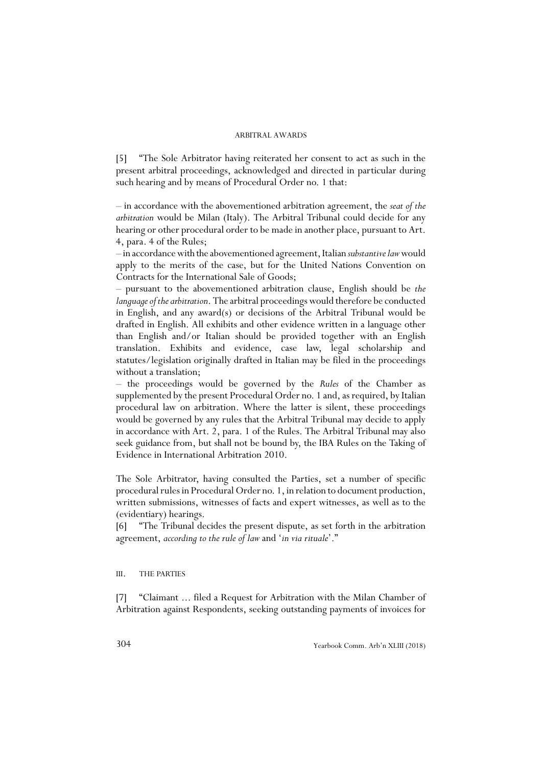[5] "The Sole Arbitrator having reiterated her consent to act as such in the present arbitral proceedings, acknowledged and directed in particular during such hearing and by means of Procedural Order no. 1 that:

– in accordance with the abovementioned arbitration agreement, the *seat of the arbitration* would be Milan (Italy). The Arbitral Tribunal could decide for any hearing or other procedural order to be made in another place, pursuant to Art. 4, para. 4 of the Rules;

– in accordance with the abovementioned agreement, Italian *substantive law* would apply to the merits of the case, but for the United Nations Convention on Contracts for the International Sale of Goods;

– pursuant to the abovementioned arbitration clause, English should be *the language of the arbitration*. The arbitral proceedings would therefore be conducted in English, and any award(s) or decisions of the Arbitral Tribunal would be drafted in English. All exhibits and other evidence written in a language other than English and/or Italian should be provided together with an English translation. Exhibits and evidence, case law, legal scholarship and statutes/legislation originally drafted in Italian may be filed in the proceedings without a translation;

– the proceedings would be governed by the *Rules* of the Chamber as supplemented by the present Procedural Order no. 1 and, as required, by Italian procedural law on arbitration. Where the latter is silent, these proceedings would be governed by any rules that the Arbitral Tribunal may decide to apply in accordance with Art. 2, para. 1 of the Rules. The Arbitral Tribunal may also seek guidance from, but shall not be bound by, the IBA Rules on the Taking of Evidence in International Arbitration 2010.

The Sole Arbitrator, having consulted the Parties, set a number of specific procedural rules in Procedural Order no. 1, in relation to document production, written submissions, witnesses of facts and expert witnesses, as well as to the (evidentiary) hearings.

[6] "The Tribunal decides the present dispute, as set forth in the arbitration agreement, *according to the rule of law* and '*in via rituale*'."

## III. THE PARTIES

[7] "Claimant ... filed a Request for Arbitration with the Milan Chamber of Arbitration against Respondents, seeking outstanding payments of invoices for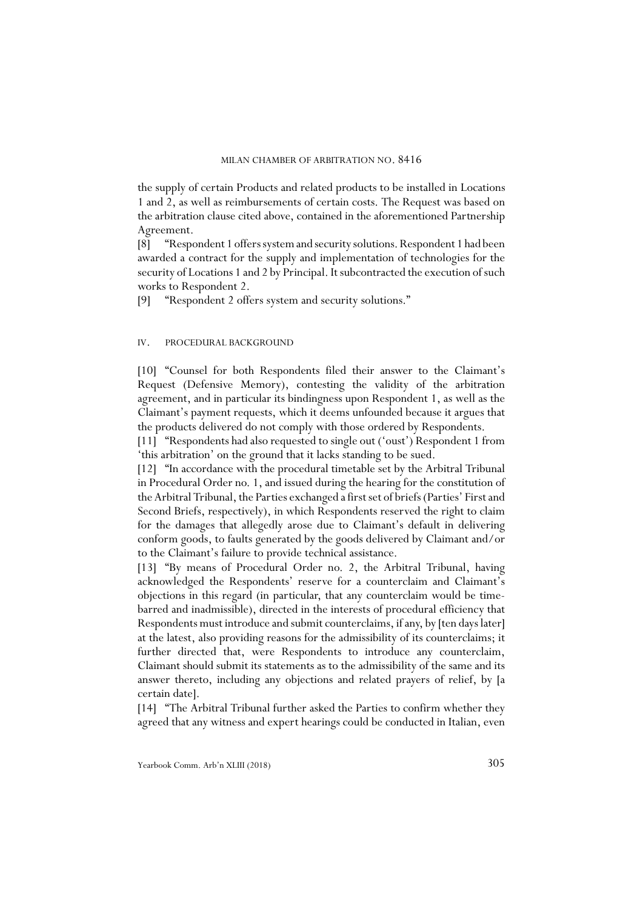the supply of certain Products and related products to be installed in Locations 1 and 2, as well as reimbursements of certain costs. The Request was based on the arbitration clause cited above, contained in the aforementioned Partnership Agreement.

[8] "Respondent 1 offers system and security solutions. Respondent 1 had been awarded a contract for the supply and implementation of technologies for the security of Locations 1 and 2 by Principal. It subcontracted the execution of such works to Respondent 2.

[9] "Respondent 2 offers system and security solutions."

## IV. PROCEDURAL BACKGROUND

[10] "Counsel for both Respondents filed their answer to the Claimant's Request (Defensive Memory), contesting the validity of the arbitration agreement, and in particular its bindingness upon Respondent 1, as well as the Claimant's payment requests, which it deems unfounded because it argues that the products delivered do not comply with those ordered by Respondents.

[11] "Respondents had also requested to single out ('oust') Respondent 1 from 'this arbitration' on the ground that it lacks standing to be sued.

[12] "In accordance with the procedural timetable set by the Arbitral Tribunal in Procedural Order no. 1, and issued during the hearing for the constitution of the Arbitral Tribunal, the Parties exchanged a first set of briefs (Parties' First and Second Briefs, respectively), in which Respondents reserved the right to claim for the damages that allegedly arose due to Claimant's default in delivering conform goods, to faults generated by the goods delivered by Claimant and/or to the Claimant's failure to provide technical assistance.

[13] "By means of Procedural Order no. 2, the Arbitral Tribunal, having acknowledged the Respondents' reserve for a counterclaim and Claimant's objections in this regard (in particular, that any counterclaim would be time-barred and inadmissible), directed in the interests of procedural efficiency that Respondents must introduce and submit counterclaims, if any, by [ten days later] at the latest, also providing reasons for the admissibility of its counterclaims; it further directed that, were Respondents to introduce any counterclaim, Claimant should submit its statements as to the admissibility of the same and its answer thereto, including any objections and related prayers of relief, by [a certain date].

[14] "The Arbitral Tribunal further asked the Parties to confirm whether they agreed that any witness and expert hearings could be conducted in Italian, even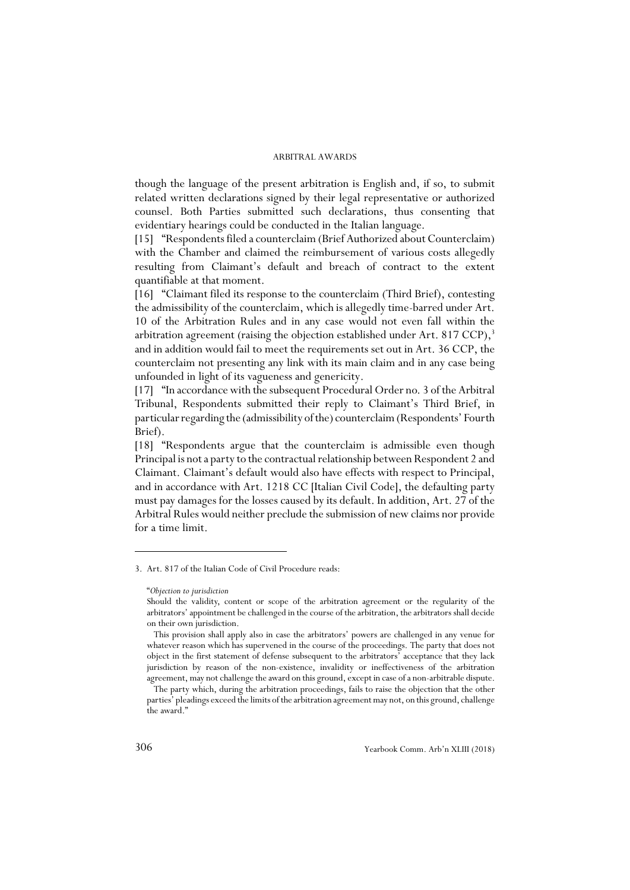though the language of the present arbitration is English and, if so, to submit related written declarations signed by their legal representative or authorized counsel. Both Parties submitted such declarations, thus consenting that evidentiary hearings could be conducted in the Italian language.

[15] "Respondents filed a counterclaim (Brief Authorized about Counterclaim) with the Chamber and claimed the reimbursement of various costs allegedly resulting from Claimant's default and breach of contract to the extent quantifiable at that moment.

[16] "Claimant filed its response to the counterclaim (Third Brief), contesting the admissibility of the counterclaim, which is allegedly time-barred under Art. 10 of the Arbitration Rules and in any case would not even fall within the arbitration agreement (raising the objection established under Art. 817 CCP),[3] and in addition would fail to meet the requirements set out in Art. 36 CCP, the counterclaim not presenting any link with its main claim and in any case being unfounded in light of its vagueness and genericity.

[17] "In accordance with the subsequent Procedural Order no. 3 of the Arbitral Tribunal, Respondents submitted their reply to Claimant's Third Brief, in particular regarding the (admissibility of the) counterclaim (Respondents' Fourth Brief).

[18] "Respondents argue that the counterclaim is admissible even though Principal is not a party to the contractual relationship between Respondent 2 and Claimant. Claimant's default would also have effects with respect to Principal, and in accordance with Art. 1218 CC [Italian Civil Code], the defaulting party must pay damages for the losses caused by its default. In addition, Art. 27 of the Arbitral Rules would neither preclude the submission of new claims nor provide for a time limit.

---

3. Art. 817 of the Italian Code of Civil Procedure reads:

"*Objection to jurisdiction*

Should the validity, content or scope of the arbitration agreement or the regularity of the arbitrators' appointment be challenged in the course of the arbitration, the arbitrators shall decide on their own jurisdiction.

This provision shall apply also in case the arbitrators' powers are challenged in any venue for whatever reason which has supervened in the course of the proceedings. The party that does not object in the first statement of defense subsequent to the arbitrators' acceptance that they lack jurisdiction by reason of the non-existence, invalidity or ineffectiveness of the arbitration agreement, may not challenge the award on this ground, except in case of a non-arbitrable dispute.

The party which, during the arbitration proceedings, fails to raise the objection that the other parties' pleadings exceed the limits of the arbitration agreement may not, on this ground, challenge the award."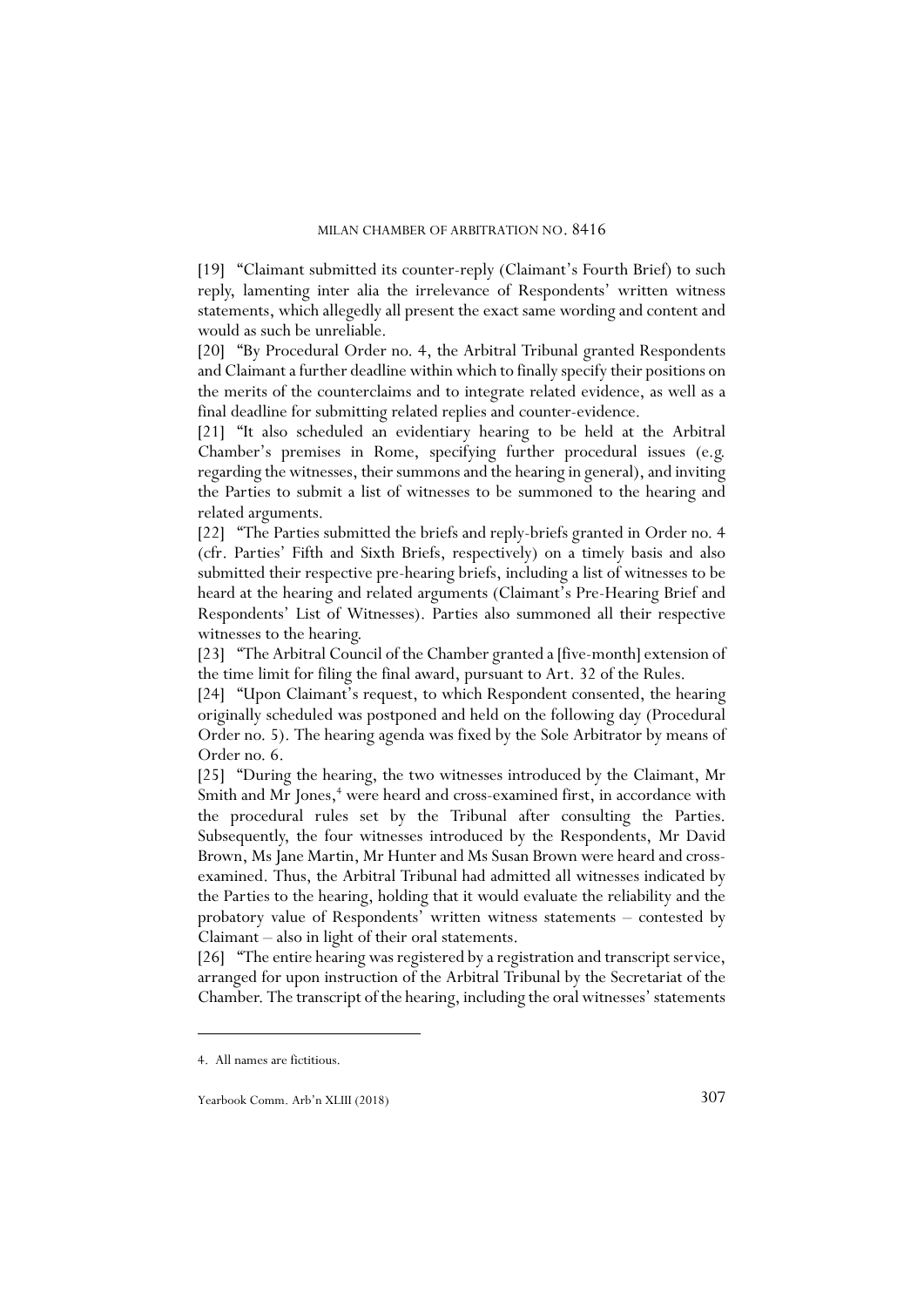[19] "Claimant submitted its counter-reply (Claimant's Fourth Brief) to such reply, lamenting inter alia the irrelevance of Respondents' written witness statements, which allegedly all present the exact same wording and content and would as such be unreliable.

[20] "By Procedural Order no. 4, the Arbitral Tribunal granted Respondents and Claimant a further deadline within which to finally specify their positions on the merits of the counterclaims and to integrate related evidence, as well as a final deadline for submitting related replies and counter-evidence.

[21] "It also scheduled an evidentiary hearing to be held at the Arbitral Chamber's premises in Rome, specifying further procedural issues (e.g. regarding the witnesses, their summons and the hearing in general), and inviting the Parties to submit a list of witnesses to be summoned to the hearing and related arguments.

[22] "The Parties submitted the briefs and reply-briefs granted in Order no. 4 (cfr. Parties' Fifth and Sixth Briefs, respectively) on a timely basis and also submitted their respective pre-hearing briefs, including a list of witnesses to be heard at the hearing and related arguments (Claimant's Pre-Hearing Brief and Respondents' List of Witnesses). Parties also summoned all their respective witnesses to the hearing.

[23] "The Arbitral Council of the Chamber granted a [five-month] extension of the time limit for filing the final award, pursuant to Art. 32 of the Rules.

[24] "Upon Claimant's request, to which Respondent consented, the hearing originally scheduled was postponed and held on the following day (Procedural Order no. 5). The hearing agenda was fixed by the Sole Arbitrator by means of Order no. 6.

[25] "During the hearing, the two witnesses introduced by the Claimant, Mr Smith and Mr Jones,[4] were heard and cross-examined first, in accordance with the procedural rules set by the Tribunal after consulting the Parties. Subsequently, the four witnesses introduced by the Respondents, Mr David Brown, Ms Jane Martin, Mr Hunter and Ms Susan Brown were heard and cross-examined. Thus, the Arbitral Tribunal had admitted all witnesses indicated by the Parties to the hearing, holding that it would evaluate the reliability and the probatory value of Respondents' written witness statements – contested by Claimant – also in light of their oral statements.

[26] "The entire hearing was registered by a registration and transcript service, arranged for upon instruction of the Arbitral Tribunal by the Secretariat of the Chamber. The transcript of the hearing, including the oral witnesses' statements

---

4. All names are fictitious.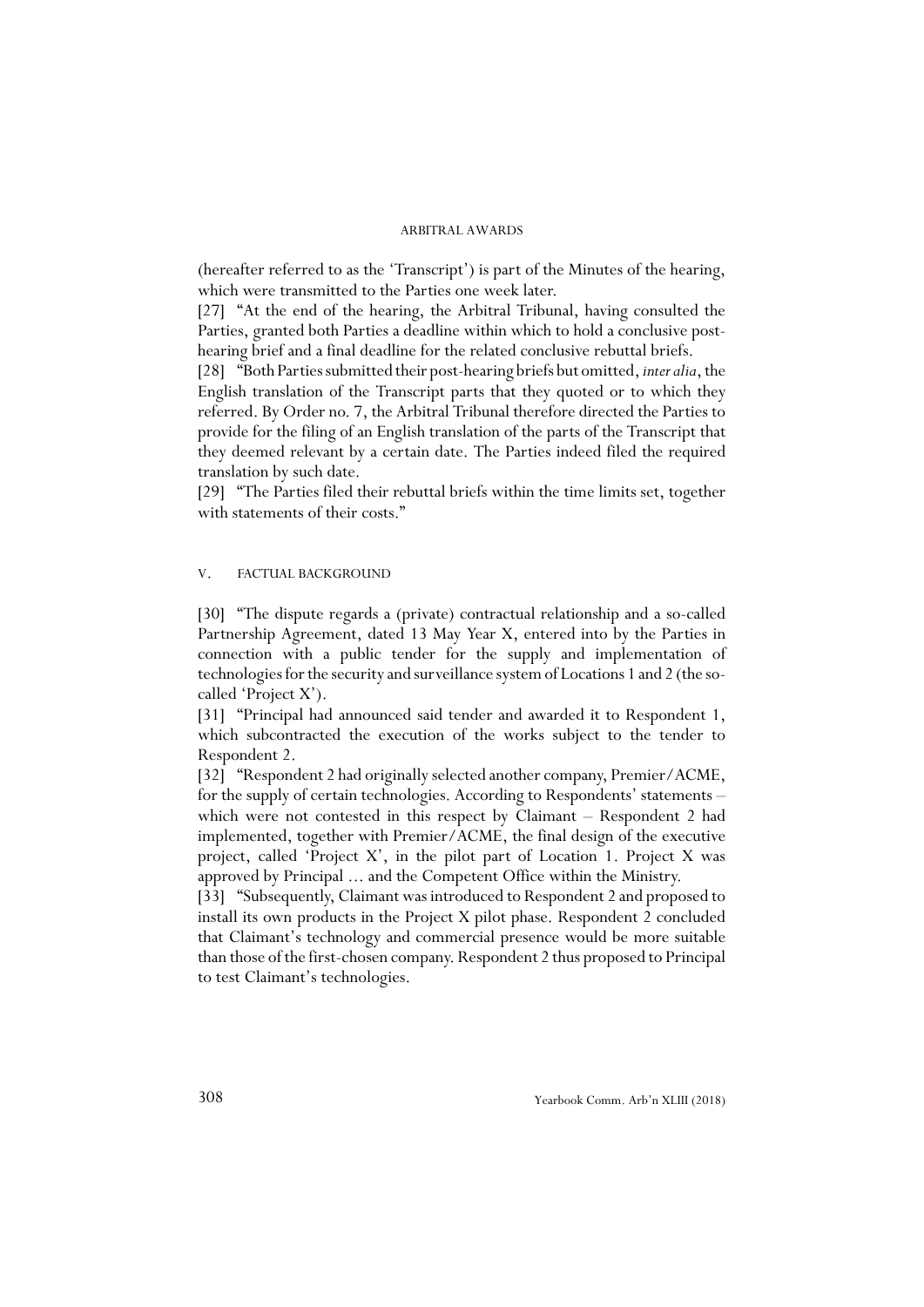(hereafter referred to as the 'Transcript') is part of the Minutes of the hearing, which were transmitted to the Parties one week later.

[27] "At the end of the hearing, the Arbitral Tribunal, having consulted the Parties, granted both Parties a deadline within which to hold a conclusive post-hearing brief and a final deadline for the related conclusive rebuttal briefs.

[28] "Both Parties submitted their post-hearing briefs but omitted, *inter alia*, the English translation of the Transcript parts that they quoted or to which they referred. By Order no. 7, the Arbitral Tribunal therefore directed the Parties to provide for the filing of an English translation of the parts of the Transcript that they deemed relevant by a certain date. The Parties indeed filed the required translation by such date.

[29] "The Parties filed their rebuttal briefs within the time limits set, together with statements of their costs."

## V. FACTUAL BACKGROUND

[30] "The dispute regards a (private) contractual relationship and a so-called Partnership Agreement, dated 13 May Year X, entered into by the Parties in connection with a public tender for the supply and implementation of technologies for the security and surveillance system of Locations 1 and 2 (the so-called 'Project X').

[31] "Principal had announced said tender and awarded it to Respondent 1, which subcontracted the execution of the works subject to the tender to Respondent 2.

[32] "Respondent 2 had originally selected another company, Premier/ACME, for the supply of certain technologies. According to Respondents' statements – which were not contested in this respect by Claimant – Respondent 2 had implemented, together with Premier/ACME, the final design of the executive project, called 'Project X', in the pilot part of Location 1. Project X was approved by Principal … and the Competent Office within the Ministry.

[33] "Subsequently, Claimant was introduced to Respondent 2 and proposed to install its own products in the Project X pilot phase. Respondent 2 concluded that Claimant's technology and commercial presence would be more suitable than those of the first-chosen company. Respondent 2 thus proposed to Principal to test Claimant's technologies.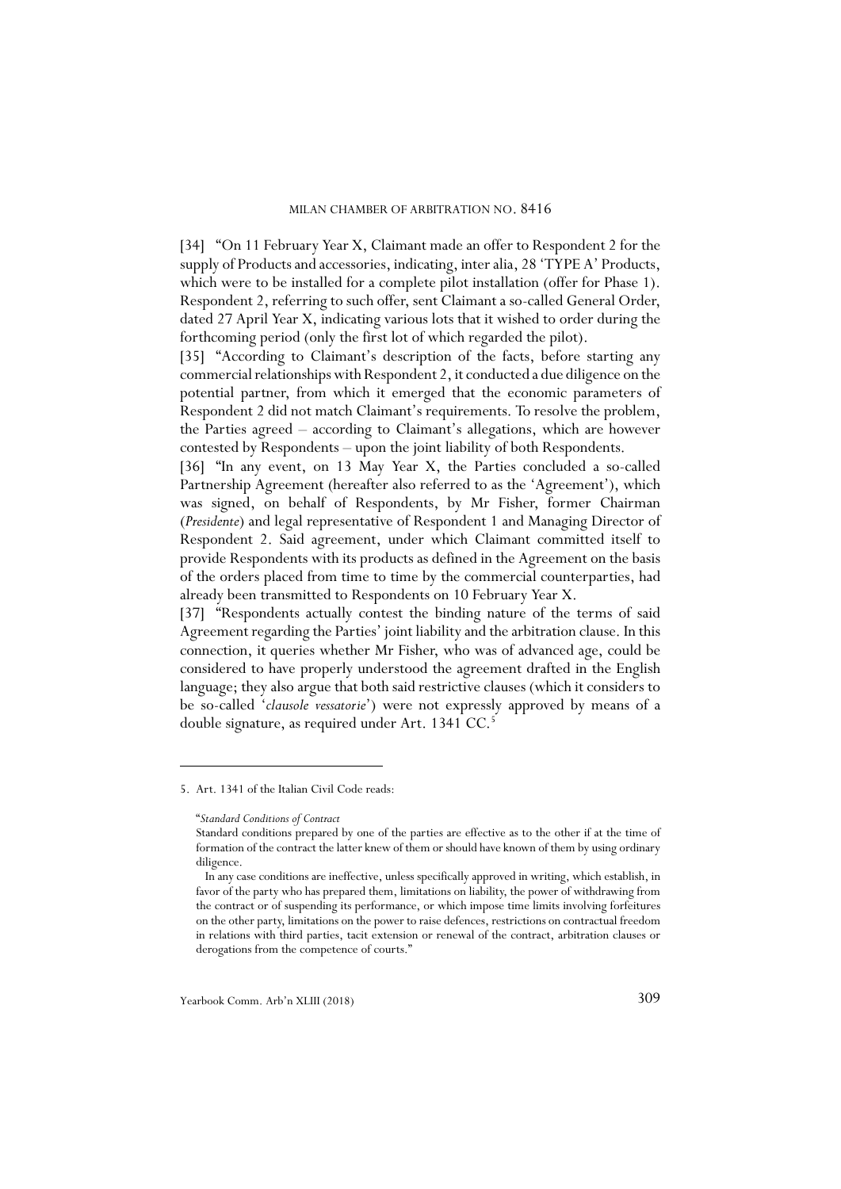[34] "On 11 February Year X, Claimant made an offer to Respondent 2 for the supply of Products and accessories, indicating, inter alia, 28 'TYPE A' Products, which were to be installed for a complete pilot installation (offer for Phase 1). Respondent 2, referring to such offer, sent Claimant a so-called General Order, dated 27 April Year X, indicating various lots that it wished to order during the forthcoming period (only the first lot of which regarded the pilot).

[35] "According to Claimant's description of the facts, before starting any commercial relationships with Respondent 2, it conducted a due diligence on the potential partner, from which it emerged that the economic parameters of Respondent 2 did not match Claimant's requirements. To resolve the problem, the Parties agreed – according to Claimant's allegations, which are however contested by Respondents – upon the joint liability of both Respondents.

[36] "In any event, on 13 May Year X, the Parties concluded a so-called Partnership Agreement (hereafter also referred to as the 'Agreement'), which was signed, on behalf of Respondents, by Mr Fisher, former Chairman (*Presidente*) and legal representative of Respondent 1 and Managing Director of Respondent 2. Said agreement, under which Claimant committed itself to provide Respondents with its products as defined in the Agreement on the basis of the orders placed from time to time by the commercial counterparties, had already been transmitted to Respondents on 10 February Year X.

[37] "Respondents actually contest the binding nature of the terms of said Agreement regarding the Parties' joint liability and the arbitration clause. In this connection, it queries whether Mr Fisher, who was of advanced age, could be considered to have properly understood the agreement drafted in the English language; they also argue that both said restrictive clauses (which it considers to be so-called '*clausole vessatorie*') were not expressly approved by means of a double signature, as required under Art. 1341 CC.[5]

---

5. Art. 1341 of the Italian Civil Code reads:

"*Standard Conditions of Contract*

Standard conditions prepared by one of the parties are effective as to the other if at the time of formation of the contract the latter knew of them or should have known of them by using ordinary diligence.

In any case conditions are ineffective, unless specifically approved in writing, which establish, in favor of the party who has prepared them, limitations on liability, the power of withdrawing from the contract or of suspending its performance, or which impose time limits involving forfeitures on the other party, limitations on the power to raise defences, restrictions on contractual freedom in relations with third parties, tacit extension or renewal of the contract, arbitration clauses or derogations from the competence of courts."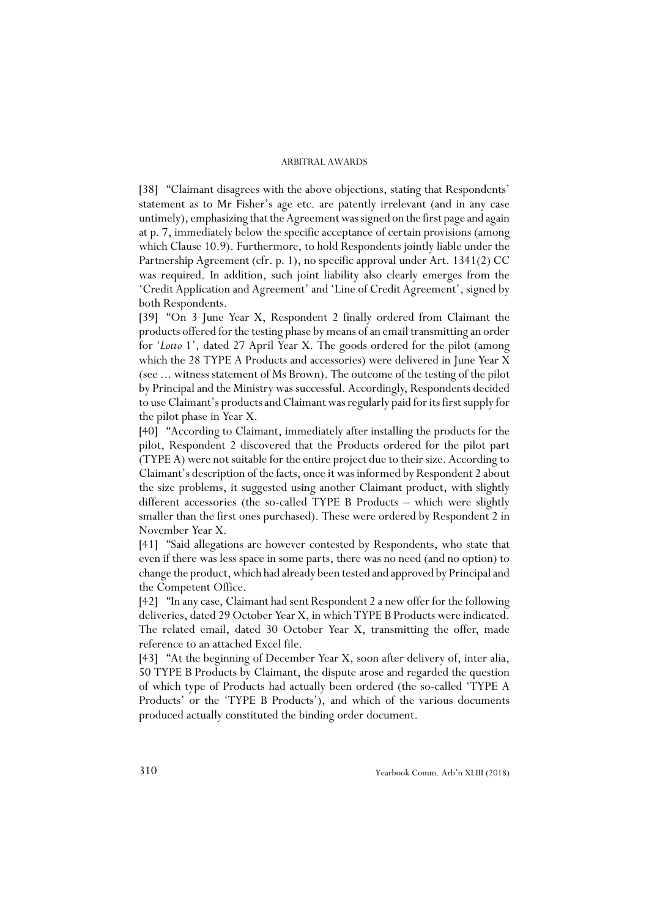[38] "Claimant disagrees with the above objections, stating that Respondents' statement as to Mr Fisher's age etc. are patently irrelevant (and in any case untimely), emphasizing that the Agreement was signed on the first page and again at p. 7, immediately below the specific acceptance of certain provisions (among which Clause 10.9). Furthermore, to hold Respondents jointly liable under the Partnership Agreement (cfr. p. 1), no specific approval under Art. 1341(2) CC was required. In addition, such joint liability also clearly emerges from the 'Credit Application and Agreement' and 'Line of Credit Agreement', signed by both Respondents.

[39] "On 3 June Year X, Respondent 2 finally ordered from Claimant the products offered for the testing phase by means of an email transmitting an order for '*Lotto* 1', dated 27 April Year X. The goods ordered for the pilot (among which the 28 TYPE A Products and accessories) were delivered in June Year X (see ... witness statement of Ms Brown). The outcome of the testing of the pilot by Principal and the Ministry was successful. Accordingly, Respondents decided to use Claimant's products and Claimant was regularly paid for its first supply for the pilot phase in Year X.

[40] "According to Claimant, immediately after installing the products for the pilot, Respondent 2 discovered that the Products ordered for the pilot part (TYPE A) were not suitable for the entire project due to their size. According to Claimant's description of the facts, once it was informed by Respondent 2 about the size problems, it suggested using another Claimant product, with slightly different accessories (the so-called TYPE B Products – which were slightly smaller than the first ones purchased). These were ordered by Respondent 2 in November Year X.

[41] "Said allegations are however contested by Respondents, who state that even if there was less space in some parts, there was no need (and no option) to change the product, which had already been tested and approved by Principal and the Competent Office.

[42] "In any case, Claimant had sent Respondent 2 a new offer for the following deliveries, dated 29 October Year X, in which TYPE B Products were indicated. The related email, dated 30 October Year X, transmitting the offer, made reference to an attached Excel file.

[43] "At the beginning of December Year X, soon after delivery of, inter alia, 50 TYPE B Products by Claimant, the dispute arose and regarded the question of which type of Products had actually been ordered (the so-called 'TYPE A Products' or the 'TYPE B Products'), and which of the various documents produced actually constituted the binding order document.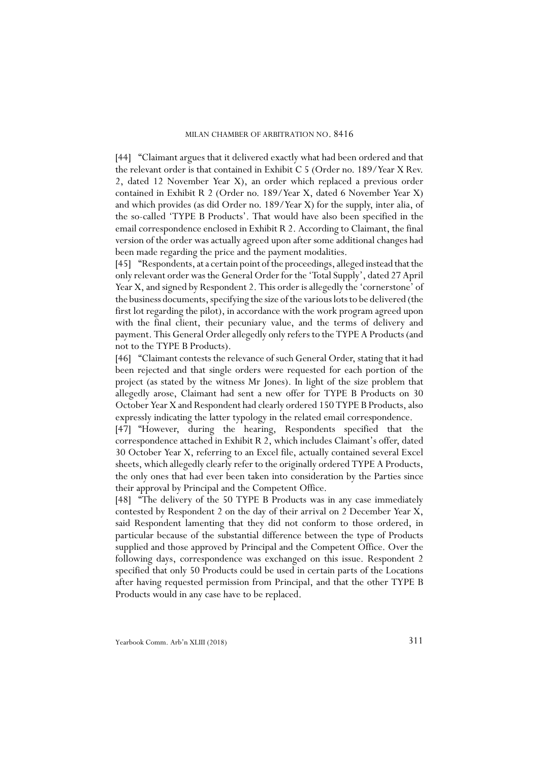[44] "Claimant argues that it delivered exactly what had been ordered and that the relevant order is that contained in Exhibit C 5 (Order no. 189/Year X Rev. 2, dated 12 November Year X), an order which replaced a previous order contained in Exhibit R 2 (Order no. 189/Year X, dated 6 November Year X) and which provides (as did Order no. 189/Year X) for the supply, inter alia, of the so-called 'TYPE B Products'. That would have also been specified in the email correspondence enclosed in Exhibit R 2. According to Claimant, the final version of the order was actually agreed upon after some additional changes had been made regarding the price and the payment modalities.

[45] "Respondents, at a certain point of the proceedings, alleged instead that the only relevant order was the General Order for the 'Total Supply', dated 27 April Year X, and signed by Respondent 2. This order is allegedly the 'cornerstone' of the business documents, specifying the size of the various lots to be delivered (the first lot regarding the pilot), in accordance with the work program agreed upon with the final client, their pecuniary value, and the terms of delivery and payment. This General Order allegedly only refers to the TYPE A Products (and not to the TYPE B Products).

[46] "Claimant contests the relevance of such General Order, stating that it had been rejected and that single orders were requested for each portion of the project (as stated by the witness Mr Jones). In light of the size problem that allegedly arose, Claimant had sent a new offer for TYPE B Products on 30 October Year X and Respondent had clearly ordered 150 TYPE B Products, also expressly indicating the latter typology in the related email correspondence.

[47] "However, during the hearing, Respondents specified that the correspondence attached in Exhibit R 2, which includes Claimant's offer, dated 30 October Year X, referring to an Excel file, actually contained several Excel sheets, which allegedly clearly refer to the originally ordered TYPE A Products, the only ones that had ever been taken into consideration by the Parties since their approval by Principal and the Competent Office.

[48] "The delivery of the 50 TYPE B Products was in any case immediately contested by Respondent 2 on the day of their arrival on 2 December Year X, said Respondent lamenting that they did not conform to those ordered, in particular because of the substantial difference between the type of Products supplied and those approved by Principal and the Competent Office. Over the following days, correspondence was exchanged on this issue. Respondent 2 specified that only 50 Products could be used in certain parts of the Locations after having requested permission from Principal, and that the other TYPE B Products would in any case have to be replaced.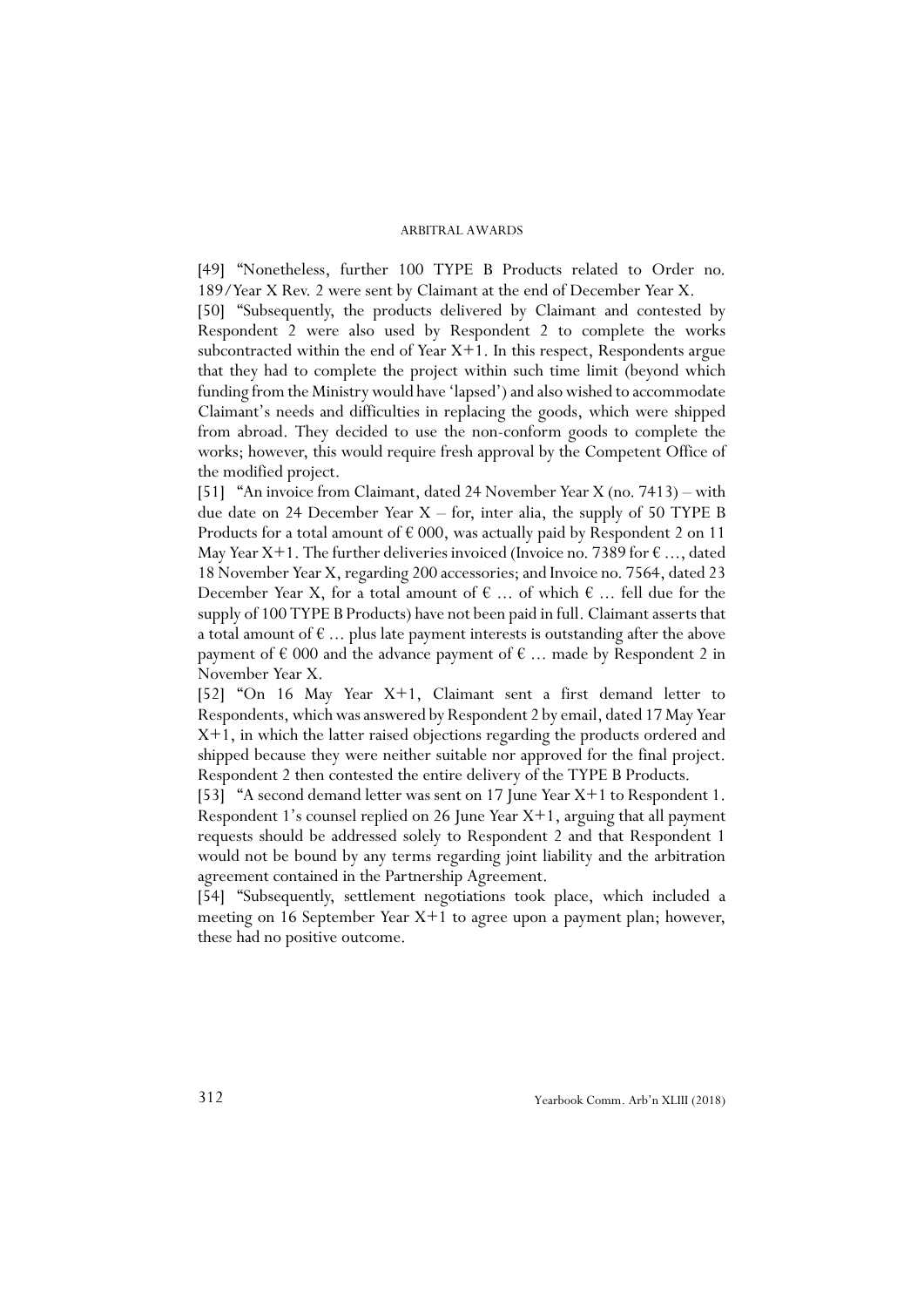[49] “Nonetheless, further 100 TYPE B Products related to Order no. 189/Year X Rev. 2 were sent by Claimant at the end of December Year X.

[50] “Subsequently, the products delivered by Claimant and contested by Respondent 2 were also used by Respondent 2 to complete the works subcontracted within the end of Year X+1. In this respect, Respondents argue that they had to complete the project within such time limit (beyond which funding from the Ministry would have ‘lapsed’) and also wished to accommodate Claimant’s needs and difficulties in replacing the goods, which were shipped from abroad. They decided to use the non-conform goods to complete the works; however, this would require fresh approval by the Competent Office of the modified project.

[51] “An invoice from Claimant, dated 24 November Year X (no. 7413) – with due date on 24 December Year X – for, inter alia, the supply of 50 TYPE B Products for a total amount of € 000, was actually paid by Respondent 2 on 11 May Year X+1. The further deliveries invoiced (Invoice no. 7389 for € ..., dated 18 November Year X, regarding 200 accessories; and Invoice no. 7564, dated 23 December Year X, for a total amount of € ... of which € ... fell due for the supply of 100 TYPE B Products) have not been paid in full. Claimant asserts that a total amount of € ... plus late payment interests is outstanding after the above payment of € 000 and the advance payment of € ... made by Respondent 2 in November Year X.

[52] “On 16 May Year X+1, Claimant sent a first demand letter to Respondents, which was answered by Respondent 2 by email, dated 17 May Year X+1, in which the latter raised objections regarding the products ordered and shipped because they were neither suitable nor approved for the final project. Respondent 2 then contested the entire delivery of the TYPE B Products.

[53] “A second demand letter was sent on 17 June Year X+1 to Respondent 1. Respondent 1’s counsel replied on 26 June Year X+1, arguing that all payment requests should be addressed solely to Respondent 2 and that Respondent 1 would not be bound by any terms regarding joint liability and the arbitration agreement contained in the Partnership Agreement.

[54] “Subsequently, settlement negotiations took place, which included a meeting on 16 September Year X+1 to agree upon a payment plan; however, these had no positive outcome.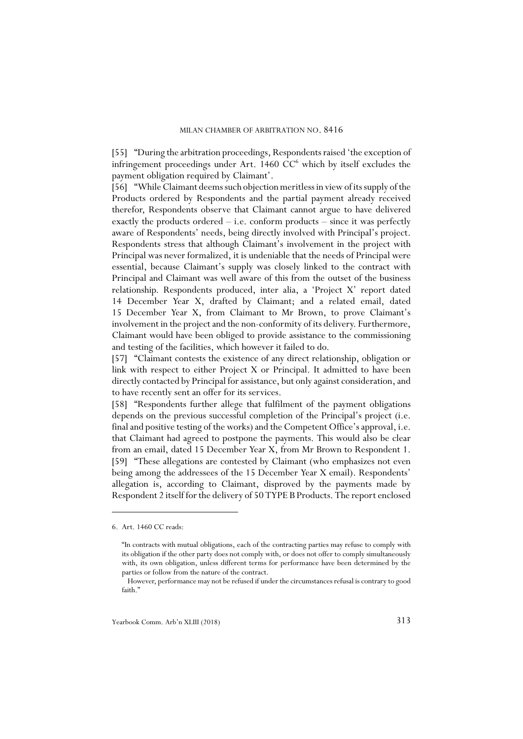[55] "During the arbitration proceedings, Respondents raised 'the exception of infringement proceedings under Art. 1460 CC[6] which by itself excludes the payment obligation required by Claimant'.

[56] "While Claimant deems such objection meritless in view of its supply of the Products ordered by Respondents and the partial payment already received therefor, Respondents observe that Claimant cannot argue to have delivered exactly the products ordered – i.e. conform products – since it was perfectly aware of Respondents' needs, being directly involved with Principal's project. Respondents stress that although Claimant's involvement in the project with Principal was never formalized, it is undeniable that the needs of Principal were essential, because Claimant's supply was closely linked to the contract with Principal and Claimant was well aware of this from the outset of the business relationship. Respondents produced, inter alia, a 'Project X' report dated 14 December Year X, drafted by Claimant; and a related email, dated 15 December Year X, from Claimant to Mr Brown, to prove Claimant's involvement in the project and the non-conformity of its delivery. Furthermore, Claimant would have been obliged to provide assistance to the commissioning and testing of the facilities, which however it failed to do.

[57] "Claimant contests the existence of any direct relationship, obligation or link with respect to either Project X or Principal. It admitted to have been directly contacted by Principal for assistance, but only against consideration, and to have recently sent an offer for its services.

[58] "Respondents further allege that fulfilment of the payment obligations depends on the previous successful completion of the Principal's project (i.e. final and positive testing of the works) and the Competent Office's approval, i.e. that Claimant had agreed to postpone the payments. This would also be clear from an email, dated 15 December Year X, from Mr Brown to Respondent 1.

[59] "These allegations are contested by Claimant (who emphasizes not even being among the addressees of the 15 December Year X email). Respondents' allegation is, according to Claimant, disproved by the payments made by Respondent 2 itself for the delivery of 50 TYPE B Products. The report enclosed

---

6. Art. 1460 CC reads:

"In contracts with mutual obligations, each of the contracting parties may refuse to comply with its obligation if the other party does not comply with, or does not offer to comply simultaneously with, its own obligation, unless different terms for performance have been determined by the parties or follow from the nature of the contract.

However, performance may not be refused if under the circumstances refusal is contrary to good faith."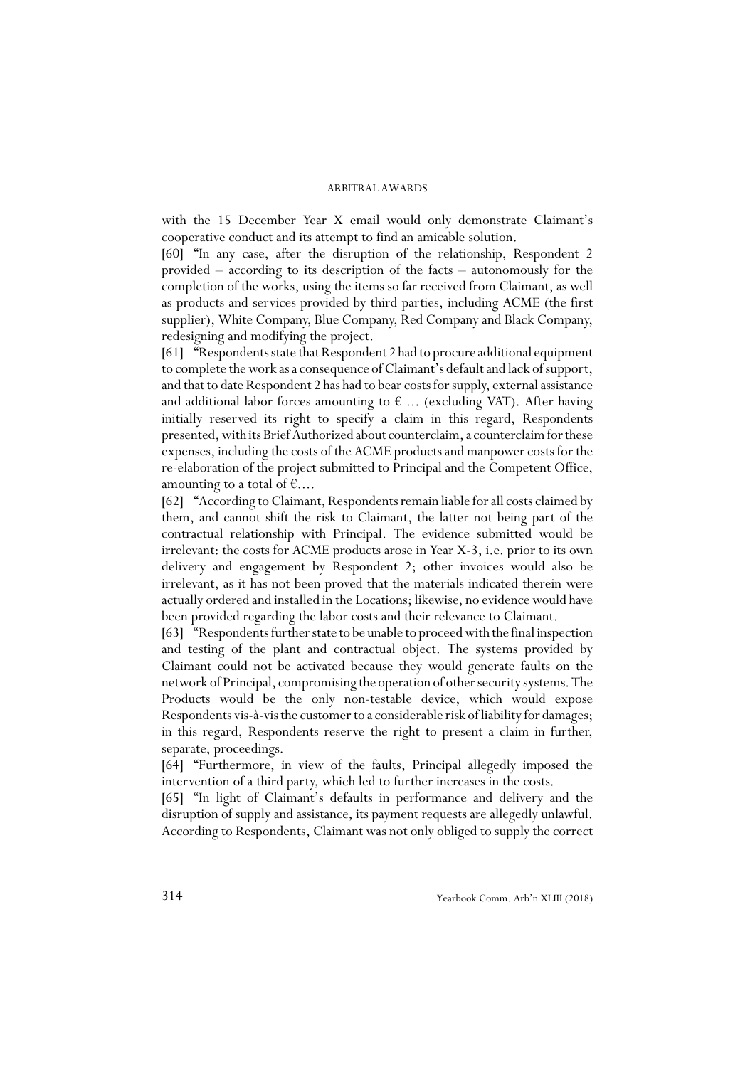with the 15 December Year X email would only demonstrate Claimant's cooperative conduct and its attempt to find an amicable solution.

[60] "In any case, after the disruption of the relationship, Respondent 2 provided – according to its description of the facts – autonomously for the completion of the works, using the items so far received from Claimant, as well as products and services provided by third parties, including ACME (the first supplier), White Company, Blue Company, Red Company and Black Company, redesigning and modifying the project.

[61] "Respondents state that Respondent 2 had to procure additional equipment to complete the work as a consequence of Claimant's default and lack of support, and that to date Respondent 2 has had to bear costs for supply, external assistance and additional labor forces amounting to € ... (excluding VAT). After having initially reserved its right to specify a claim in this regard, Respondents presented, with its Brief Authorized about counterclaim, a counterclaim for these expenses, including the costs of the ACME products and manpower costs for the re-elaboration of the project submitted to Principal and the Competent Office, amounting to a total of €....

[62] "According to Claimant, Respondents remain liable for all costs claimed by them, and cannot shift the risk to Claimant, the latter not being part of the contractual relationship with Principal. The evidence submitted would be irrelevant: the costs for ACME products arose in Year X-3, i.e. prior to its own delivery and engagement by Respondent 2; other invoices would also be irrelevant, as it has not been proved that the materials indicated therein were actually ordered and installed in the Locations; likewise, no evidence would have been provided regarding the labor costs and their relevance to Claimant.

[63] "Respondents further state to be unable to proceed with the final inspection and testing of the plant and contractual object. The systems provided by Claimant could not be activated because they would generate faults on the network of Principal, compromising the operation of other security systems. The Products would be the only non-testable device, which would expose Respondents vis-à-vis the customer to a considerable risk of liability for damages; in this regard, Respondents reserve the right to present a claim in further, separate, proceedings.

[64] "Furthermore, in view of the faults, Principal allegedly imposed the intervention of a third party, which led to further increases in the costs.

[65] "In light of Claimant's defaults in performance and delivery and the disruption of supply and assistance, its payment requests are allegedly unlawful. According to Respondents, Claimant was not only obliged to supply the correct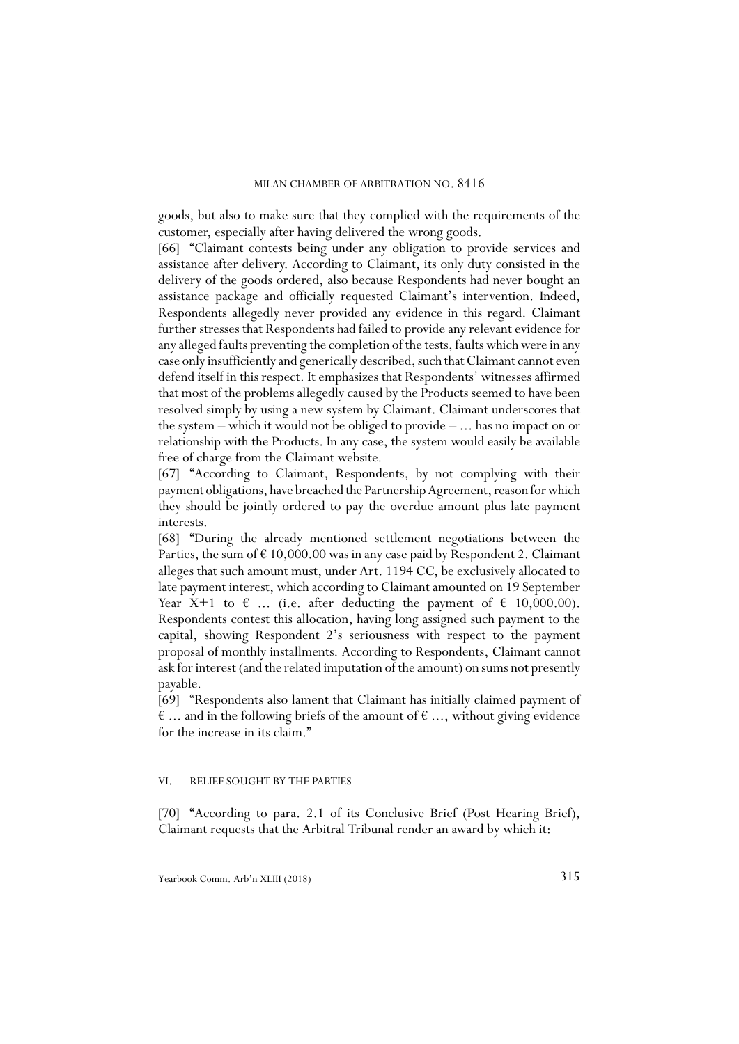goods, but also to make sure that they complied with the requirements of the customer, especially after having delivered the wrong goods.

[66] "Claimant contests being under any obligation to provide services and assistance after delivery. According to Claimant, its only duty consisted in the delivery of the goods ordered, also because Respondents had never bought an assistance package and officially requested Claimant's intervention. Indeed, Respondents allegedly never provided any evidence in this regard. Claimant further stresses that Respondents had failed to provide any relevant evidence for any alleged faults preventing the completion of the tests, faults which were in any case only insufficiently and generically described, such that Claimant cannot even defend itself in this respect. It emphasizes that Respondents' witnesses affirmed that most of the problems allegedly caused by the Products seemed to have been resolved simply by using a new system by Claimant. Claimant underscores that the system – which it would not be obliged to provide – ... has no impact on or relationship with the Products. In any case, the system would easily be available free of charge from the Claimant website.

[67] "According to Claimant, Respondents, by not complying with their payment obligations, have breached the Partnership Agreement, reason for which they should be jointly ordered to pay the overdue amount plus late payment interests.

[68] "During the already mentioned settlement negotiations between the Parties, the sum of € 10,000.00 was in any case paid by Respondent 2. Claimant alleges that such amount must, under Art. 1194 CC, be exclusively allocated to late payment interest, which according to Claimant amounted on 19 September Year X+1 to € ... (i.e. after deducting the payment of € 10,000.00). Respondents contest this allocation, having long assigned such payment to the capital, showing Respondent 2's seriousness with respect to the payment proposal of monthly installments. According to Respondents, Claimant cannot ask for interest (and the related imputation of the amount) on sums not presently payable.

[69] "Respondents also lament that Claimant has initially claimed payment of € ... and in the following briefs of the amount of € ..., without giving evidence for the increase in its claim."

## VI. RELIEF SOUGHT BY THE PARTIES

[70] "According to para. 2.1 of its Conclusive Brief (Post Hearing Brief), Claimant requests that the Arbitral Tribunal render an award by which it: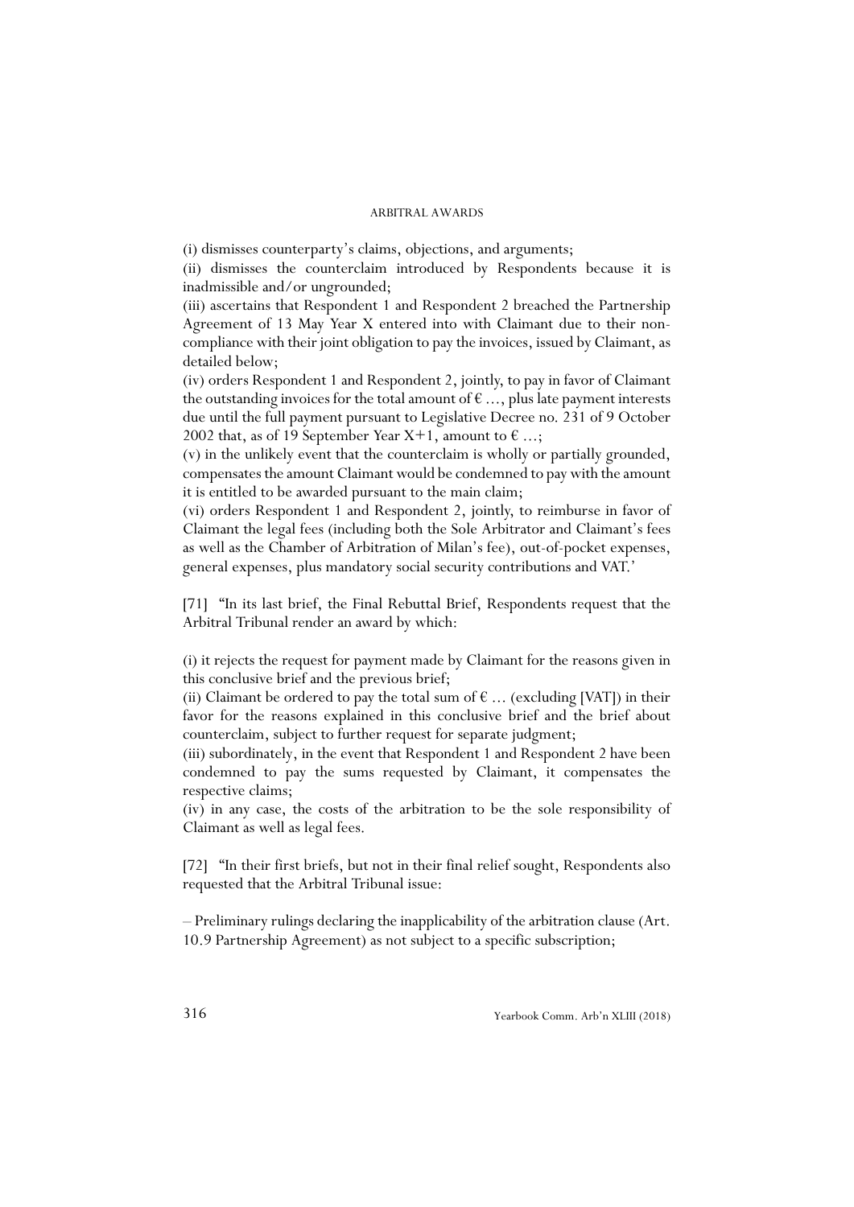(i) dismisses counterparty's claims, objections, and arguments;

(ii) dismisses the counterclaim introduced by Respondents because it is inadmissible and/or ungrounded;

(iii) ascertains that Respondent 1 and Respondent 2 breached the Partnership Agreement of 13 May Year X entered into with Claimant due to their non-compliance with their joint obligation to pay the invoices, issued by Claimant, as detailed below;

(iv) orders Respondent 1 and Respondent 2, jointly, to pay in favor of Claimant the outstanding invoices for the total amount of € ..., plus late payment interests due until the full payment pursuant to Legislative Decree no. 231 of 9 October 2002 that, as of 19 September Year X+1, amount to € ...;

(v) in the unlikely event that the counterclaim is wholly or partially grounded, compensates the amount Claimant would be condemned to pay with the amount it is entitled to be awarded pursuant to the main claim;

(vi) orders Respondent 1 and Respondent 2, jointly, to reimburse in favor of Claimant the legal fees (including both the Sole Arbitrator and Claimant's fees as well as the Chamber of Arbitration of Milan's fee), out-of-pocket expenses, general expenses, plus mandatory social security contributions and VAT.'

[71] "In its last brief, the Final Rebuttal Brief, Respondents request that the Arbitral Tribunal render an award by which:

(i) it rejects the request for payment made by Claimant for the reasons given in this conclusive brief and the previous brief;

(ii) Claimant be ordered to pay the total sum of € ... (excluding [VAT]) in their favor for the reasons explained in this conclusive brief and the brief about counterclaim, subject to further request for separate judgment;

(iii) subordinately, in the event that Respondent 1 and Respondent 2 have been condemned to pay the sums requested by Claimant, it compensates the respective claims;

(iv) in any case, the costs of the arbitration to be the sole responsibility of Claimant as well as legal fees.

[72] "In their first briefs, but not in their final relief sought, Respondents also requested that the Arbitral Tribunal issue:

– Preliminary rulings declaring the inapplicability of the arbitration clause (Art. 10.9 Partnership Agreement) as not subject to a specific subscription;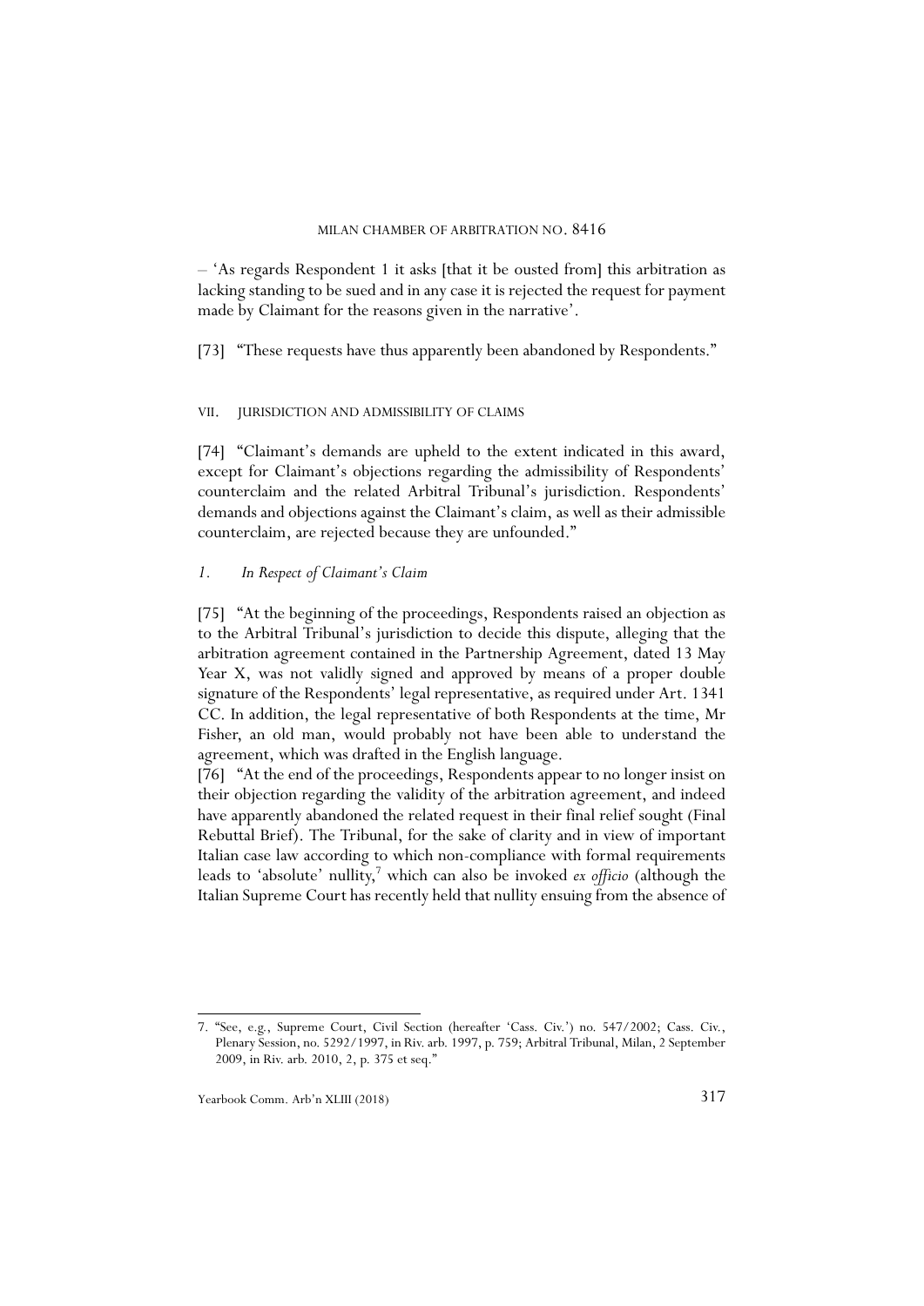– 'As regards Respondent 1 it asks [that it be ousted from] this arbitration as lacking standing to be sued and in any case it is rejected the request for payment made by Claimant for the reasons given in the narrative'.

[73] "These requests have thus apparently been abandoned by Respondents."

## VII. JURISDICTION AND ADMISSIBILITY OF CLAIMS

[74] "Claimant's demands are upheld to the extent indicated in this award, except for Claimant's objections regarding the admissibility of Respondents' counterclaim and the related Arbitral Tribunal's jurisdiction. Respondents' demands and objections against the Claimant's claim, as well as their admissible counterclaim, are rejected because they are unfounded."

### *1. In Respect of Claimant's Claim*

[75] "At the beginning of the proceedings, Respondents raised an objection as to the Arbitral Tribunal's jurisdiction to decide this dispute, alleging that the arbitration agreement contained in the Partnership Agreement, dated 13 May Year X, was not validly signed and approved by means of a proper double signature of the Respondents' legal representative, as required under Art. 1341 CC. In addition, the legal representative of both Respondents at the time, Mr Fisher, an old man, would probably not have been able to understand the agreement, which was drafted in the English language.

[76] "At the end of the proceedings, Respondents appear to no longer insist on their objection regarding the validity of the arbitration agreement, and indeed have apparently abandoned the related request in their final relief sought (Final Rebuttal Brief). The Tribunal, for the sake of clarity and in view of important Italian case law according to which non-compliance with formal requirements leads to 'absolute' nullity,[7] which can also be invoked *ex officio* (although the Italian Supreme Court has recently held that nullity ensuing from the absence of

---

7. "See, e.g., Supreme Court, Civil Section (hereafter 'Cass. Civ.') no. 547/2002; Cass. Civ., Plenary Session, no. 5292/1997, in Riv. arb. 1997, p. 759; Arbitral Tribunal, Milan, 2 September 2009, in Riv. arb. 2010, 2, p. 375 et seq."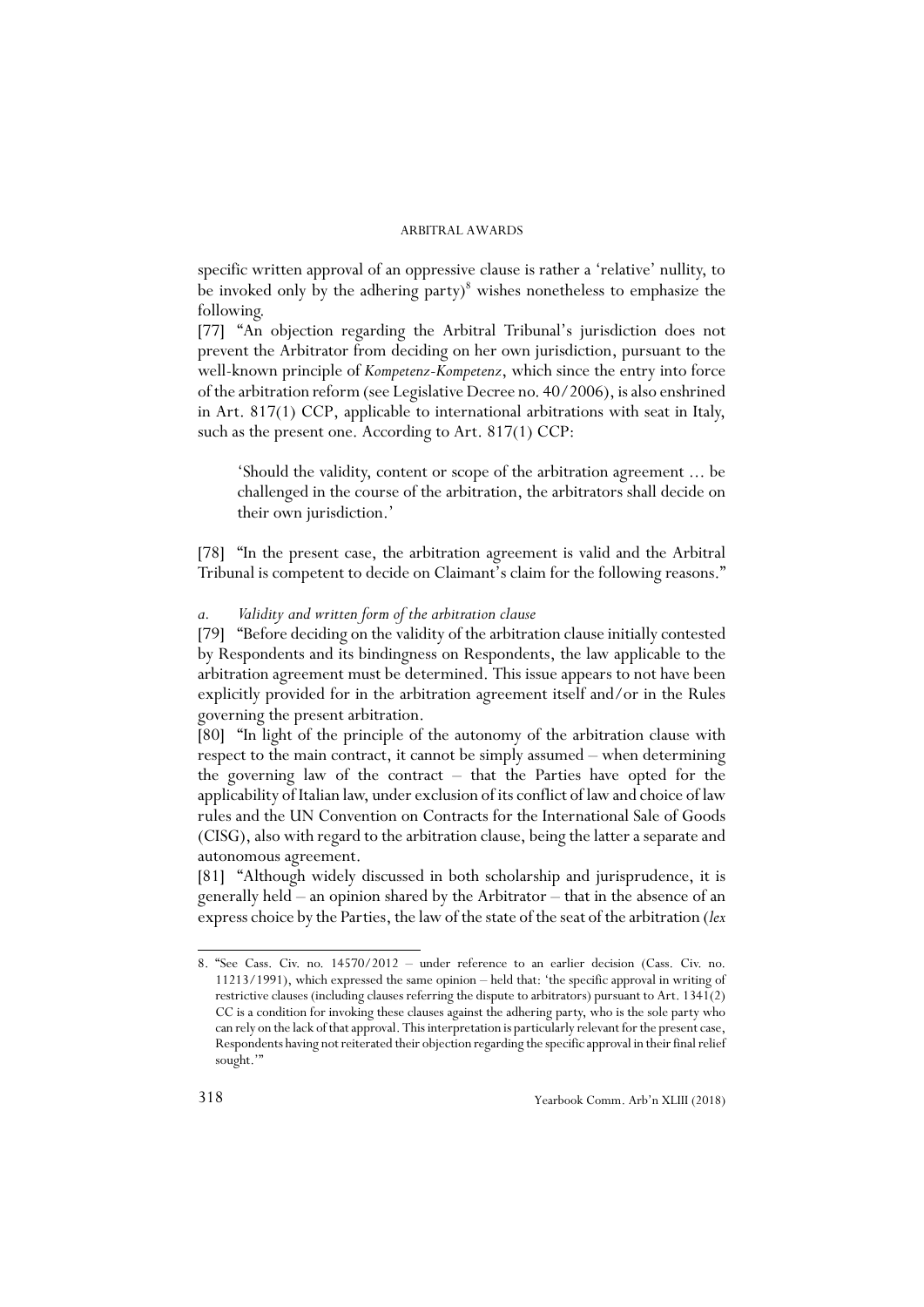specific written approval of an oppressive clause is rather a 'relative' nullity, to be invoked only by the adhering party)[8] wishes nonetheless to emphasize the following.

[77] "An objection regarding the Arbitral Tribunal's jurisdiction does not prevent the Arbitrator from deciding on her own jurisdiction, pursuant to the well-known principle of *Kompetenz-Kompetenz*, which since the entry into force of the arbitration reform (see Legislative Decree no. 40/2006), is also enshrined in Art. 817(1) CCP, applicable to international arbitrations with seat in Italy, such as the present one. According to Art. 817(1) CCP:

> 'Should the validity, content or scope of the arbitration agreement ... be challenged in the course of the arbitration, the arbitrators shall decide on their own jurisdiction.'

[78] "In the present case, the arbitration agreement is valid and the Arbitral Tribunal is competent to decide on Claimant's claim for the following reasons."

*a. Validity and written form of the arbitration clause*

[79] "Before deciding on the validity of the arbitration clause initially contested by Respondents and its bindingness on Respondents, the law applicable to the arbitration agreement must be determined. This issue appears to not have been explicitly provided for in the arbitration agreement itself and/or in the Rules governing the present arbitration.

[80] "In light of the principle of the autonomy of the arbitration clause with respect to the main contract, it cannot be simply assumed – when determining the governing law of the contract – that the Parties have opted for the applicability of Italian law, under exclusion of its conflict of law and choice of law rules and the UN Convention on Contracts for the International Sale of Goods (CISG), also with regard to the arbitration clause, being the latter a separate and autonomous agreement.

[81] "Although widely discussed in both scholarship and jurisprudence, it is generally held – an opinion shared by the Arbitrator – that in the absence of an express choice by the Parties, the law of the state of the seat of the arbitration (*lex*

---

8. "See Cass. Civ. no. 14570/2012 – under reference to an earlier decision (Cass. Civ. no. 11213/1991), which expressed the same opinion – held that: 'the specific approval in writing of restrictive clauses (including clauses referring the dispute to arbitrators) pursuant to Art. 1341(2) CC is a condition for invoking these clauses against the adhering party, who is the sole party who can rely on the lack of that approval. This interpretation is particularly relevant for the present case, Respondents having not reiterated their objection regarding the specific approval in their final relief sought.'"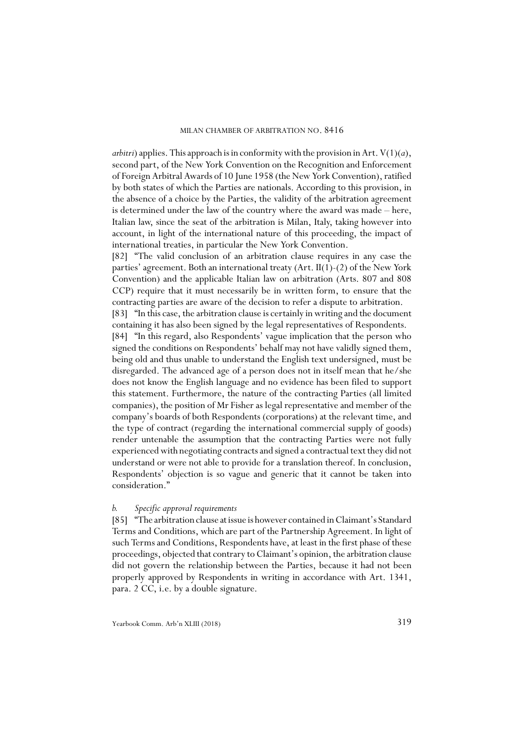*arbitri*) applies. This approach is in conformity with the provision in Art. V(1)(*a*), second part, of the New York Convention on the Recognition and Enforcement of Foreign Arbitral Awards of 10 June 1958 (the New York Convention), ratified by both states of which the Parties are nationals. According to this provision, in the absence of a choice by the Parties, the validity of the arbitration agreement is determined under the law of the country where the award was made – here, Italian law, since the seat of the arbitration is Milan, Italy, taking however into account, in light of the international nature of this proceeding, the impact of international treaties, in particular the New York Convention.

[82] "The valid conclusion of an arbitration clause requires in any case the parties' agreement. Both an international treaty (Art. II(1)-(2) of the New York Convention) and the applicable Italian law on arbitration (Arts. 807 and 808 CCP) require that it must necessarily be in written form, to ensure that the contracting parties are aware of the decision to refer a dispute to arbitration.

[83] "In this case, the arbitration clause is certainly in writing and the document containing it has also been signed by the legal representatives of Respondents.

[84] "In this regard, also Respondents' vague implication that the person who signed the conditions on Respondents' behalf may not have validly signed them, being old and thus unable to understand the English text undersigned, must be disregarded. The advanced age of a person does not in itself mean that he/she does not know the English language and no evidence has been filed to support this statement. Furthermore, the nature of the contracting Parties (all limited companies), the position of Mr Fisher as legal representative and member of the company's boards of both Respondents (corporations) at the relevant time, and the type of contract (regarding the international commercial supply of goods) render untenable the assumption that the contracting Parties were not fully experienced with negotiating contracts and signed a contractual text they did not understand or were not able to provide for a translation thereof. In conclusion, Respondents' objection is so vague and generic that it cannot be taken into consideration."

*b. Specific approval requirements*

[85] "The arbitration clause at issue is however contained in Claimant's Standard Terms and Conditions, which are part of the Partnership Agreement. In light of such Terms and Conditions, Respondents have, at least in the first phase of these proceedings, objected that contrary to Claimant's opinion, the arbitration clause did not govern the relationship between the Parties, because it had not been properly approved by Respondents in writing in accordance with Art. 1341, para. 2 CC, i.e. by a double signature.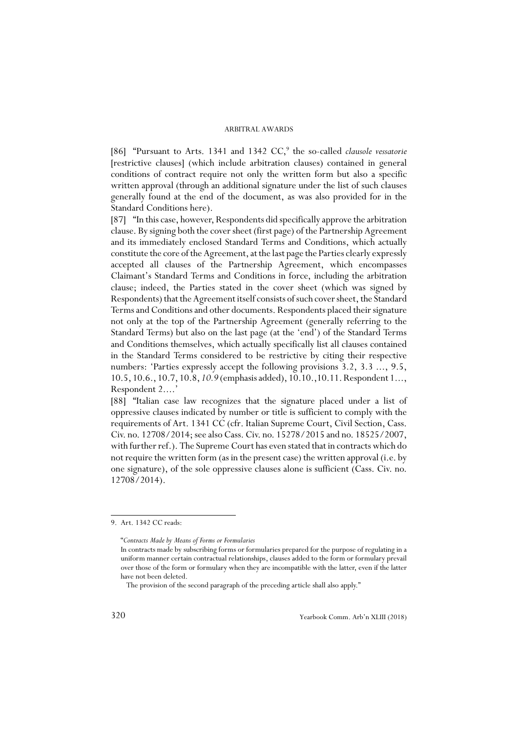[86] "Pursuant to Arts. 1341 and 1342 CC,[9] the so-called *clausole vessatorie* [restrictive clauses] (which include arbitration clauses) contained in general conditions of contract require not only the written form but also a specific written approval (through an additional signature under the list of such clauses generally found at the end of the document, as was also provided for in the Standard Conditions here).

[87] "In this case, however, Respondents did specifically approve the arbitration clause. By signing both the cover sheet (first page) of the Partnership Agreement and its immediately enclosed Standard Terms and Conditions, which actually constitute the core of the Agreement, at the last page the Parties clearly expressly accepted all clauses of the Partnership Agreement, which encompasses Claimant's Standard Terms and Conditions in force, including the arbitration clause; indeed, the Parties stated in the cover sheet (which was signed by Respondents) that the Agreement itself consists of such cover sheet, the Standard Terms and Conditions and other documents. Respondents placed their signature not only at the top of the Partnership Agreement (generally referring to the Standard Terms) but also on the last page (at the 'end') of the Standard Terms and Conditions themselves, which actually specifically list all clauses contained in the Standard Terms considered to be restrictive by citing their respective numbers: 'Parties expressly accept the following provisions 3.2, 3.3 ..., 9.5, 10.5, 10.6., 10.7, 10.8, *10.9* (emphasis added), 10.10.,10.11. Respondent 1..., Respondent 2....'

[88] "Italian case law recognizes that the signature placed under a list of oppressive clauses indicated by number or title is sufficient to comply with the requirements of Art. 1341 CC (cfr. Italian Supreme Court, Civil Section, Cass. Civ. no. 12708/2014; see also Cass. Civ. no. 15278/2015 and no. 18525/2007, with further ref.). The Supreme Court has even stated that in contracts which do not require the written form (as in the present case) the written approval (i.e. by one signature), of the sole oppressive clauses alone is sufficient (Cass. Civ. no. 12708/2014).

---

9. Art. 1342 CC reads:

"*Contracts Made by Means of Forms or Formularies*

In contracts made by subscribing forms or formularies prepared for the purpose of regulating in a uniform manner certain contractual relationships, clauses added to the form or formulary prevail over those of the form or formulary when they are incompatible with the latter, even if the latter have not been deleted.

The provision of the second paragraph of the preceding article shall also apply."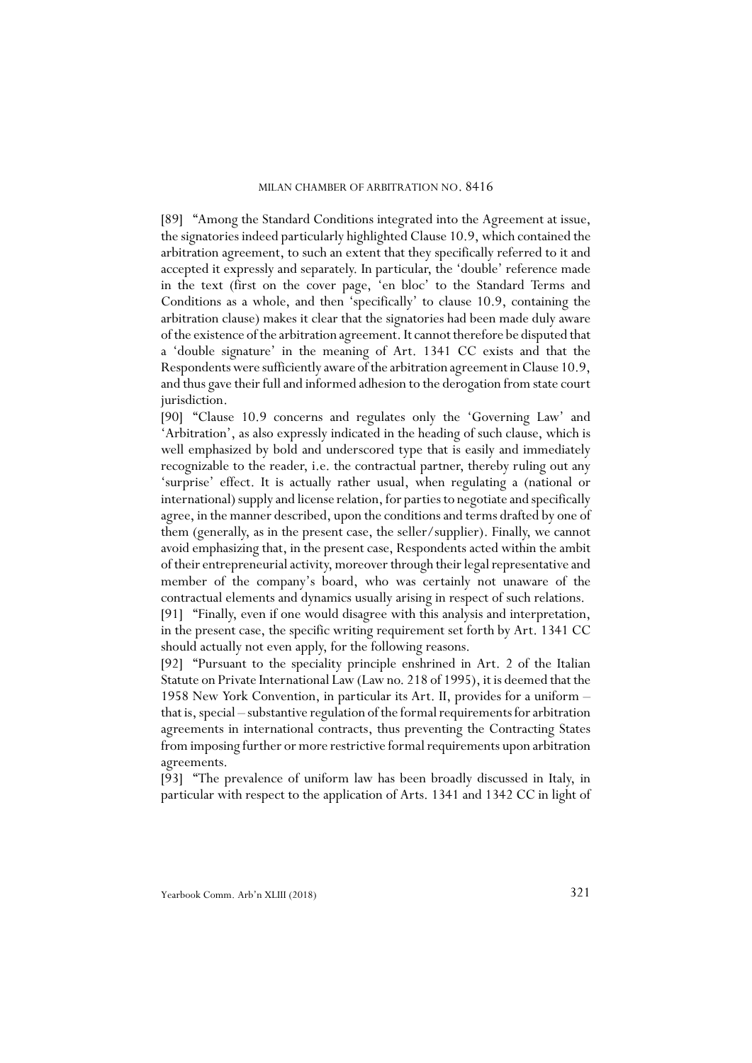[89] "Among the Standard Conditions integrated into the Agreement at issue, the signatories indeed particularly highlighted Clause 10.9, which contained the arbitration agreement, to such an extent that they specifically referred to it and accepted it expressly and separately. In particular, the 'double' reference made in the text (first on the cover page, 'en bloc' to the Standard Terms and Conditions as a whole, and then 'specifically' to clause 10.9, containing the arbitration clause) makes it clear that the signatories had been made duly aware of the existence of the arbitration agreement. It cannot therefore be disputed that a 'double signature' in the meaning of Art. 1341 CC exists and that the Respondents were sufficiently aware of the arbitration agreement in Clause 10.9, and thus gave their full and informed adhesion to the derogation from state court jurisdiction.

[90] "Clause 10.9 concerns and regulates only the 'Governing Law' and 'Arbitration', as also expressly indicated in the heading of such clause, which is well emphasized by bold and underscored type that is easily and immediately recognizable to the reader, i.e. the contractual partner, thereby ruling out any 'surprise' effect. It is actually rather usual, when regulating a (national or international) supply and license relation, for parties to negotiate and specifically agree, in the manner described, upon the conditions and terms drafted by one of them (generally, as in the present case, the seller/supplier). Finally, we cannot avoid emphasizing that, in the present case, Respondents acted within the ambit of their entrepreneurial activity, moreover through their legal representative and member of the company's board, who was certainly not unaware of the contractual elements and dynamics usually arising in respect of such relations.

[91] "Finally, even if one would disagree with this analysis and interpretation, in the present case, the specific writing requirement set forth by Art. 1341 CC should actually not even apply, for the following reasons.

[92] "Pursuant to the speciality principle enshrined in Art. 2 of the Italian Statute on Private International Law (Law no. 218 of 1995), it is deemed that the 1958 New York Convention, in particular its Art. II, provides for a uniform – that is, special – substantive regulation of the formal requirements for arbitration agreements in international contracts, thus preventing the Contracting States from imposing further or more restrictive formal requirements upon arbitration agreements.

[93] "The prevalence of uniform law has been broadly discussed in Italy, in particular with respect to the application of Arts. 1341 and 1342 CC in light of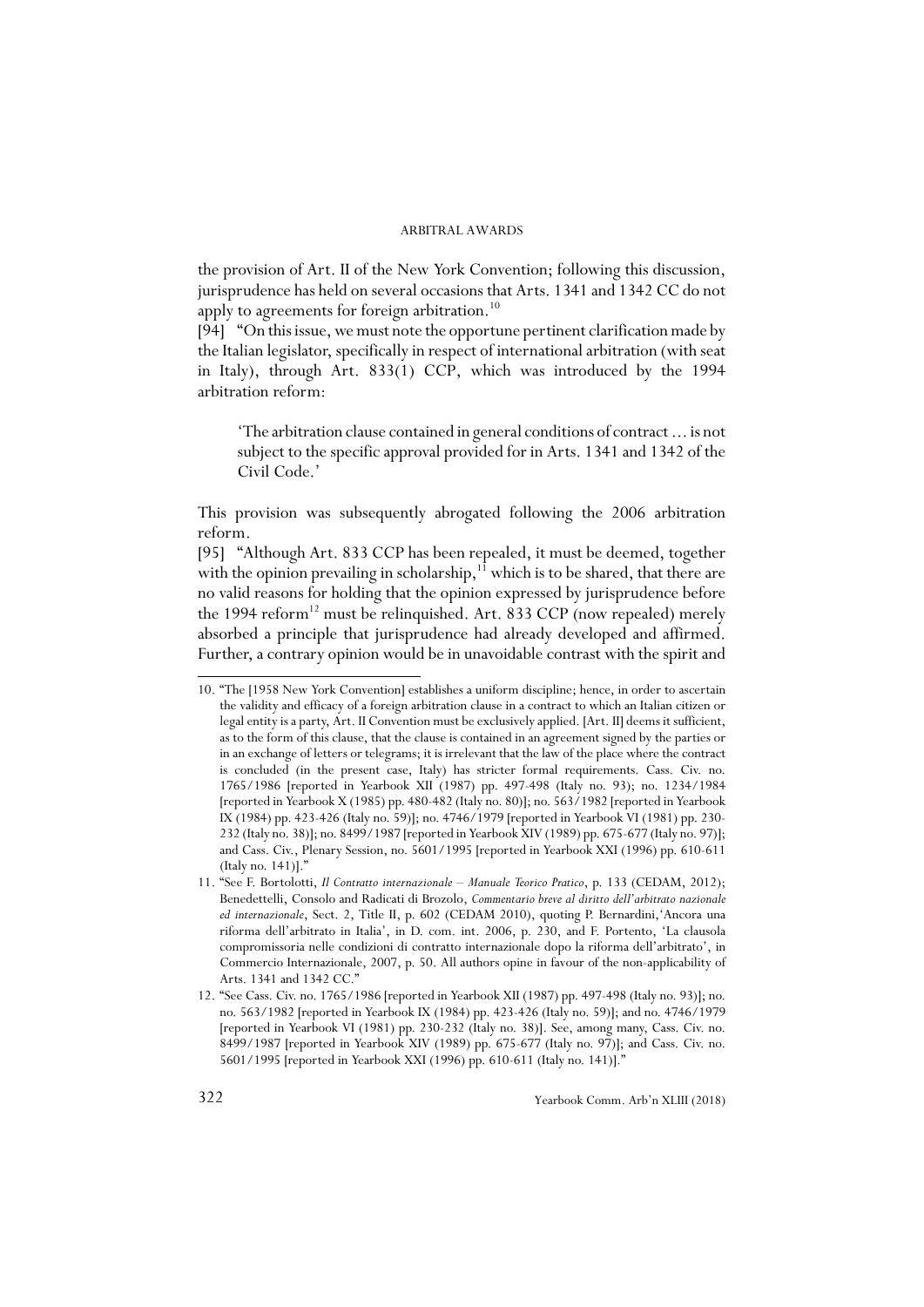the provision of Art. II of the New York Convention; following this discussion, jurisprudence has held on several occasions that Arts. 1341 and 1342 CC do not apply to agreements for foreign arbitration.[10]

[94] "On this issue, we must note the opportune pertinent clarification made by the Italian legislator, specifically in respect of international arbitration (with seat in Italy), through Art. 833(1) CCP, which was introduced by the 1994 arbitration reform:

> 'The arbitration clause contained in general conditions of contract ... is not subject to the specific approval provided for in Arts. 1341 and 1342 of the Civil Code.'

This provision was subsequently abrogated following the 2006 arbitration reform.

[95] "Although Art. 833 CCP has been repealed, it must be deemed, together with the opinion prevailing in scholarship,[11] which is to be shared, that there are no valid reasons for holding that the opinion expressed by jurisprudence before the 1994 reform[12] must be relinquished. Art. 833 CCP (now repealed) merely absorbed a principle that jurisprudence had already developed and affirmed. Further, a contrary opinion would be in unavoidable contrast with the spirit and

---

10. "The [1958 New York Convention] establishes a uniform discipline; hence, in order to ascertain the validity and efficacy of a foreign arbitration clause in a contract to which an Italian citizen or legal entity is a party, Art. II Convention must be exclusively applied. [Art. II] deems it sufficient, as to the form of this clause, that the clause is contained in an agreement signed by the parties or in an exchange of letters or telegrams; it is irrelevant that the law of the place where the contract is concluded (in the present case, Italy) has stricter formal requirements. Cass. Civ. no. 1765/1986 [reported in Yearbook XII (1987) pp. 497-498 (Italy no. 93); no. 1234/1984 [reported in Yearbook X (1985) pp. 480-482 (Italy no. 80)]; no. 563/1982 [reported in Yearbook IX (1984) pp. 423-426 (Italy no. 59)]; no. 4746/1979 [reported in Yearbook VI (1981) pp. 230-232 (Italy no. 38)]; no. 8499/1987 [reported in Yearbook XIV (1989) pp. 675-677 (Italy no. 97)]; and Cass. Civ., Plenary Session, no. 5601/1995 [reported in Yearbook XXI (1996) pp. 610-611 (Italy no. 141)]."

11. "See F. Bortolotti, *Il Contratto internazionale – Manuale Teorico Pratico*, p. 133 (CEDAM, 2012); Benedettelli, Consolo and Radicati di Brozolo, *Commentario breve al diritto dell'arbitrato nazionale ed internazionale*, Sect. 2, Title II, p. 602 (CEDAM 2010), quoting P. Bernardini,'Ancora una riforma dell'arbitrato in Italia', in D. com. int. 2006, p. 230, and F. Portento, 'La clausola compromissoria nelle condizioni di contratto internazionale dopo la riforma dell'arbitrato', in Commercio Internazionale, 2007, p. 50. All authors opine in favour of the non-applicability of Arts. 1341 and 1342 CC."

12. "See Cass. Civ. no. 1765/1986 [reported in Yearbook XII (1987) pp. 497-498 (Italy no. 93)]; no. no. 563/1982 [reported in Yearbook IX (1984) pp. 423-426 (Italy no. 59)]; and no. 4746/1979 [reported in Yearbook VI (1981) pp. 230-232 (Italy no. 38)]. See, among many, Cass. Civ. no. 8499/1987 [reported in Yearbook XIV (1989) pp. 675-677 (Italy no. 97)]; and Cass. Civ. no. 5601/1995 [reported in Yearbook XXI (1996) pp. 610-611 (Italy no. 141)]."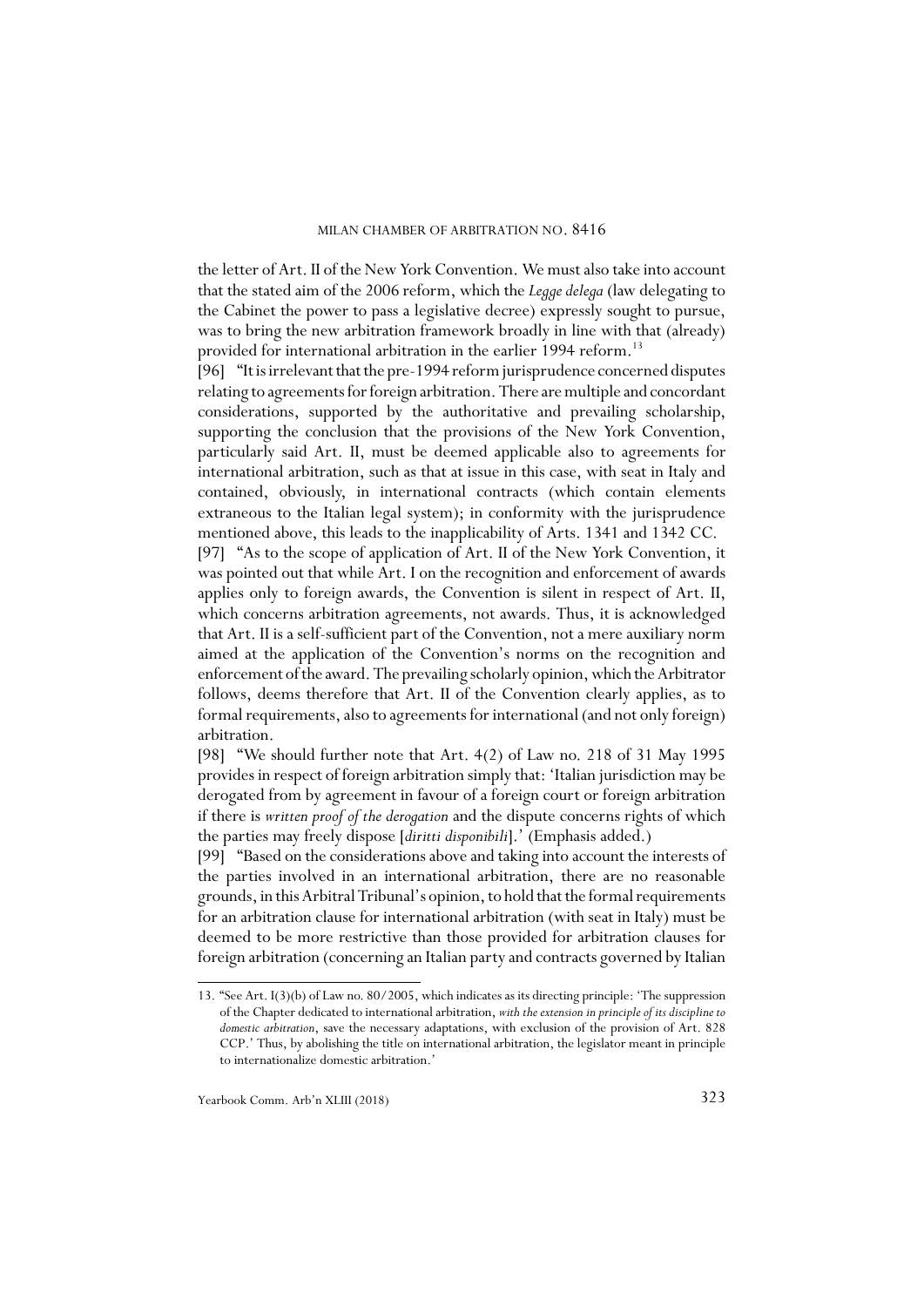the letter of Art. II of the New York Convention. We must also take into account that the stated aim of the 2006 reform, which the *Legge delega* (law delegating to the Cabinet the power to pass a legislative decree) expressly sought to pursue, was to bring the new arbitration framework broadly in line with that (already) provided for international arbitration in the earlier 1994 reform.[13]

[96] "It is irrelevant that the pre-1994 reform jurisprudence concerned disputes relating to agreements for foreign arbitration. There are multiple and concordant considerations, supported by the authoritative and prevailing scholarship, supporting the conclusion that the provisions of the New York Convention, particularly said Art. II, must be deemed applicable also to agreements for international arbitration, such as that at issue in this case, with seat in Italy and contained, obviously, in international contracts (which contain elements extraneous to the Italian legal system); in conformity with the jurisprudence mentioned above, this leads to the inapplicability of Arts. 1341 and 1342 CC.

[97] "As to the scope of application of Art. II of the New York Convention, it was pointed out that while Art. I on the recognition and enforcement of awards applies only to foreign awards, the Convention is silent in respect of Art. II, which concerns arbitration agreements, not awards. Thus, it is acknowledged that Art. II is a self-sufficient part of the Convention, not a mere auxiliary norm aimed at the application of the Convention's norms on the recognition and enforcement of the award. The prevailing scholarly opinion, which the Arbitrator follows, deems therefore that Art. II of the Convention clearly applies, as to formal requirements, also to agreements for international (and not only foreign) arbitration.

[98] "We should further note that Art. 4(2) of Law no. 218 of 31 May 1995 provides in respect of foreign arbitration simply that: 'Italian jurisdiction may be derogated from by agreement in favour of a foreign court or foreign arbitration if there is *written proof of the derogation* and the dispute concerns rights of which the parties may freely dispose [*diritti disponibili*].' (Emphasis added.)

[99] "Based on the considerations above and taking into account the interests of the parties involved in an international arbitration, there are no reasonable grounds, in this Arbitral Tribunal's opinion, to hold that the formal requirements for an arbitration clause for international arbitration (with seat in Italy) must be deemed to be more restrictive than those provided for arbitration clauses for foreign arbitration (concerning an Italian party and contracts governed by Italian

---

13. "See Art. I(3)(b) of Law no. 80/2005, which indicates as its directing principle: 'The suppression of the Chapter dedicated to international arbitration, *with the extension in principle of its discipline to domestic arbitration*, save the necessary adaptations, with exclusion of the provision of Art. 828 CCP.' Thus, by abolishing the title on international arbitration, the legislator meant in principle to internationalize domestic arbitration.'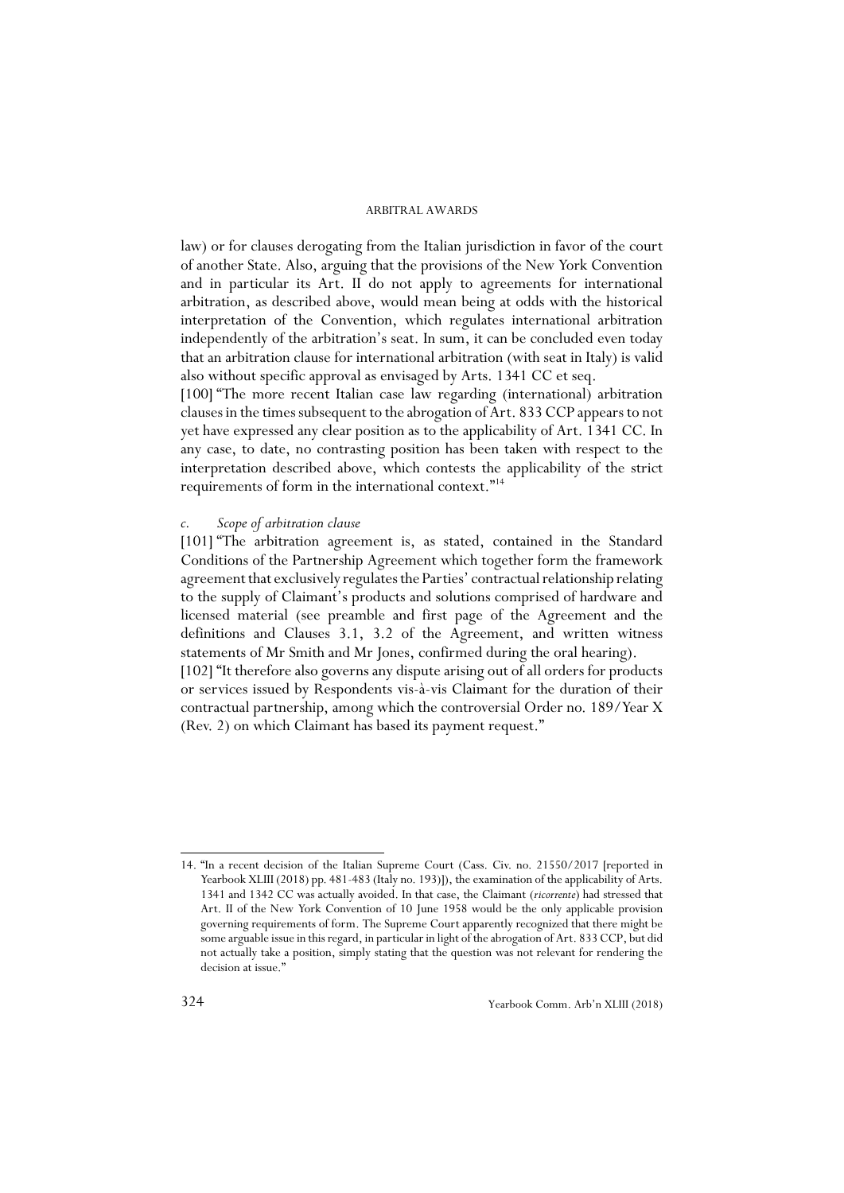law) or for clauses derogating from the Italian jurisdiction in favor of the court of another State. Also, arguing that the provisions of the New York Convention and in particular its Art. II do not apply to agreements for international arbitration, as described above, would mean being at odds with the historical interpretation of the Convention, which regulates international arbitration independently of the arbitration's seat. In sum, it can be concluded even today that an arbitration clause for international arbitration (with seat in Italy) is valid also without specific approval as envisaged by Arts. 1341 CC et seq.

[100] "The more recent Italian case law regarding (international) arbitration clauses in the times subsequent to the abrogation of Art. 833 CCP appears to not yet have expressed any clear position as to the applicability of Art. 1341 CC. In any case, to date, no contrasting position has been taken with respect to the interpretation described above, which contests the applicability of the strict requirements of form in the international context."[14]

*c. Scope of arbitration clause*

[101] "The arbitration agreement is, as stated, contained in the Standard Conditions of the Partnership Agreement which together form the framework agreement that exclusively regulates the Parties' contractual relationship relating to the supply of Claimant's products and solutions comprised of hardware and licensed material (see preamble and first page of the Agreement and the definitions and Clauses 3.1, 3.2 of the Agreement, and written witness statements of Mr Smith and Mr Jones, confirmed during the oral hearing).

[102] "It therefore also governs any dispute arising out of all orders for products or services issued by Respondents vis-à-vis Claimant for the duration of their contractual partnership, among which the controversial Order no. 189/Year X (Rev. 2) on which Claimant has based its payment request."

---

14. "In a recent decision of the Italian Supreme Court (Cass. Civ. no. 21550/2017 [reported in Yearbook XLIII (2018) pp. 481-483 (Italy no. 193)]), the examination of the applicability of Arts. 1341 and 1342 CC was actually avoided. In that case, the Claimant (*ricorrente*) had stressed that Art. II of the New York Convention of 10 June 1958 would be the only applicable provision governing requirements of form. The Supreme Court apparently recognized that there might be some arguable issue in this regard, in particular in light of the abrogation of Art. 833 CCP, but did not actually take a position, simply stating that the question was not relevant for rendering the decision at issue."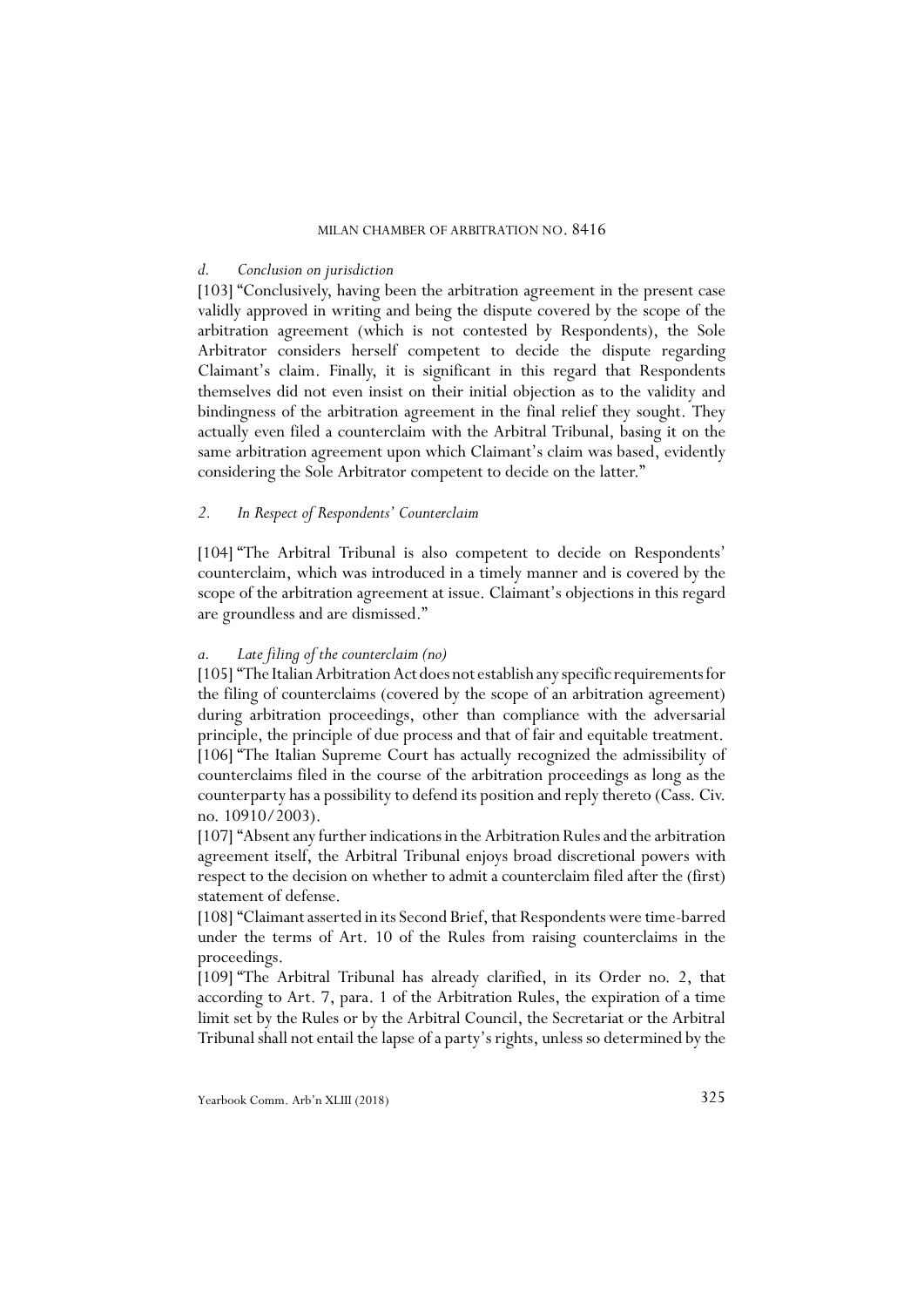*d. Conclusion on jurisdiction*

[103] "Conclusively, having been the arbitration agreement in the present case validly approved in writing and being the dispute covered by the scope of the arbitration agreement (which is not contested by Respondents), the Sole Arbitrator considers herself competent to decide the dispute regarding Claimant's claim. Finally, it is significant in this regard that Respondents themselves did not even insist on their initial objection as to the validity and bindingness of the arbitration agreement in the final relief they sought. They actually even filed a counterclaim with the Arbitral Tribunal, basing it on the same arbitration agreement upon which Claimant's claim was based, evidently considering the Sole Arbitrator competent to decide on the latter."

*2. In Respect of Respondents' Counterclaim*

[104] "The Arbitral Tribunal is also competent to decide on Respondents' counterclaim, which was introduced in a timely manner and is covered by the scope of the arbitration agreement at issue. Claimant's objections in this regard are groundless and are dismissed."

*a. Late filing of the counterclaim (no)*

[105] "The Italian Arbitration Act does not establish any specific requirements for the filing of counterclaims (covered by the scope of an arbitration agreement) during arbitration proceedings, other than compliance with the adversarial principle, the principle of due process and that of fair and equitable treatment.

[106] "The Italian Supreme Court has actually recognized the admissibility of counterclaims filed in the course of the arbitration proceedings as long as the counterparty has a possibility to defend its position and reply thereto (Cass. Civ. no. 10910/2003).

[107] "Absent any further indications in the Arbitration Rules and the arbitration agreement itself, the Arbitral Tribunal enjoys broad discretional powers with respect to the decision on whether to admit a counterclaim filed after the (first) statement of defense.

[108] "Claimant asserted in its Second Brief, that Respondents were time-barred under the terms of Art. 10 of the Rules from raising counterclaims in the proceedings.

[109] "The Arbitral Tribunal has already clarified, in its Order no. 2, that according to Art. 7, para. 1 of the Arbitration Rules, the expiration of a time limit set by the Rules or by the Arbitral Council, the Secretariat or the Arbitral Tribunal shall not entail the lapse of a party's rights, unless so determined by the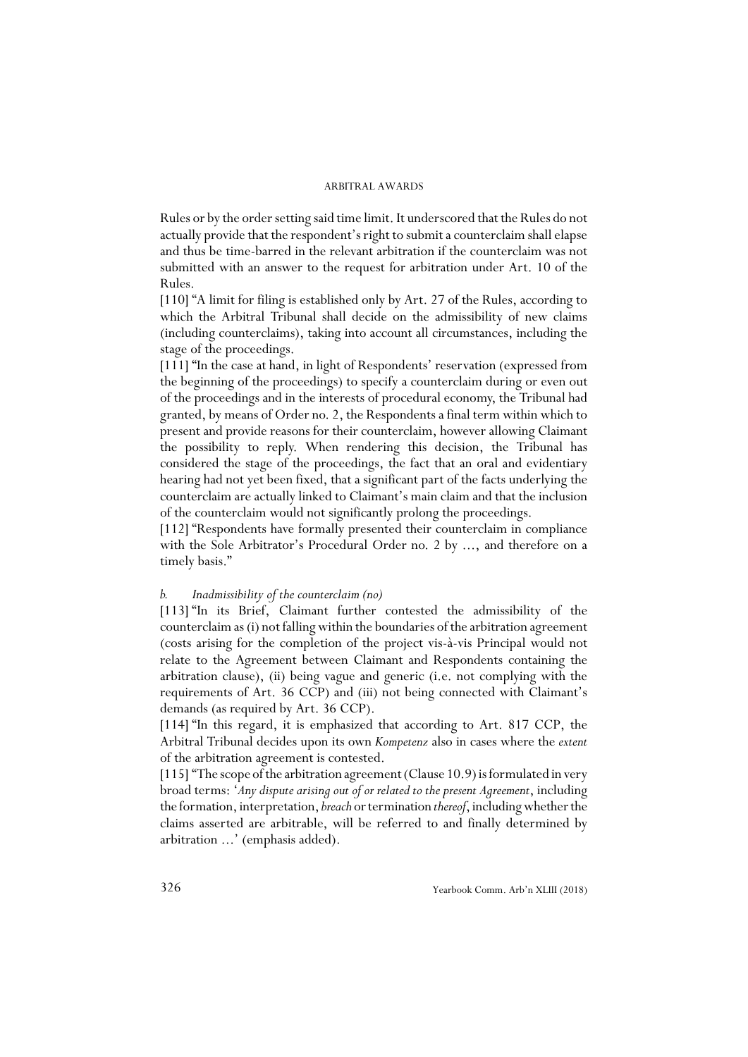Rules or by the order setting said time limit. It underscored that the Rules do not actually provide that the respondent's right to submit a counterclaim shall elapse and thus be time-barred in the relevant arbitration if the counterclaim was not submitted with an answer to the request for arbitration under Art. 10 of the Rules.

[110] "A limit for filing is established only by Art. 27 of the Rules, according to which the Arbitral Tribunal shall decide on the admissibility of new claims (including counterclaims), taking into account all circumstances, including the stage of the proceedings.

[111] "In the case at hand, in light of Respondents' reservation (expressed from the beginning of the proceedings) to specify a counterclaim during or even out of the proceedings and in the interests of procedural economy, the Tribunal had granted, by means of Order no. 2, the Respondents a final term within which to present and provide reasons for their counterclaim, however allowing Claimant the possibility to reply. When rendering this decision, the Tribunal has considered the stage of the proceedings, the fact that an oral and evidentiary hearing had not yet been fixed, that a significant part of the facts underlying the counterclaim are actually linked to Claimant's main claim and that the inclusion of the counterclaim would not significantly prolong the proceedings.

[112] "Respondents have formally presented their counterclaim in compliance with the Sole Arbitrator's Procedural Order no. 2 by ..., and therefore on a timely basis."

*b. Inadmissibility of the counterclaim (no)*

[113] "In its Brief, Claimant further contested the admissibility of the counterclaim as (i) not falling within the boundaries of the arbitration agreement (costs arising for the completion of the project vis-à-vis Principal would not relate to the Agreement between Claimant and Respondents containing the arbitration clause), (ii) being vague and generic (i.e. not complying with the requirements of Art. 36 CCP) and (iii) not being connected with Claimant's demands (as required by Art. 36 CCP).

[114] "In this regard, it is emphasized that according to Art. 817 CCP, the Arbitral Tribunal decides upon its own *Kompetenz* also in cases where the *extent* of the arbitration agreement is contested.

[115] "The scope of the arbitration agreement (Clause 10.9) is formulated in very broad terms: '*Any dispute arising out of or related to the present Agreement*, including the formation, interpretation, *breach* or termination *thereof*, including whether the claims asserted are arbitrable, will be referred to and finally determined by arbitration ...' (emphasis added).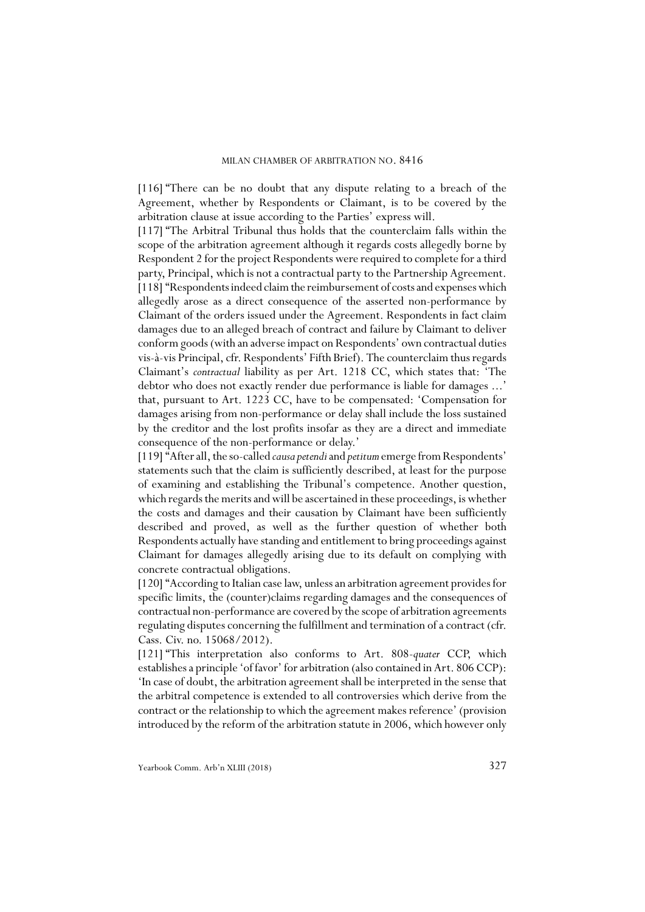[116] "There can be no doubt that any dispute relating to a breach of the Agreement, whether by Respondents or Claimant, is to be covered by the arbitration clause at issue according to the Parties' express will.

[117] "The Arbitral Tribunal thus holds that the counterclaim falls within the scope of the arbitration agreement although it regards costs allegedly borne by Respondent 2 for the project Respondents were required to complete for a third party, Principal, which is not a contractual party to the Partnership Agreement.

[118] "Respondents indeed claim the reimbursement of costs and expenses which allegedly arose as a direct consequence of the asserted non-performance by Claimant of the orders issued under the Agreement. Respondents in fact claim damages due to an alleged breach of contract and failure by Claimant to deliver conform goods (with an adverse impact on Respondents' own contractual duties vis-à-vis Principal, cfr. Respondents' Fifth Brief). The counterclaim thus regards Claimant's *contractual* liability as per Art. 1218 CC, which states that: 'The debtor who does not exactly render due performance is liable for damages ...' that, pursuant to Art. 1223 CC, have to be compensated: 'Compensation for damages arising from non-performance or delay shall include the loss sustained by the creditor and the lost profits insofar as they are a direct and immediate consequence of the non-performance or delay.'

[119] "After all, the so-called *causa petendi* and *petitum* emerge from Respondents' statements such that the claim is sufficiently described, at least for the purpose of examining and establishing the Tribunal's competence. Another question, which regards the merits and will be ascertained in these proceedings, is whether the costs and damages and their causation by Claimant have been sufficiently described and proved, as well as the further question of whether both Respondents actually have standing and entitlement to bring proceedings against Claimant for damages allegedly arising due to its default on complying with concrete contractual obligations.

[120] "According to Italian case law, unless an arbitration agreement provides for specific limits, the (counter)claims regarding damages and the consequences of contractual non-performance are covered by the scope of arbitration agreements regulating disputes concerning the fulfillment and termination of a contract (cfr. Cass. Civ. no. 15068/2012).

[121] "This interpretation also conforms to Art. 808-*quater* CCP, which establishes a principle 'of favor' for arbitration (also contained in Art. 806 CCP): 'In case of doubt, the arbitration agreement shall be interpreted in the sense that the arbitral competence is extended to all controversies which derive from the contract or the relationship to which the agreement makes reference' (provision introduced by the reform of the arbitration statute in 2006, which however only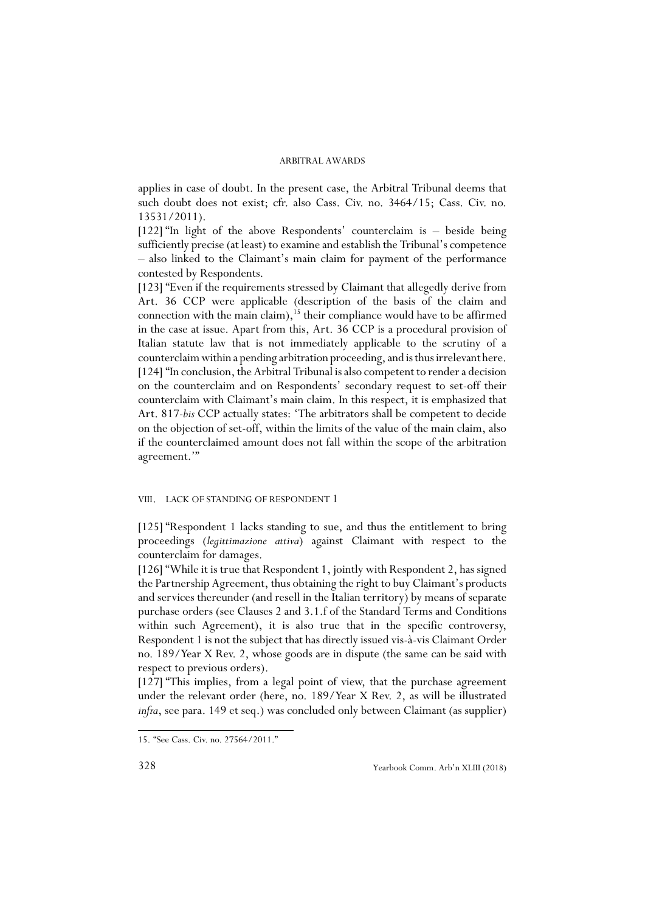applies in case of doubt. In the present case, the Arbitral Tribunal deems that such doubt does not exist; cfr. also Cass. Civ. no. 3464/15; Cass. Civ. no. 13531/2011).

[122] "In light of the above Respondents' counterclaim is – beside being sufficiently precise (at least) to examine and establish the Tribunal's competence – also linked to the Claimant's main claim for payment of the performance contested by Respondents.

[123] "Even if the requirements stressed by Claimant that allegedly derive from Art. 36 CCP were applicable (description of the basis of the claim and connection with the main claim),[15] their compliance would have to be affirmed in the case at issue. Apart from this, Art. 36 CCP is a procedural provision of Italian statute law that is not immediately applicable to the scrutiny of a counterclaim within a pending arbitration proceeding, and is thus irrelevant here.

[124] "In conclusion, the Arbitral Tribunal is also competent to render a decision on the counterclaim and on Respondents' secondary request to set-off their counterclaim with Claimant's main claim. In this respect, it is emphasized that Art. 817-*bis* CCP actually states: 'The arbitrators shall be competent to decide on the objection of set-off, within the limits of the value of the main claim, also if the counterclaimed amount does not fall within the scope of the arbitration agreement.'"

## VIII. LACK OF STANDING OF RESPONDENT 1

[125] "Respondent 1 lacks standing to sue, and thus the entitlement to bring proceedings (*legittimazione attiva*) against Claimant with respect to the counterclaim for damages.

[126] "While it is true that Respondent 1, jointly with Respondent 2, has signed the Partnership Agreement, thus obtaining the right to buy Claimant's products and services thereunder (and resell in the Italian territory) by means of separate purchase orders (see Clauses 2 and 3.1.f of the Standard Terms and Conditions within such Agreement), it is also true that in the specific controversy, Respondent 1 is not the subject that has directly issued vis-à-vis Claimant Order no. 189/Year X Rev. 2, whose goods are in dispute (the same can be said with respect to previous orders).

[127] "This implies, from a legal point of view, that the purchase agreement under the relevant order (here, no. 189/Year X Rev. 2, as will be illustrated *infra*, see para. 149 et seq.) was concluded only between Claimant (as supplier)

---

15. "See Cass. Civ. no. 27564/2011."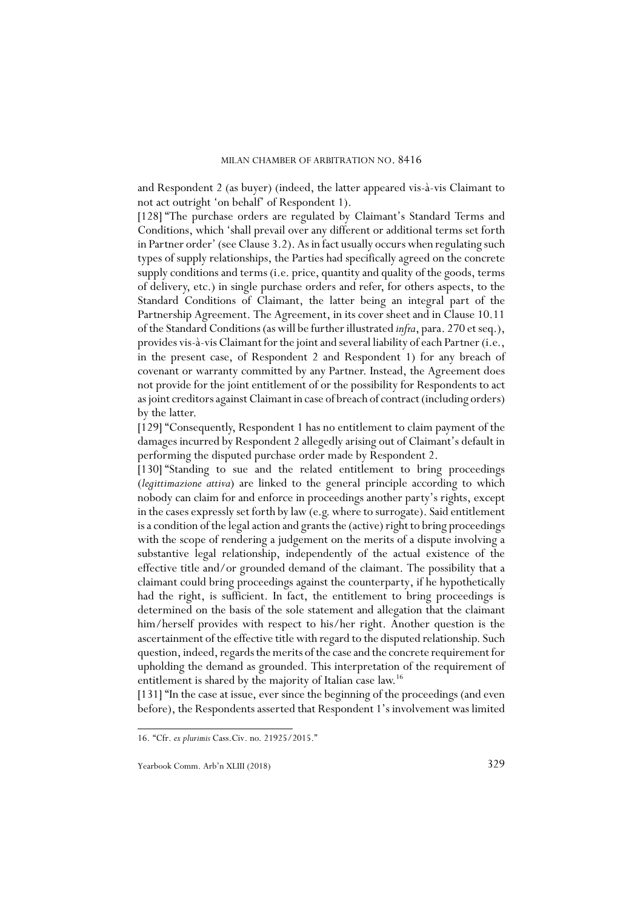and Respondent 2 (as buyer) (indeed, the latter appeared vis-à-vis Claimant to not act outright 'on behalf' of Respondent 1).

[128] "The purchase orders are regulated by Claimant's Standard Terms and Conditions, which 'shall prevail over any different or additional terms set forth in Partner order' (see Clause 3.2). As in fact usually occurs when regulating such types of supply relationships, the Parties had specifically agreed on the concrete supply conditions and terms (i.e. price, quantity and quality of the goods, terms of delivery, etc.) in single purchase orders and refer, for others aspects, to the Standard Conditions of Claimant, the latter being an integral part of the Partnership Agreement. The Agreement, in its cover sheet and in Clause 10.11 of the Standard Conditions (as will be further illustrated *infra*, para. 270 et seq.), provides vis-à-vis Claimant for the joint and several liability of each Partner (i.e., in the present case, of Respondent 2 and Respondent 1) for any breach of covenant or warranty committed by any Partner. Instead, the Agreement does not provide for the joint entitlement of or the possibility for Respondents to act as joint creditors against Claimant in case of breach of contract (including orders) by the latter.

[129] "Consequently, Respondent 1 has no entitlement to claim payment of the damages incurred by Respondent 2 allegedly arising out of Claimant's default in performing the disputed purchase order made by Respondent 2.

[130] "Standing to sue and the related entitlement to bring proceedings (*legittimazione attiva*) are linked to the general principle according to which nobody can claim for and enforce in proceedings another party's rights, except in the cases expressly set forth by law (e.g. where to surrogate). Said entitlement is a condition of the legal action and grants the (active) right to bring proceedings with the scope of rendering a judgement on the merits of a dispute involving a substantive legal relationship, independently of the actual existence of the effective title and/or grounded demand of the claimant. The possibility that a claimant could bring proceedings against the counterparty, if he hypothetically had the right, is sufficient. In fact, the entitlement to bring proceedings is determined on the basis of the sole statement and allegation that the claimant him/herself provides with respect to his/her right. Another question is the ascertainment of the effective title with regard to the disputed relationship. Such question, indeed, regards the merits of the case and the concrete requirement for upholding the demand as grounded. This interpretation of the requirement of entitlement is shared by the majority of Italian case law.[16]

[131] "In the case at issue, ever since the beginning of the proceedings (and even before), the Respondents asserted that Respondent 1's involvement was limited

---

16. "Cfr. *ex plurimis* Cass.Civ. no. 21925/2015."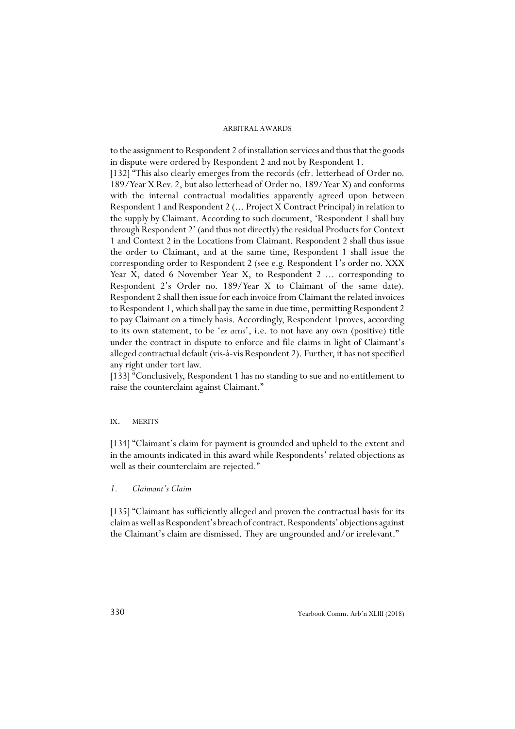to the assignment to Respondent 2 of installation services and thus that the goods in dispute were ordered by Respondent 2 and not by Respondent 1.

[132] "This also clearly emerges from the records (cfr. letterhead of Order no. 189/Year X Rev. 2, but also letterhead of Order no. 189/Year X) and conforms with the internal contractual modalities apparently agreed upon between Respondent 1 and Respondent 2 (... Project X Contract Principal) in relation to the supply by Claimant. According to such document, 'Respondent 1 shall buy through Respondent 2' (and thus not directly) the residual Products for Context 1 and Context 2 in the Locations from Claimant. Respondent 2 shall thus issue the order to Claimant, and at the same time, Respondent 1 shall issue the corresponding order to Respondent 2 (see e.g. Respondent 1's order no. XXX Year X, dated 6 November Year X, to Respondent 2 ... corresponding to Respondent 2's Order no. 189/Year X to Claimant of the same date). Respondent 2 shall then issue for each invoice from Claimant the related invoices to Respondent 1, which shall pay the same in due time, permitting Respondent 2 to pay Claimant on a timely basis. Accordingly, Respondent 1proves, according to its own statement, to be '*ex actis*', i.e. to not have any own (positive) title under the contract in dispute to enforce and file claims in light of Claimant's alleged contractual default (vis-à-vis Respondent 2). Further, it has not specified any right under tort law.

[133] "Conclusively, Respondent 1 has no standing to sue and no entitlement to raise the counterclaim against Claimant."

## IX. MERITS

[134] "Claimant's claim for payment is grounded and upheld to the extent and in the amounts indicated in this award while Respondents' related objections as well as their counterclaim are rejected."

### *1. Claimant's Claim*

[135] "Claimant has sufficiently alleged and proven the contractual basis for its claim as well as Respondent's breach of contract. Respondents' objections against the Claimant's claim are dismissed. They are ungrounded and/or irrelevant."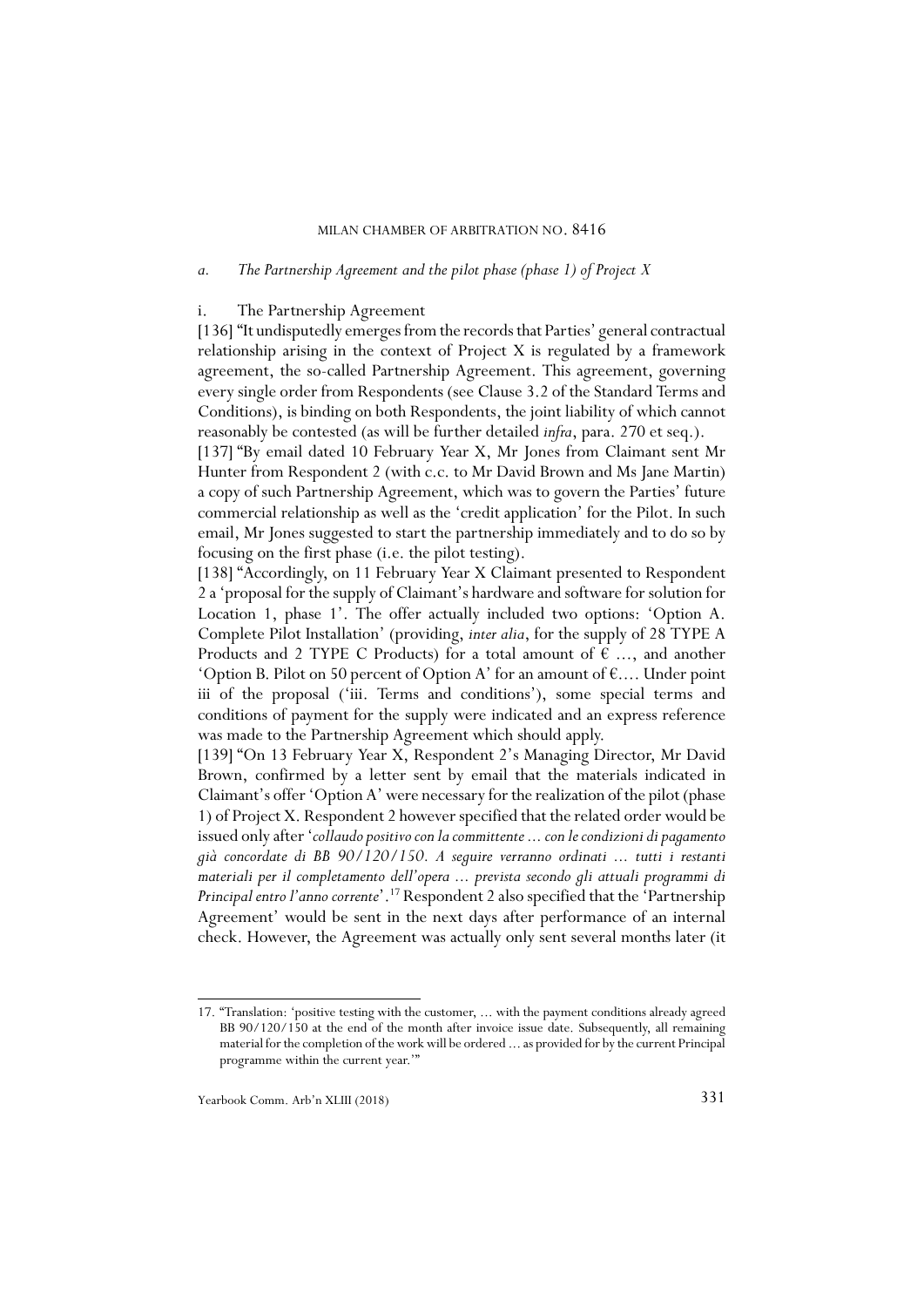*a. The Partnership Agreement and the pilot phase (phase 1) of Project X*

i. The Partnership Agreement

[136] "It undisputedly emerges from the records that Parties' general contractual relationship arising in the context of Project X is regulated by a framework agreement, the so-called Partnership Agreement. This agreement, governing every single order from Respondents (see Clause 3.2 of the Standard Terms and Conditions), is binding on both Respondents, the joint liability of which cannot reasonably be contested (as will be further detailed *infra*, para. 270 et seq.).

[137] "By email dated 10 February Year X, Mr Jones from Claimant sent Mr Hunter from Respondent 2 (with c.c. to Mr David Brown and Ms Jane Martin) a copy of such Partnership Agreement, which was to govern the Parties' future commercial relationship as well as the 'credit application' for the Pilot. In such email, Mr Jones suggested to start the partnership immediately and to do so by focusing on the first phase (i.e. the pilot testing).

[138] "Accordingly, on 11 February Year X Claimant presented to Respondent 2 a 'proposal for the supply of Claimant's hardware and software for solution for Location 1, phase 1'. The offer actually included two options: 'Option A. Complete Pilot Installation' (providing, *inter alia*, for the supply of 28 TYPE A Products and 2 TYPE C Products) for a total amount of € ..., and another 'Option B. Pilot on 50 percent of Option A' for an amount of €.... Under point iii of the proposal ('iii. Terms and conditions'), some special terms and conditions of payment for the supply were indicated and an express reference was made to the Partnership Agreement which should apply.

[139] "On 13 February Year X, Respondent 2's Managing Director, Mr David Brown, confirmed by a letter sent by email that the materials indicated in Claimant's offer 'Option A' were necessary for the realization of the pilot (phase 1) of Project X. Respondent 2 however specified that the related order would be issued only after '*collaudo positivo con la committente ... con le condizioni di pagamento già concordate di BB 90/120/150. A seguire verranno ordinati ... tutti i restanti materiali per il completamento dell'opera ... prevista secondo gli attuali programmi di Principal entro l'anno corrente*'.[17] Respondent 2 also specified that the 'Partnership Agreement' would be sent in the next days after performance of an internal check. However, the Agreement was actually only sent several months later (it

---

17. "Translation: 'positive testing with the customer, ... with the payment conditions already agreed BB 90/120/150 at the end of the month after invoice issue date. Subsequently, all remaining material for the completion of the work will be ordered ... as provided for by the current Principal programme within the current year.'"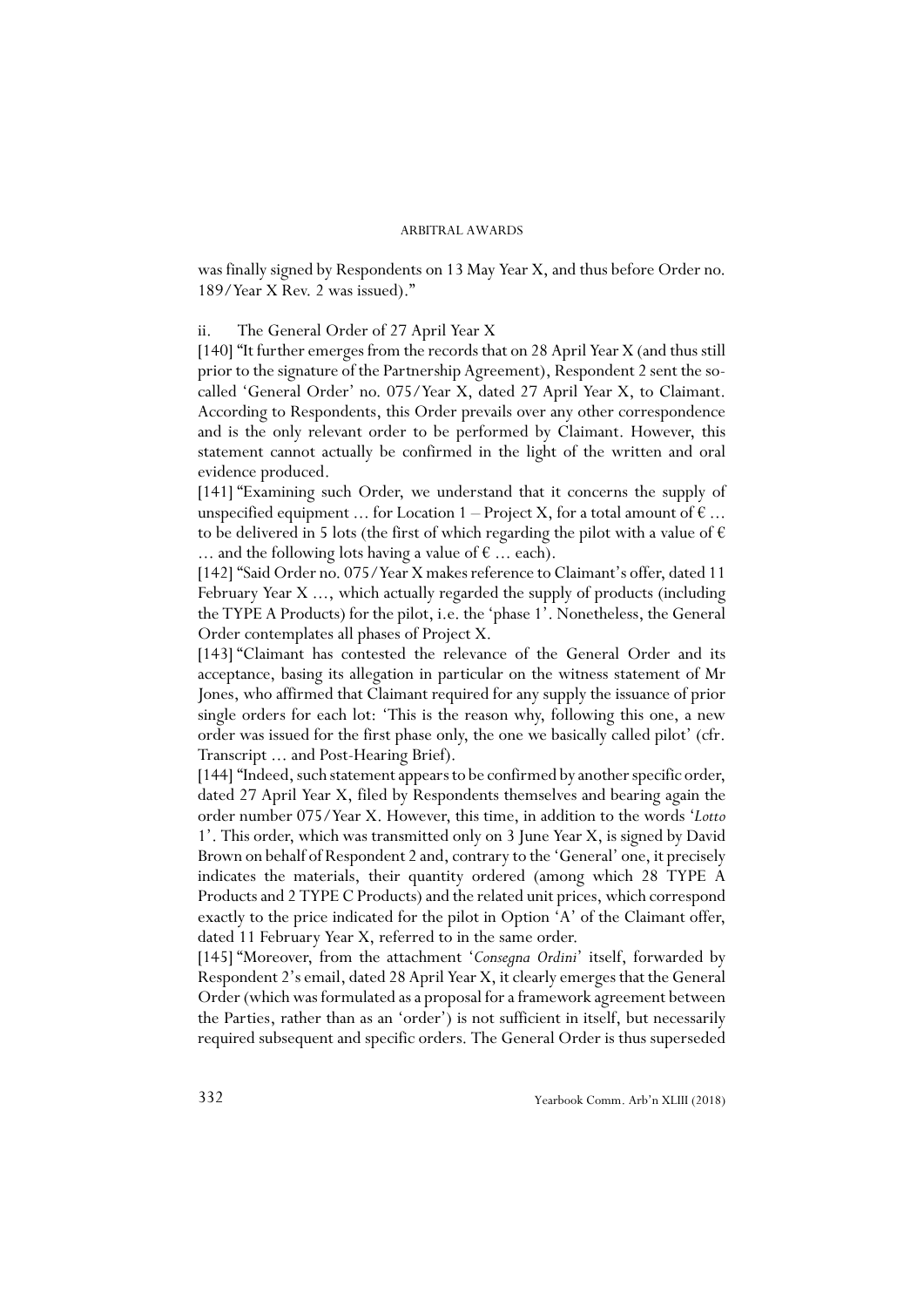was finally signed by Respondents on 13 May Year X, and thus before Order no. 189/Year X Rev. 2 was issued)."

ii. The General Order of 27 April Year X

[140] "It further emerges from the records that on 28 April Year X (and thus still prior to the signature of the Partnership Agreement), Respondent 2 sent the so-called 'General Order' no. 075/Year X, dated 27 April Year X, to Claimant. According to Respondents, this Order prevails over any other correspondence and is the only relevant order to be performed by Claimant. However, this statement cannot actually be confirmed in the light of the written and oral evidence produced.

[141] "Examining such Order, we understand that it concerns the supply of unspecified equipment ... for Location 1 – Project X, for a total amount of € ... to be delivered in 5 lots (the first of which regarding the pilot with a value of € ... and the following lots having a value of € ... each).

[142] "Said Order no. 075/Year X makes reference to Claimant's offer, dated 11 February Year X ..., which actually regarded the supply of products (including the TYPE A Products) for the pilot, i.e. the 'phase 1'. Nonetheless, the General Order contemplates all phases of Project X.

[143] "Claimant has contested the relevance of the General Order and its acceptance, basing its allegation in particular on the witness statement of Mr Jones, who affirmed that Claimant required for any supply the issuance of prior single orders for each lot: 'This is the reason why, following this one, a new order was issued for the first phase only, the one we basically called pilot' (cfr. Transcript ... and Post-Hearing Brief).

[144] "Indeed, such statement appears to be confirmed by another specific order, dated 27 April Year X, filed by Respondents themselves and bearing again the order number 075/Year X. However, this time, in addition to the words '*Lotto* 1'. This order, which was transmitted only on 3 June Year X, is signed by David Brown on behalf of Respondent 2 and, contrary to the 'General' one, it precisely indicates the materials, their quantity ordered (among which 28 TYPE A Products and 2 TYPE C Products) and the related unit prices, which correspond exactly to the price indicated for the pilot in Option 'A' of the Claimant offer, dated 11 February Year X, referred to in the same order.

[145] "Moreover, from the attachment '*Consegna Ordini*' itself, forwarded by Respondent 2's email, dated 28 April Year X, it clearly emerges that the General Order (which was formulated as a proposal for a framework agreement between the Parties, rather than as an 'order') is not sufficient in itself, but necessarily required subsequent and specific orders. The General Order is thus superseded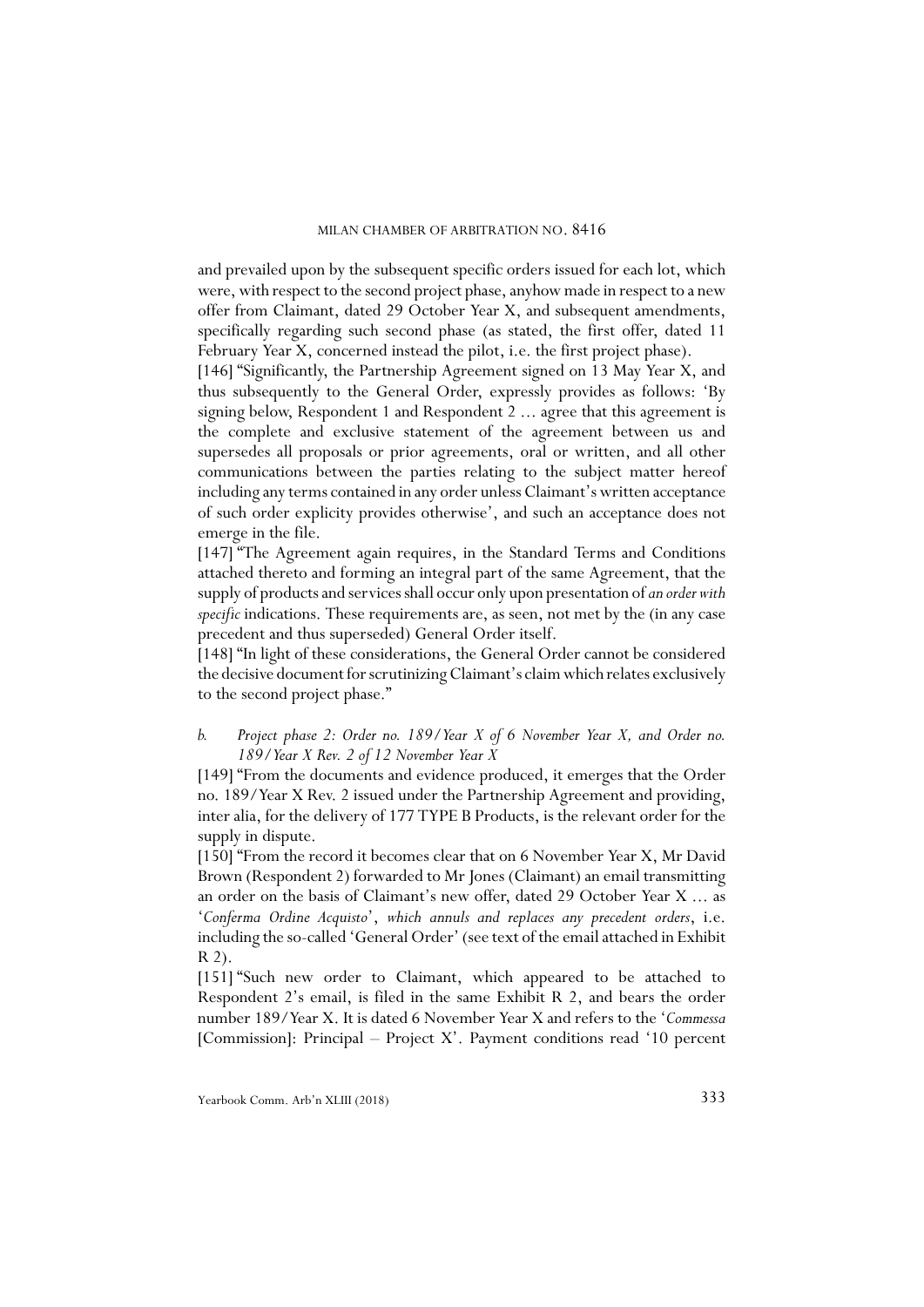and prevailed upon by the subsequent specific orders issued for each lot, which were, with respect to the second project phase, anyhow made in respect to a new offer from Claimant, dated 29 October Year X, and subsequent amendments, specifically regarding such second phase (as stated, the first offer, dated 11 February Year X, concerned instead the pilot, i.e. the first project phase).

[146] "Significantly, the Partnership Agreement signed on 13 May Year X, and thus subsequently to the General Order, expressly provides as follows: 'By signing below, Respondent 1 and Respondent 2 ... agree that this agreement is the complete and exclusive statement of the agreement between us and supersedes all proposals or prior agreements, oral or written, and all other communications between the parties relating to the subject matter hereof including any terms contained in any order unless Claimant's written acceptance of such order explicity provides otherwise', and such an acceptance does not emerge in the file.

[147] "The Agreement again requires, in the Standard Terms and Conditions attached thereto and forming an integral part of the same Agreement, that the supply of products and services shall occur only upon presentation of *an order with specific* indications. These requirements are, as seen, not met by the (in any case precedent and thus superseded) General Order itself.

[148] "In light of these considerations, the General Order cannot be considered the decisive document for scrutinizing Claimant's claim which relates exclusively to the second project phase."

*b. Project phase 2: Order no. 189/Year X of 6 November Year X, and Order no. 189/Year X Rev. 2 of 12 November Year X*

[149] "From the documents and evidence produced, it emerges that the Order no. 189/Year X Rev. 2 issued under the Partnership Agreement and providing, inter alia, for the delivery of 177 TYPE B Products, is the relevant order for the supply in dispute.

[150] "From the record it becomes clear that on 6 November Year X, Mr David Brown (Respondent 2) forwarded to Mr Jones (Claimant) an email transmitting an order on the basis of Claimant's new offer, dated 29 October Year X ... as '*Conferma Ordine Acquisto*', *which annuls and replaces any precedent orders*, i.e. including the so-called 'General Order' (see text of the email attached in Exhibit R 2).

[151] "Such new order to Claimant, which appeared to be attached to Respondent 2's email, is filed in the same Exhibit R 2, and bears the order number 189/Year X. It is dated 6 November Year X and refers to the '*Commessa* [Commission]: Principal – Project X'. Payment conditions read '10 percent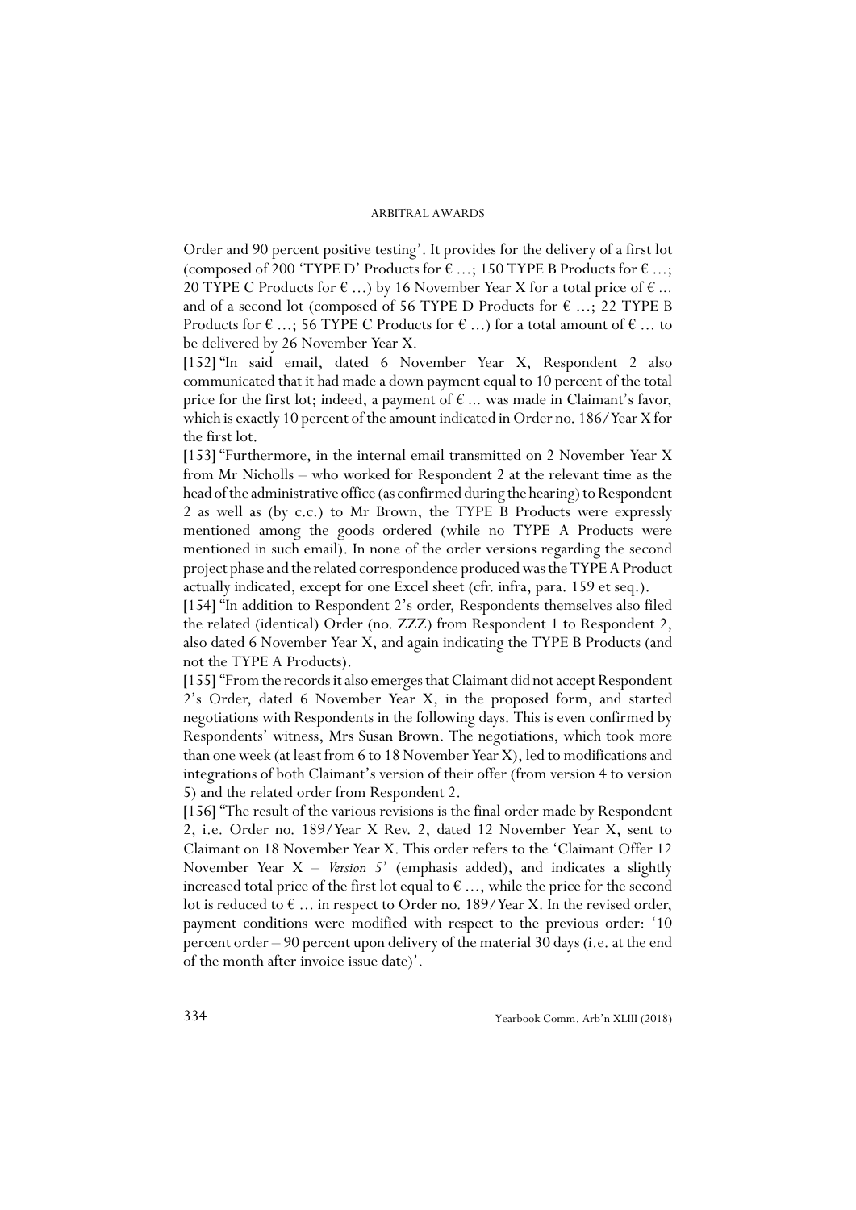Order and 90 percent positive testing'. It provides for the delivery of a first lot (composed of 200 'TYPE D' Products for € ...; 150 TYPE B Products for € ...; 20 TYPE C Products for € ...) by 16 November Year X for a total price of € ... and of a second lot (composed of 56 TYPE D Products for € ...; 22 TYPE B Products for € ...; 56 TYPE C Products for € ...) for a total amount of € ... to be delivered by 26 November Year X.

[152] "In said email, dated 6 November Year X, Respondent 2 also communicated that it had made a down payment equal to 10 percent of the total price for the first lot; indeed, a payment of € ... was made in Claimant's favor, which is exactly 10 percent of the amount indicated in Order no. 186/Year X for the first lot.

[153] "Furthermore, in the internal email transmitted on 2 November Year X from Mr Nicholls – who worked for Respondent 2 at the relevant time as the head of the administrative office (as confirmed during the hearing) to Respondent 2 as well as (by c.c.) to Mr Brown, the TYPE B Products were expressly mentioned among the goods ordered (while no TYPE A Products were mentioned in such email). In none of the order versions regarding the second project phase and the related correspondence produced was the TYPE A Product actually indicated, except for one Excel sheet (cfr. infra, para. 159 et seq.).

[154] "In addition to Respondent 2's order, Respondents themselves also filed the related (identical) Order (no. ZZZ) from Respondent 1 to Respondent 2, also dated 6 November Year X, and again indicating the TYPE B Products (and not the TYPE A Products).

[155] "From the records it also emerges that Claimant did not accept Respondent 2's Order, dated 6 November Year X, in the proposed form, and started negotiations with Respondents in the following days. This is even confirmed by Respondents' witness, Mrs Susan Brown. The negotiations, which took more than one week (at least from 6 to 18 November Year X), led to modifications and integrations of both Claimant's version of their offer (from version 4 to version 5) and the related order from Respondent 2.

[156] "The result of the various revisions is the final order made by Respondent 2, i.e. Order no. 189/Year X Rev. 2, dated 12 November Year X, sent to Claimant on 18 November Year X. This order refers to the 'Claimant Offer 12 November Year X – *Version 5*' (emphasis added), and indicates a slightly increased total price of the first lot equal to € ..., while the price for the second lot is reduced to € ... in respect to Order no. 189/Year X. In the revised order, payment conditions were modified with respect to the previous order: '10 percent order – 90 percent upon delivery of the material 30 days (i.e. at the end of the month after invoice issue date)'.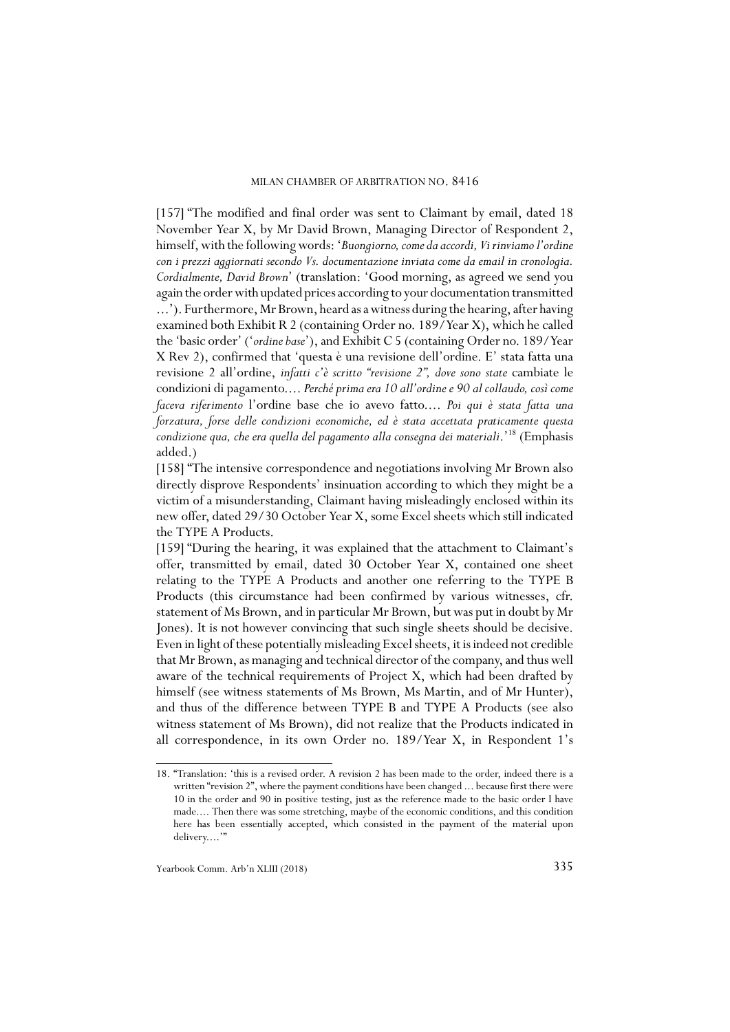[157] "The modified and final order was sent to Claimant by email, dated 18 November Year X, by Mr David Brown, Managing Director of Respondent 2, himself, with the following words: '*Buongiorno, come da accordi, Vi rinviamo l'ordine con i prezzi aggiornati secondo Vs. documentazione inviata come da email in cronologia. Cordialmente, David Brown*' (translation: 'Good morning, as agreed we send you again the order with updated prices according to your documentation transmitted …'). Furthermore, Mr Brown, heard as a witness during the hearing, after having examined both Exhibit R 2 (containing Order no. 189/Year X), which he called the 'basic order' ('*ordine base*'), and Exhibit C 5 (containing Order no. 189/Year X Rev 2), confirmed that 'questa è una revisione dell'ordine. E' stata fatta una revisione 2 all'ordine, *infatti c'è scritto "revisione 2", dove sono state* cambiate le condizioni di pagamento.… *Perché prima era 10 all'ordine e 90 al collaudo, così come faceva riferimento* l'ordine base che io avevo fatto.… *Poi qui è stata fatta una forzatura, forse delle condizioni economiche, ed è stata accettata praticamente questa condizione qua, che era quella del pagamento alla consegna dei materiali*.'[18] (Emphasis added.)

[158] "The intensive correspondence and negotiations involving Mr Brown also directly disprove Respondents' insinuation according to which they might be a victim of a misunderstanding, Claimant having misleadingly enclosed within its new offer, dated 29/30 October Year X, some Excel sheets which still indicated the TYPE A Products.

[159] "During the hearing, it was explained that the attachment to Claimant's offer, transmitted by email, dated 30 October Year X, contained one sheet relating to the TYPE A Products and another one referring to the TYPE B Products (this circumstance had been confirmed by various witnesses, cfr. statement of Ms Brown, and in particular Mr Brown, but was put in doubt by Mr Jones). It is not however convincing that such single sheets should be decisive. Even in light of these potentially misleading Excel sheets, it is indeed not credible that Mr Brown, as managing and technical director of the company, and thus well aware of the technical requirements of Project X, which had been drafted by himself (see witness statements of Ms Brown, Ms Martin, and of Mr Hunter), and thus of the difference between TYPE B and TYPE A Products (see also witness statement of Ms Brown), did not realize that the Products indicated in all correspondence, in its own Order no. 189/Year X, in Respondent 1's

---

18. "Translation: 'this is a revised order. A revision 2 has been made to the order, indeed there is a written "revision 2", where the payment conditions have been changed … because first there were 10 in the order and 90 in positive testing, just as the reference made to the basic order I have made.… Then there was some stretching, maybe of the economic conditions, and this condition here has been essentially accepted, which consisted in the payment of the material upon delivery.…'"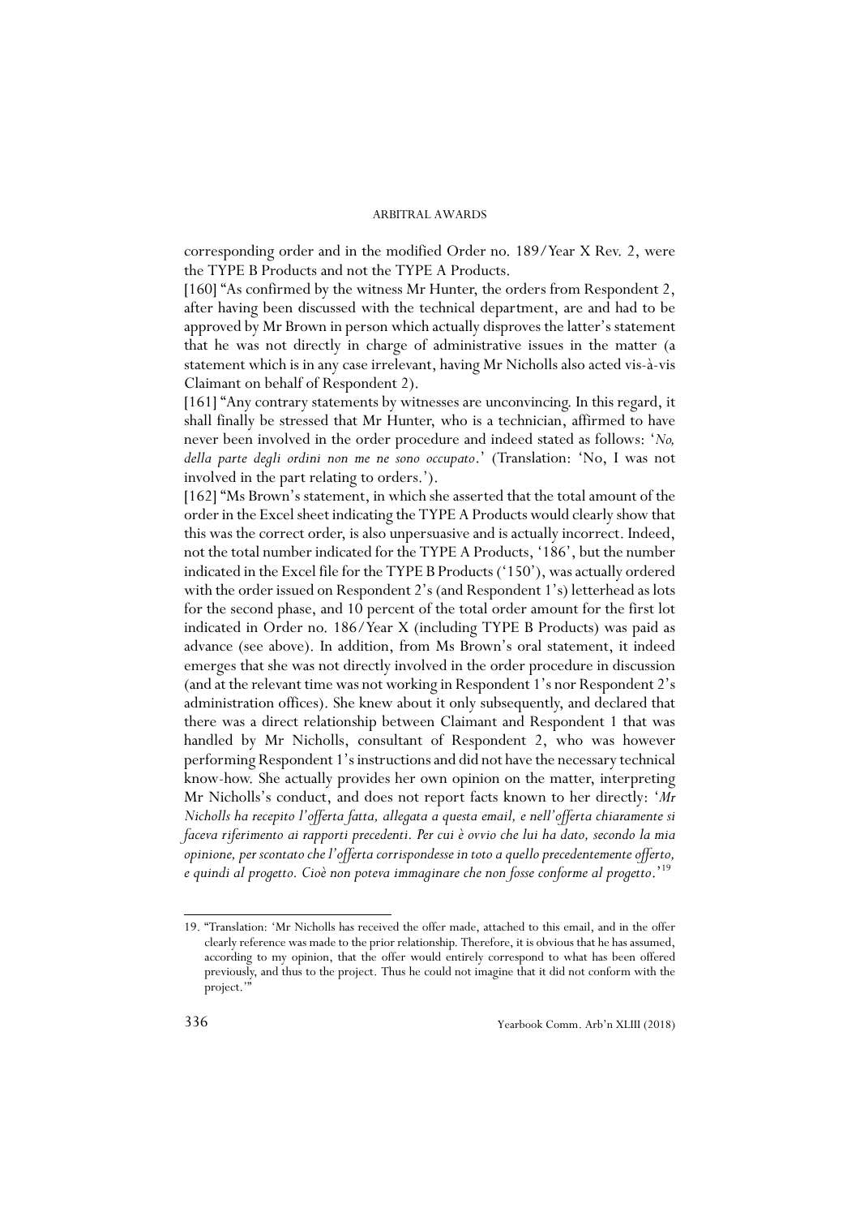corresponding order and in the modified Order no. 189/Year X Rev. 2, were the TYPE B Products and not the TYPE A Products.

[160] "As confirmed by the witness Mr Hunter, the orders from Respondent 2, after having been discussed with the technical department, are and had to be approved by Mr Brown in person which actually disproves the latter's statement that he was not directly in charge of administrative issues in the matter (a statement which is in any case irrelevant, having Mr Nicholls also acted vis-à-vis Claimant on behalf of Respondent 2).

[161] "Any contrary statements by witnesses are unconvincing. In this regard, it shall finally be stressed that Mr Hunter, who is a technician, affirmed to have never been involved in the order procedure and indeed stated as follows: '*No, della parte degli ordini non me ne sono occupato*.' (Translation: 'No, I was not involved in the part relating to orders.').

[162] "Ms Brown's statement, in which she asserted that the total amount of the order in the Excel sheet indicating the TYPE A Products would clearly show that this was the correct order, is also unpersuasive and is actually incorrect. Indeed, not the total number indicated for the TYPE A Products, '186', but the number indicated in the Excel file for the TYPE B Products ('150'), was actually ordered with the order issued on Respondent 2's (and Respondent 1's) letterhead as lots for the second phase, and 10 percent of the total order amount for the first lot indicated in Order no. 186/Year X (including TYPE B Products) was paid as advance (see above). In addition, from Ms Brown's oral statement, it indeed emerges that she was not directly involved in the order procedure in discussion (and at the relevant time was not working in Respondent 1's nor Respondent 2's administration offices). She knew about it only subsequently, and declared that there was a direct relationship between Claimant and Respondent 1 that was handled by Mr Nicholls, consultant of Respondent 2, who was however performing Respondent 1's instructions and did not have the necessary technical know-how. She actually provides her own opinion on the matter, interpreting Mr Nicholls's conduct, and does not report facts known to her directly: '*Mr Nicholls ha recepito l'offerta fatta, allegata a questa email, e nell'offerta chiaramente si faceva riferimento ai rapporti precedenti. Per cui è ovvio che lui ha dato, secondo la mia opinione, per scontato che l'offerta corrispondesse in toto a quello precedentemente offerto, e quindi al progetto. Cioè non poteva immaginare che non fosse conforme al progetto*.'[19]

19. "Translation: 'Mr Nicholls has received the offer made, attached to this email, and in the offer clearly reference was made to the prior relationship. Therefore, it is obvious that he has assumed, according to my opinion, that the offer would entirely correspond to what has been offered previously, and thus to the project. Thus he could not imagine that it did not conform with the project.'"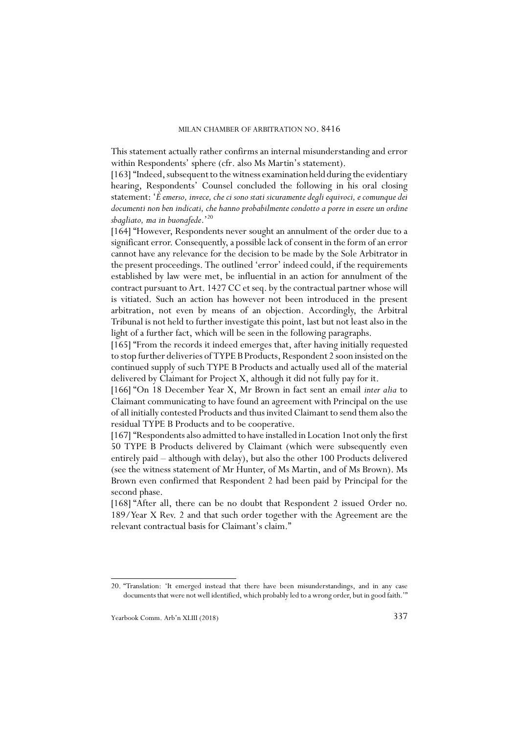This statement actually rather confirms an internal misunderstanding and error within Respondents' sphere (cfr. also Ms Martin's statement).

[163] "Indeed, subsequent to the witness examination held during the evidentiary hearing, Respondents' Counsel concluded the following in his oral closing statement: '*È emerso, invece, che ci sono stati sicuramente degli equivoci, e comunque dei documenti non ben indicati, che hanno probabilmente condotto a porre in essere un ordine sbagliato, ma in buonafede*.'[20]

[164] "However, Respondents never sought an annulment of the order due to a significant error. Consequently, a possible lack of consent in the form of an error cannot have any relevance for the decision to be made by the Sole Arbitrator in the present proceedings. The outlined 'error' indeed could, if the requirements established by law were met, be influential in an action for annulment of the contract pursuant to Art. 1427 CC et seq. by the contractual partner whose will is vitiated. Such an action has however not been introduced in the present arbitration, not even by means of an objection. Accordingly, the Arbitral Tribunal is not held to further investigate this point, last but not least also in the light of a further fact, which will be seen in the following paragraphs.

[165] "From the records it indeed emerges that, after having initially requested to stop further deliveries of TYPE B Products, Respondent 2 soon insisted on the continued supply of such TYPE B Products and actually used all of the material delivered by Claimant for Project X, although it did not fully pay for it.

[166] "On 18 December Year X, Mr Brown in fact sent an email *inter alia* to Claimant communicating to have found an agreement with Principal on the use of all initially contested Products and thus invited Claimant to send them also the residual TYPE B Products and to be cooperative.

[167] "Respondents also admitted to have installed in Location 1not only the first 50 TYPE B Products delivered by Claimant (which were subsequently even entirely paid – although with delay), but also the other 100 Products delivered (see the witness statement of Mr Hunter, of Ms Martin, and of Ms Brown). Ms Brown even confirmed that Respondent 2 had been paid by Principal for the second phase.

[168] "After all, there can be no doubt that Respondent 2 issued Order no. 189/Year X Rev. 2 and that such order together with the Agreement are the relevant contractual basis for Claimant's claim."

---

20. "Translation: 'It emerged instead that there have been misunderstandings, and in any case documents that were not well identified, which probably led to a wrong order, but in good faith.'"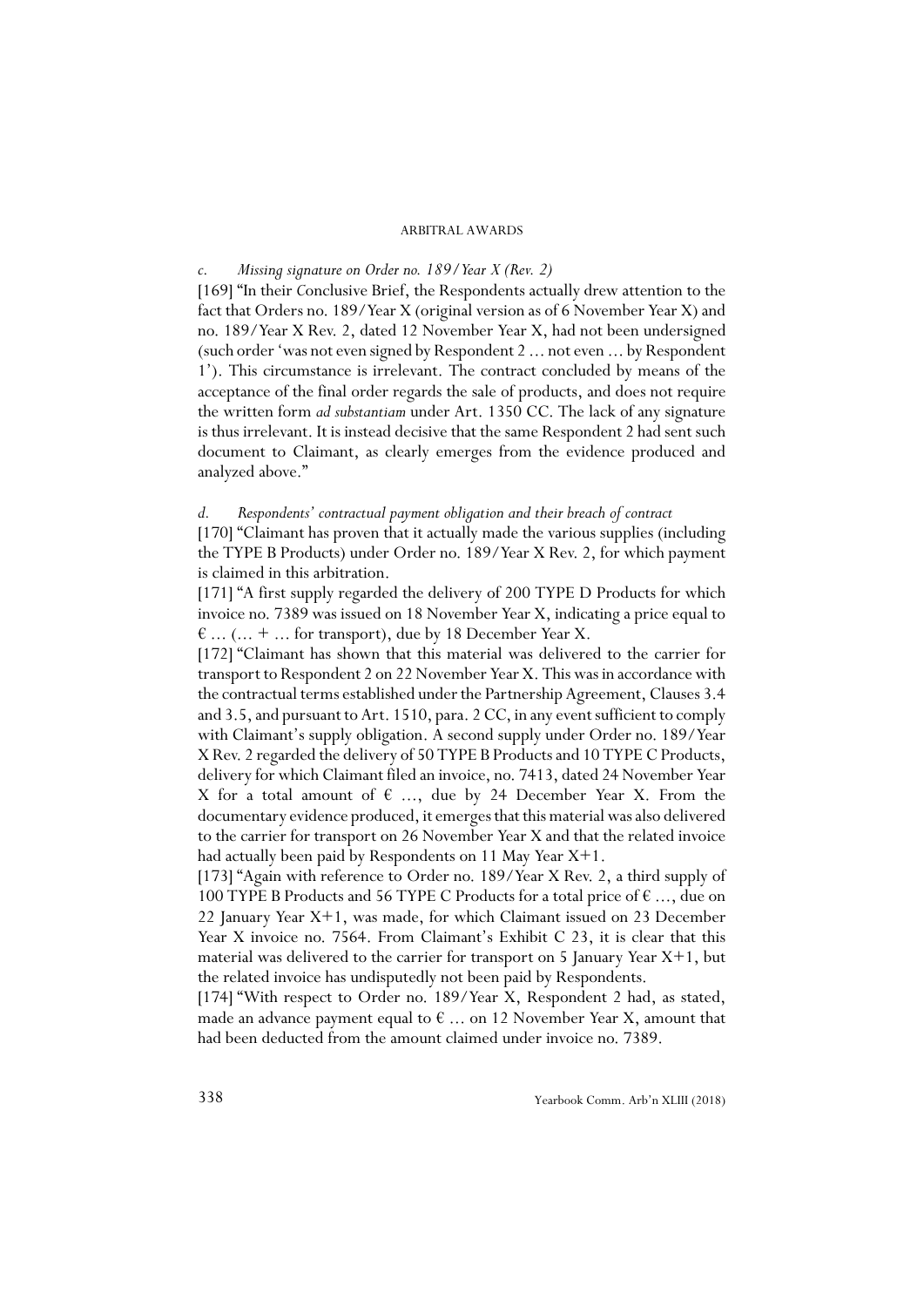*c. Missing signature on Order no. 189/Year X (Rev. 2)*

[169] "In their Conclusive Brief, the Respondents actually drew attention to the fact that Orders no. 189/Year X (original version as of 6 November Year X) and no. 189/Year X Rev. 2, dated 12 November Year X, had not been undersigned (such order 'was not even signed by Respondent 2 ... not even ... by Respondent 1'). This circumstance is irrelevant. The contract concluded by means of the acceptance of the final order regards the sale of products, and does not require the written form *ad substantiam* under Art. 1350 CC. The lack of any signature is thus irrelevant. It is instead decisive that the same Respondent 2 had sent such document to Claimant, as clearly emerges from the evidence produced and analyzed above."

*d. Respondents' contractual payment obligation and their breach of contract*

[170] "Claimant has proven that it actually made the various supplies (including the TYPE B Products) under Order no. 189/Year X Rev. 2, for which payment is claimed in this arbitration.

[171] "A first supply regarded the delivery of 200 TYPE D Products for which invoice no. 7389 was issued on 18 November Year X, indicating a price equal to € ... (... + ... for transport), due by 18 December Year X.

[172] "Claimant has shown that this material was delivered to the carrier for transport to Respondent 2 on 22 November Year X. This was in accordance with the contractual terms established under the Partnership Agreement, Clauses 3.4 and 3.5, and pursuant to Art. 1510, para. 2 CC, in any event sufficient to comply with Claimant's supply obligation. A second supply under Order no. 189/Year X Rev. 2 regarded the delivery of 50 TYPE B Products and 10 TYPE C Products, delivery for which Claimant filed an invoice, no. 7413, dated 24 November Year X for a total amount of € ..., due by 24 December Year X. From the documentary evidence produced, it emerges that this material was also delivered to the carrier for transport on 26 November Year X and that the related invoice had actually been paid by Respondents on 11 May Year X+1.

[173] "Again with reference to Order no. 189/Year X Rev. 2, a third supply of 100 TYPE B Products and 56 TYPE C Products for a total price of € ..., due on 22 January Year X+1, was made, for which Claimant issued on 23 December Year X invoice no. 7564. From Claimant's Exhibit C 23, it is clear that this material was delivered to the carrier for transport on 5 January Year X+1, but the related invoice has undisputedly not been paid by Respondents.

[174] "With respect to Order no. 189/Year X, Respondent 2 had, as stated, made an advance payment equal to € ... on 12 November Year X, amount that had been deducted from the amount claimed under invoice no. 7389.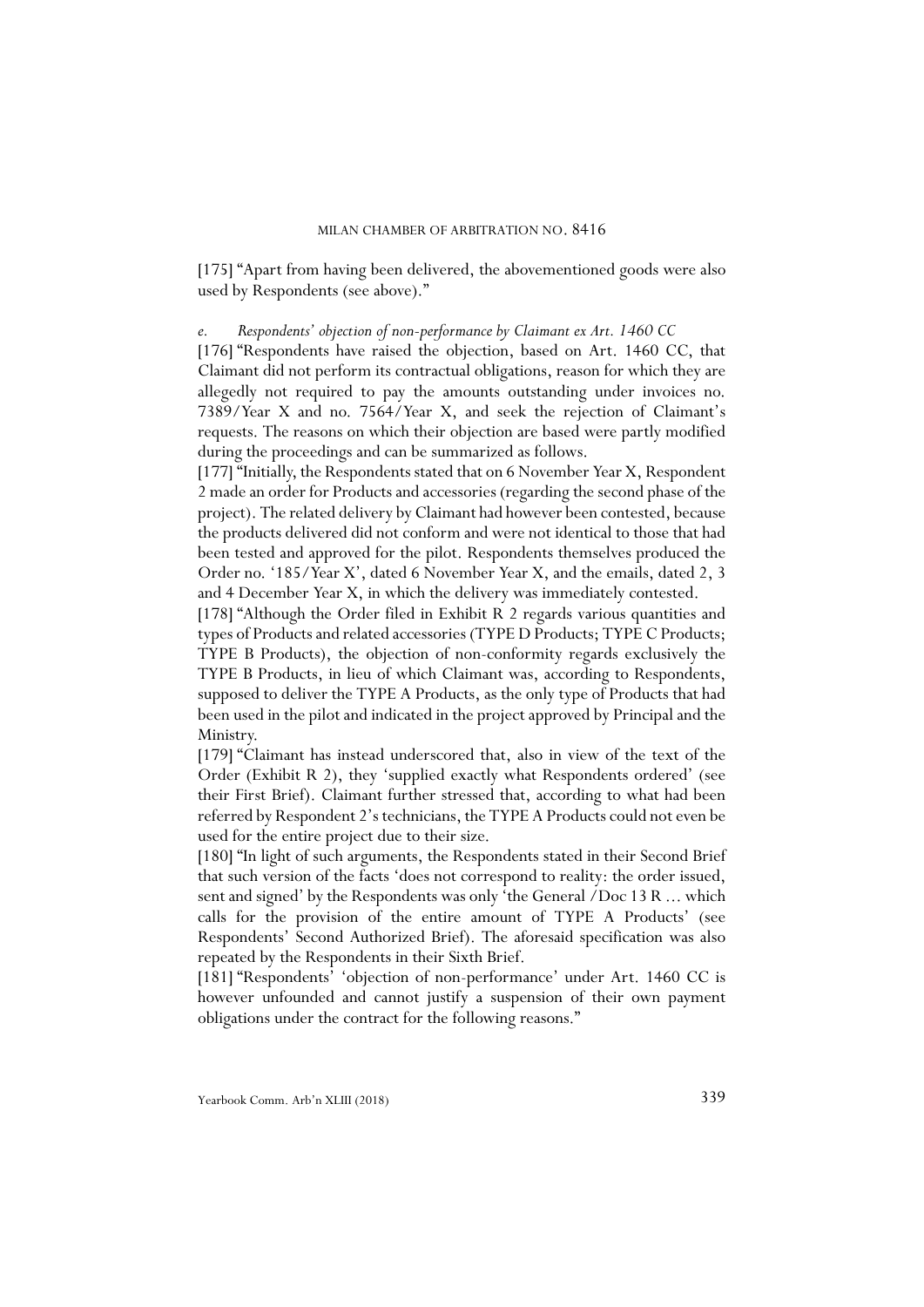[175] "Apart from having been delivered, the abovementioned goods were also used by Respondents (see above)."

*e. Respondents' objection of non-performance by Claimant ex Art. 1460 CC*

[176] "Respondents have raised the objection, based on Art. 1460 CC, that Claimant did not perform its contractual obligations, reason for which they are allegedly not required to pay the amounts outstanding under invoices no. 7389/Year X and no. 7564/Year X, and seek the rejection of Claimant's requests. The reasons on which their objection are based were partly modified during the proceedings and can be summarized as follows.

[177] "Initially, the Respondents stated that on 6 November Year X, Respondent 2 made an order for Products and accessories (regarding the second phase of the project). The related delivery by Claimant had however been contested, because the products delivered did not conform and were not identical to those that had been tested and approved for the pilot. Respondents themselves produced the Order no. '185/Year X', dated 6 November Year X, and the emails, dated 2, 3 and 4 December Year X, in which the delivery was immediately contested.

[178] "Although the Order filed in Exhibit R 2 regards various quantities and types of Products and related accessories (TYPE D Products; TYPE C Products; TYPE B Products), the objection of non-conformity regards exclusively the TYPE B Products, in lieu of which Claimant was, according to Respondents, supposed to deliver the TYPE A Products, as the only type of Products that had been used in the pilot and indicated in the project approved by Principal and the Ministry.

[179] "Claimant has instead underscored that, also in view of the text of the Order (Exhibit R 2), they 'supplied exactly what Respondents ordered' (see their First Brief). Claimant further stressed that, according to what had been referred by Respondent 2's technicians, the TYPE A Products could not even be used for the entire project due to their size.

[180] "In light of such arguments, the Respondents stated in their Second Brief that such version of the facts 'does not correspond to reality: the order issued, sent and signed' by the Respondents was only 'the General /Doc 13 R ... which calls for the provision of the entire amount of TYPE A Products' (see Respondents' Second Authorized Brief). The aforesaid specification was also repeated by the Respondents in their Sixth Brief.

[181] "Respondents' 'objection of non-performance' under Art. 1460 CC is however unfounded and cannot justify a suspension of their own payment obligations under the contract for the following reasons."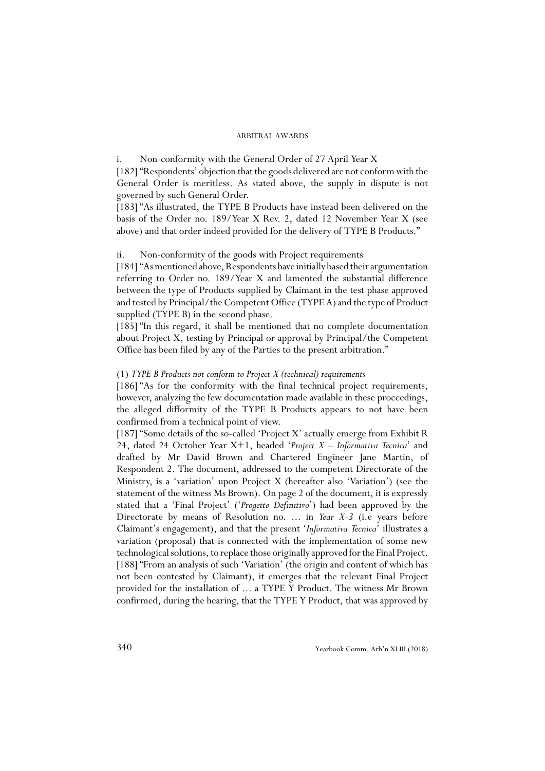i. Non-conformity with the General Order of 27 April Year X

[182] "Respondents' objection that the goods delivered are not conform with the General Order is meritless. As stated above, the supply in dispute is not governed by such General Order.

[183] "As illustrated, the TYPE B Products have instead been delivered on the basis of the Order no. 189/Year X Rev. 2, dated 12 November Year X (see above) and that order indeed provided for the delivery of TYPE B Products."

ii. Non-conformity of the goods with Project requirements

[184] "As mentioned above, Respondents have initially based their argumentation referring to Order no. 189/Year X and lamented the substantial difference between the type of Products supplied by Claimant in the test phase approved and tested by Principal/the Competent Office (TYPE A) and the type of Product supplied (TYPE B) in the second phase.

[185] "In this regard, it shall be mentioned that no complete documentation about Project X, testing by Principal or approval by Principal/the Competent Office has been filed by any of the Parties to the present arbitration."

(1) *TYPE B Products not conform to Project X (technical) requirements*

[186] "As for the conformity with the final technical project requirements, however, analyzing the few documentation made available in these proceedings, the alleged difformity of the TYPE B Products appears to not have been confirmed from a technical point of view.

[187] "Some details of the so-called 'Project X' actually emerge from Exhibit R 24, dated 24 October Year X+1, headed '*Project X – Informativa Tecnica*' and drafted by Mr David Brown and Chartered Engineer Jane Martin, of Respondent 2. The document, addressed to the competent Directorate of the Ministry, is a 'variation' upon Project X (hereafter also 'Variation') (see the statement of the witness Ms Brown). On page 2 of the document, it is expressly stated that a 'Final Project' ('*Progetto Definitivo*') had been approved by the Directorate by means of Resolution no. … in *Year X-3* (i.e years before Claimant's engagement), and that the present '*Informativa Tecnica*' illustrates a variation (proposal) that is connected with the implementation of some new technological solutions, to replace those originally approved for the Final Project.

[188] "From an analysis of such 'Variation' (the origin and content of which has not been contested by Claimant), it emerges that the relevant Final Project provided for the installation of … a TYPE Y Product. The witness Mr Brown confirmed, during the hearing, that the TYPE Y Product, that was approved by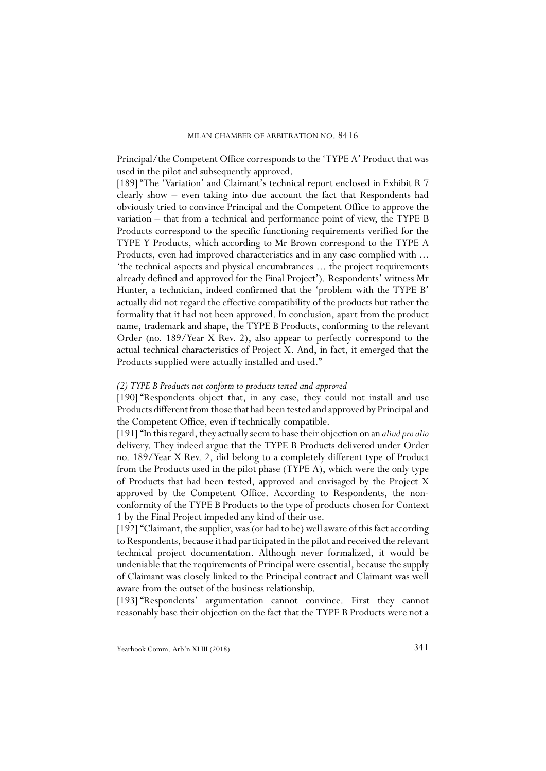Principal/the Competent Office corresponds to the 'TYPE A' Product that was used in the pilot and subsequently approved.

[189] "The 'Variation' and Claimant's technical report enclosed in Exhibit R 7 clearly show – even taking into due account the fact that Respondents had obviously tried to convince Principal and the Competent Office to approve the variation – that from a technical and performance point of view, the TYPE B Products correspond to the specific functioning requirements verified for the TYPE Y Products, which according to Mr Brown correspond to the TYPE A Products, even had improved characteristics and in any case complied with ... 'the technical aspects and physical encumbrances ... the project requirements already defined and approved for the Final Project'). Respondents' witness Mr Hunter, a technician, indeed confirmed that the 'problem with the TYPE B' actually did not regard the effective compatibility of the products but rather the formality that it had not been approved. In conclusion, apart from the product name, trademark and shape, the TYPE B Products, conforming to the relevant Order (no. 189/Year X Rev. 2), also appear to perfectly correspond to the actual technical characteristics of Project X. And, in fact, it emerged that the Products supplied were actually installed and used."

*(2) TYPE B Products not conform to products tested and approved*

[190] "Respondents object that, in any case, they could not install and use Products different from those that had been tested and approved by Principal and the Competent Office, even if technically compatible.

[191] "In this regard, they actually seem to base their objection on an *aliud pro alio* delivery. They indeed argue that the TYPE B Products delivered under Order no. 189/Year X Rev. 2, did belong to a completely different type of Product from the Products used in the pilot phase (TYPE A), which were the only type of Products that had been tested, approved and envisaged by the Project X approved by the Competent Office. According to Respondents, the non-conformity of the TYPE B Products to the type of products chosen for Context 1 by the Final Project impeded any kind of their use.

[192] "Claimant, the supplier, was (or had to be) well aware of this fact according to Respondents, because it had participated in the pilot and received the relevant technical project documentation. Although never formalized, it would be undeniable that the requirements of Principal were essential, because the supply of Claimant was closely linked to the Principal contract and Claimant was well aware from the outset of the business relationship.

[193] "Respondents' argumentation cannot convince. First they cannot reasonably base their objection on the fact that the TYPE B Products were not a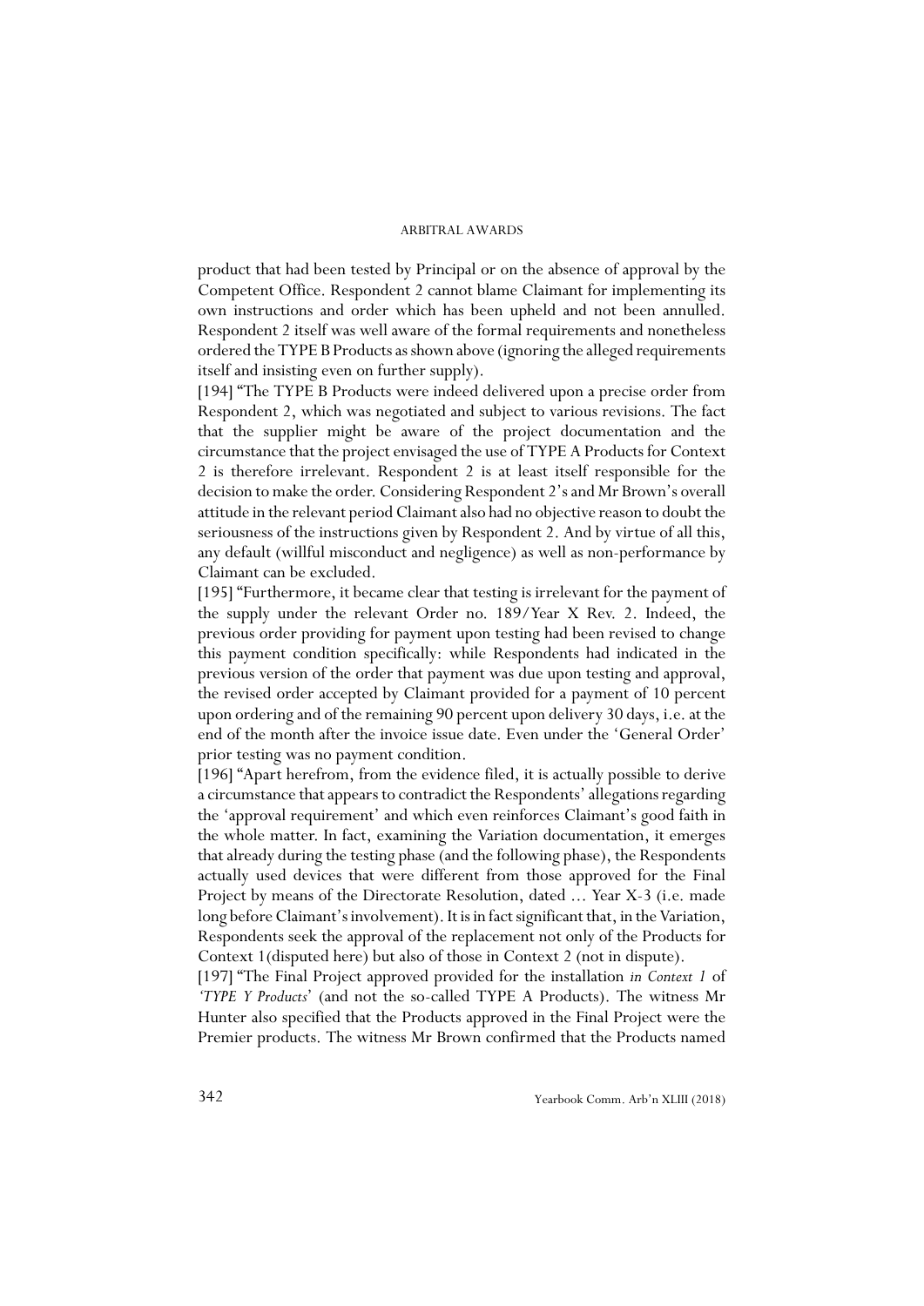product that had been tested by Principal or on the absence of approval by the Competent Office. Respondent 2 cannot blame Claimant for implementing its own instructions and order which has been upheld and not been annulled. Respondent 2 itself was well aware of the formal requirements and nonetheless ordered the TYPE B Products as shown above (ignoring the alleged requirements itself and insisting even on further supply).

[194] "The TYPE B Products were indeed delivered upon a precise order from Respondent 2, which was negotiated and subject to various revisions. The fact that the supplier might be aware of the project documentation and the circumstance that the project envisaged the use of TYPE A Products for Context 2 is therefore irrelevant. Respondent 2 is at least itself responsible for the decision to make the order. Considering Respondent 2's and Mr Brown's overall attitude in the relevant period Claimant also had no objective reason to doubt the seriousness of the instructions given by Respondent 2. And by virtue of all this, any default (willful misconduct and negligence) as well as non-performance by Claimant can be excluded.

[195] "Furthermore, it became clear that testing is irrelevant for the payment of the supply under the relevant Order no. 189/Year X Rev. 2. Indeed, the previous order providing for payment upon testing had been revised to change this payment condition specifically: while Respondents had indicated in the previous version of the order that payment was due upon testing and approval, the revised order accepted by Claimant provided for a payment of 10 percent upon ordering and of the remaining 90 percent upon delivery 30 days, i.e. at the end of the month after the invoice issue date. Even under the 'General Order' prior testing was no payment condition.

[196] "Apart herefrom, from the evidence filed, it is actually possible to derive a circumstance that appears to contradict the Respondents' allegations regarding the 'approval requirement' and which even reinforces Claimant's good faith in the whole matter. In fact, examining the Variation documentation, it emerges that already during the testing phase (and the following phase), the Respondents actually used devices that were different from those approved for the Final Project by means of the Directorate Resolution, dated ... Year X-3 (i.e. made long before Claimant's involvement). It is in fact significant that, in the Variation, Respondents seek the approval of the replacement not only of the Products for Context 1(disputed here) but also of those in Context 2 (not in dispute).

[197] "The Final Project approved provided for the installation *in Context 1* of '*TYPE Y Products*' (and not the so-called TYPE A Products). The witness Mr Hunter also specified that the Products approved in the Final Project were the Premier products. The witness Mr Brown confirmed that the Products named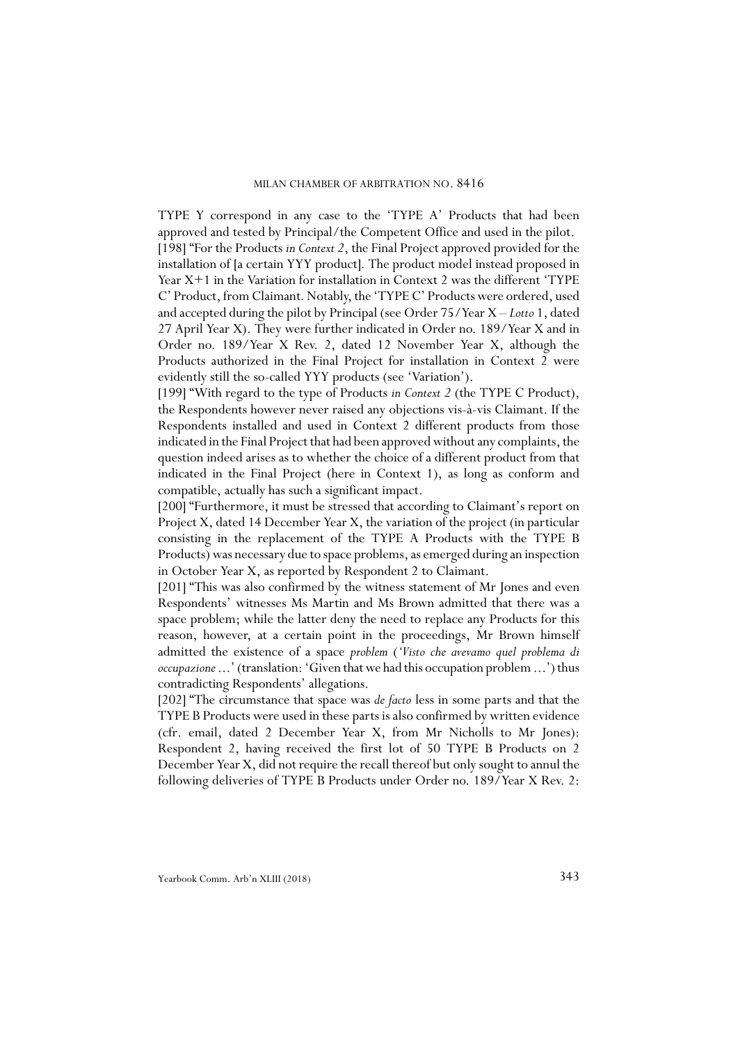TYPE Y correspond in any case to the 'TYPE A' Products that had been approved and tested by Principal/the Competent Office and used in the pilot.

[198] "For the Products *in Context 2*, the Final Project approved provided for the installation of [a certain YYY product]. The product model instead proposed in Year X+1 in the Variation for installation in Context 2 was the different 'TYPE C' Product, from Claimant. Notably, the 'TYPE C' Products were ordered, used and accepted during the pilot by Principal (see Order 75/Year X – *Lotto* 1, dated 27 April Year X). They were further indicated in Order no. 189/Year X and in Order no. 189/Year X Rev. 2, dated 12 November Year X, although the Products authorized in the Final Project for installation in Context 2 were evidently still the so-called YYY products (see 'Variation').

[199] "With regard to the type of Products *in Context 2* (the TYPE C Product), the Respondents however never raised any objections vis-à-vis Claimant. If the Respondents installed and used in Context 2 different products from those indicated in the Final Project that had been approved without any complaints, the question indeed arises as to whether the choice of a different product from that indicated in the Final Project (here in Context 1), as long as conform and compatible, actually has such a significant impact.

[200] "Furthermore, it must be stressed that according to Claimant's report on Project X, dated 14 December Year X, the variation of the project (in particular consisting in the replacement of the TYPE A Products with the TYPE B Products) was necessary due to space problems, as emerged during an inspection in October Year X, as reported by Respondent 2 to Claimant.

[201] "This was also confirmed by the witness statement of Mr Jones and even Respondents' witnesses Ms Martin and Ms Brown admitted that there was a space problem; while the latter deny the need to replace any Products for this reason, however, at a certain point in the proceedings, Mr Brown himself admitted the existence of a space *problem* (*'Visto che avevamo quel problema di occupazione* ...' (translation: 'Given that we had this occupation problem ...') thus contradicting Respondents' allegations.

[202] "The circumstance that space was *de facto* less in some parts and that the TYPE B Products were used in these parts is also confirmed by written evidence (cfr. email, dated 2 December Year X, from Mr Nicholls to Mr Jones): Respondent 2, having received the first lot of 50 TYPE B Products on 2 December Year X, did not require the recall thereof but only sought to annul the following deliveries of TYPE B Products under Order no. 189/Year X Rev. 2: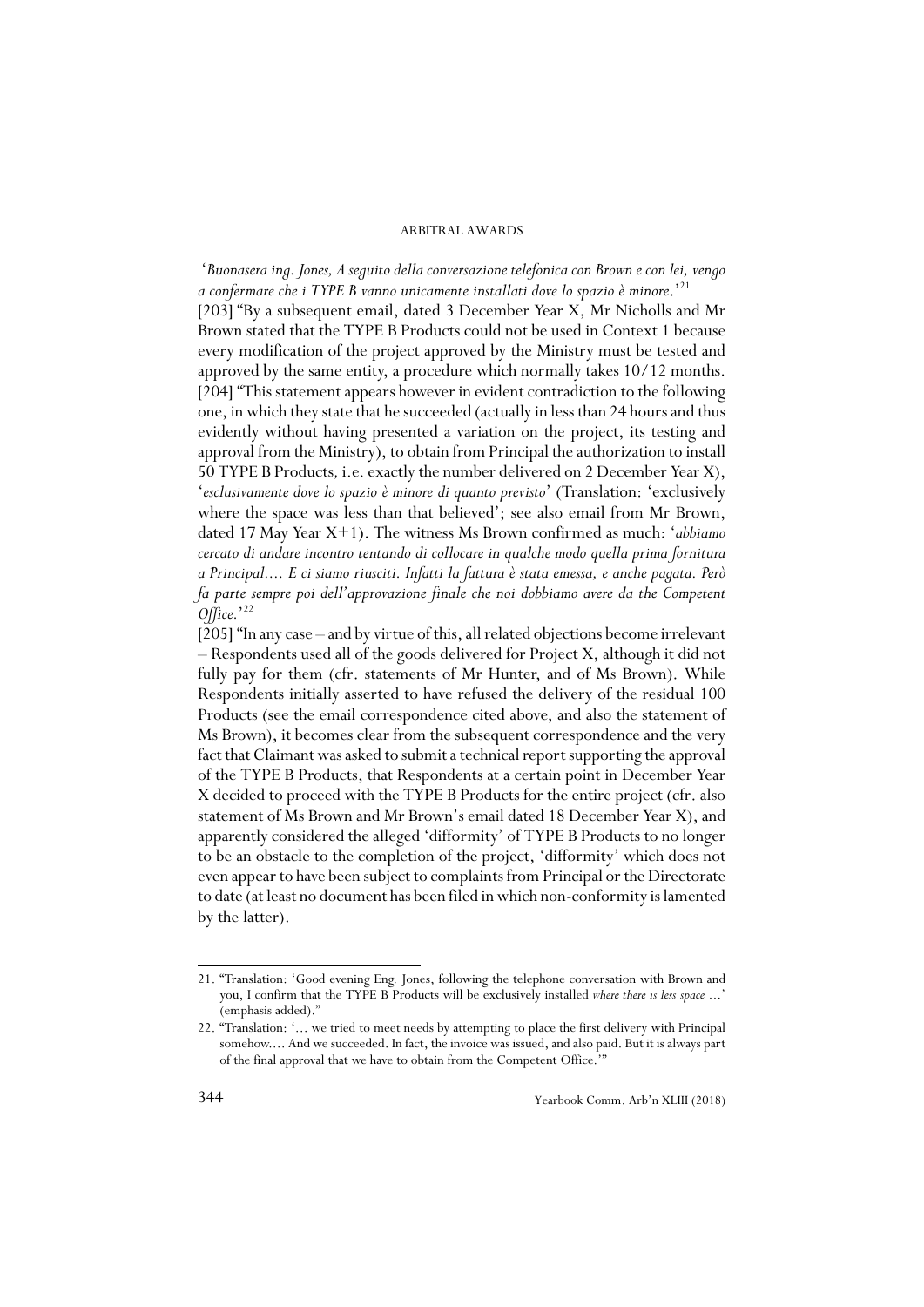'*Buonasera ing. Jones, A seguito della conversazione telefonica con Brown e con lei, vengo a confermare che i TYPE B vanno unicamente installati dove lo spazio è minore*.'[21]

[203] "By a subsequent email, dated 3 December Year X, Mr Nicholls and Mr Brown stated that the TYPE B Products could not be used in Context 1 because every modification of the project approved by the Ministry must be tested and approved by the same entity, a procedure which normally takes 10/12 months.

[204] "This statement appears however in evident contradiction to the following one, in which they state that he succeeded (actually in less than 24 hours and thus evidently without having presented a variation on the project, its testing and approval from the Ministry), to obtain from Principal the authorization to install 50 TYPE B Products, i.e. exactly the number delivered on 2 December Year X), '*esclusivamente dove lo spazio è minore di quanto previsto*' (Translation: 'exclusively where the space was less than that believed'; see also email from Mr Brown, dated 17 May Year X+1). The witness Ms Brown confirmed as much: '*abbiamo cercato di andare incontro tentando di collocare in qualche modo quella prima fornitura a Principal.... E ci siamo riusciti. Infatti la fattura è stata emessa, e anche pagata. Però fa parte sempre poi dell'approvazione finale che noi dobbiamo avere da the Competent Office*.'[22]

[205] "In any case – and by virtue of this, all related objections become irrelevant – Respondents used all of the goods delivered for Project X, although it did not fully pay for them (cfr. statements of Mr Hunter, and of Ms Brown). While Respondents initially asserted to have refused the delivery of the residual 100 Products (see the email correspondence cited above, and also the statement of Ms Brown), it becomes clear from the subsequent correspondence and the very fact that Claimant was asked to submit a technical report supporting the approval of the TYPE B Products, that Respondents at a certain point in December Year X decided to proceed with the TYPE B Products for the entire project (cfr. also statement of Ms Brown and Mr Brown's email dated 18 December Year X), and apparently considered the alleged 'difformity' of TYPE B Products to no longer to be an obstacle to the completion of the project, 'difformity' which does not even appear to have been subject to complaints from Principal or the Directorate to date (at least no document has been filed in which non-conformity is lamented by the latter).

---

21. "Translation: 'Good evening Eng. Jones, following the telephone conversation with Brown and you, I confirm that the TYPE B Products will be exclusively installed *where there is less space* ...' (emphasis added)."

22. "Translation: '... we tried to meet needs by attempting to place the first delivery with Principal somehow.... And we succeeded. In fact, the invoice was issued, and also paid. But it is always part of the final approval that we have to obtain from the Competent Office.'"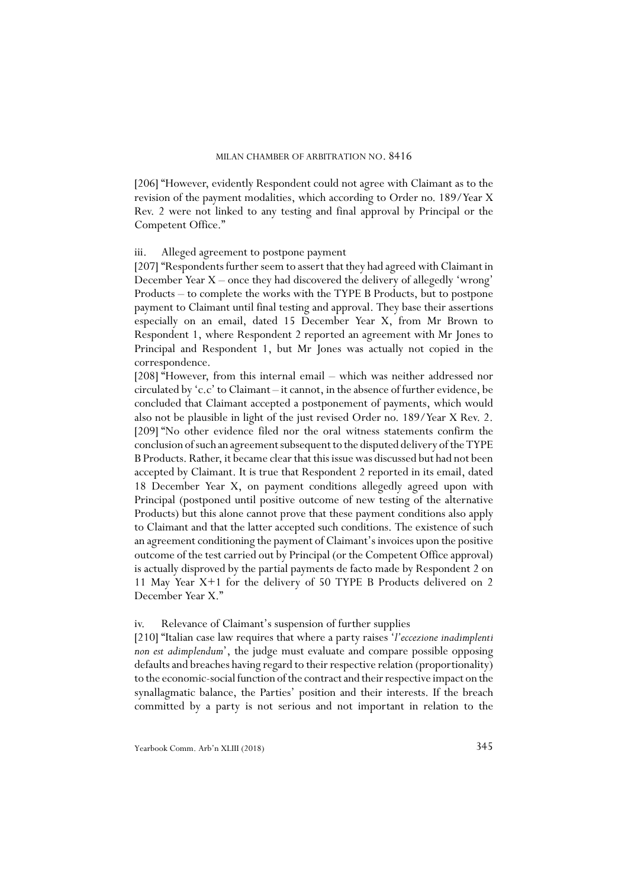[206] "However, evidently Respondent could not agree with Claimant as to the revision of the payment modalities, which according to Order no. 189/Year X Rev. 2 were not linked to any testing and final approval by Principal or the Competent Office."

iii. Alleged agreement to postpone payment

[207] "Respondents further seem to assert that they had agreed with Claimant in December Year X – once they had discovered the delivery of allegedly 'wrong' Products – to complete the works with the TYPE B Products, but to postpone payment to Claimant until final testing and approval. They base their assertions especially on an email, dated 15 December Year X, from Mr Brown to Respondent 1, where Respondent 2 reported an agreement with Mr Jones to Principal and Respondent 1, but Mr Jones was actually not copied in the correspondence.

[208] "However, from this internal email – which was neither addressed nor circulated by 'c.c' to Claimant – it cannot, in the absence of further evidence, be concluded that Claimant accepted a postponement of payments, which would also not be plausible in light of the just revised Order no. 189/Year X Rev. 2.

[209] "No other evidence filed nor the oral witness statements confirm the conclusion of such an agreement subsequent to the disputed delivery of the TYPE B Products. Rather, it became clear that this issue was discussed but had not been accepted by Claimant. It is true that Respondent 2 reported in its email, dated 18 December Year X, on payment conditions allegedly agreed upon with Principal (postponed until positive outcome of new testing of the alternative Products) but this alone cannot prove that these payment conditions also apply to Claimant and that the latter accepted such conditions. The existence of such an agreement conditioning the payment of Claimant's invoices upon the positive outcome of the test carried out by Principal (or the Competent Office approval) is actually disproved by the partial payments de facto made by Respondent 2 on 11 May Year X+1 for the delivery of 50 TYPE B Products delivered on 2 December Year X."

iv. Relevance of Claimant's suspension of further supplies

[210] "Italian case law requires that where a party raises '*l'eccezione inadimplenti non est adimplendum*', the judge must evaluate and compare possible opposing defaults and breaches having regard to their respective relation (proportionality) to the economic-social function of the contract and their respective impact on the synallagmatic balance, the Parties' position and their interests. If the breach committed by a party is not serious and not important in relation to the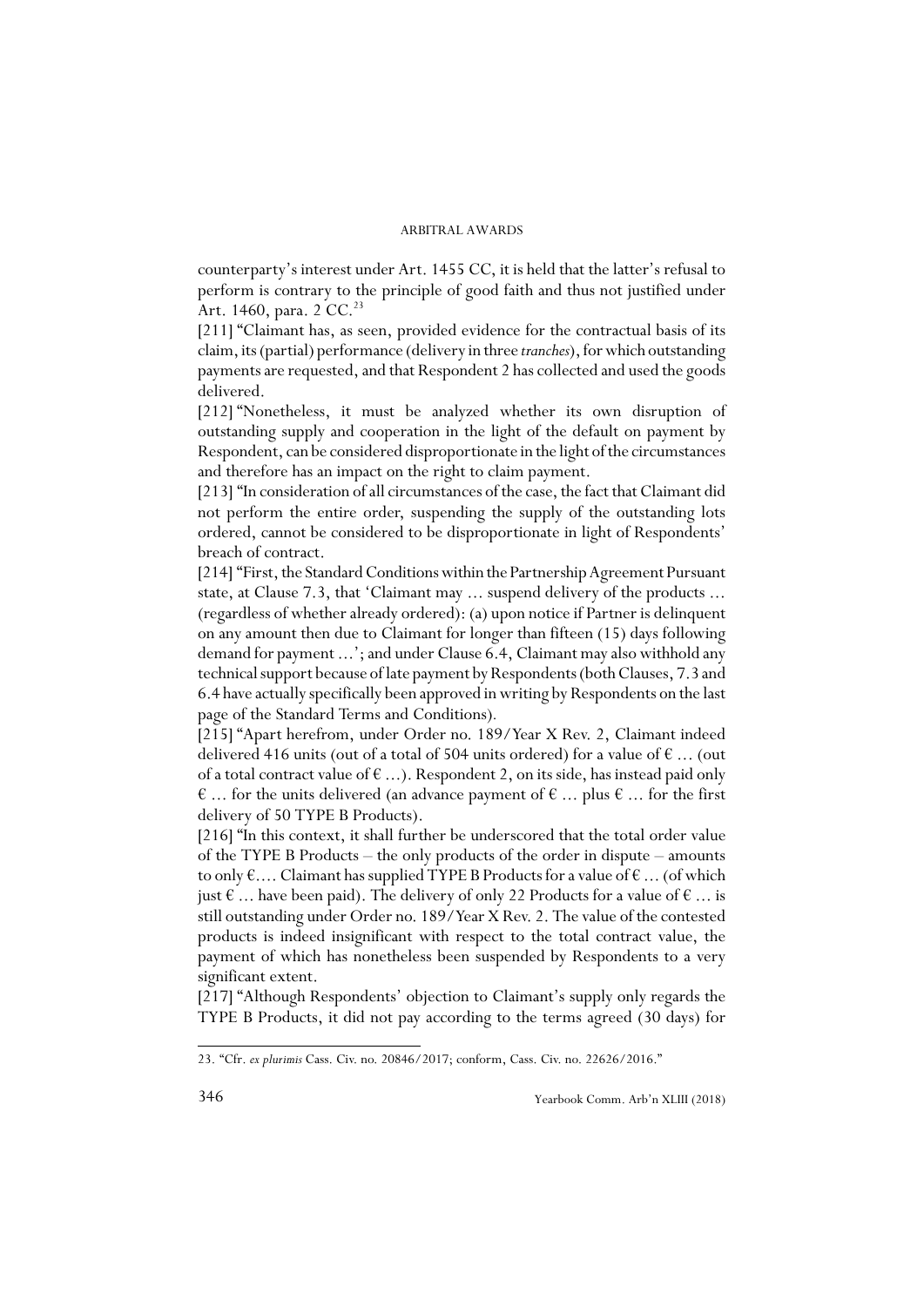counterparty's interest under Art. 1455 CC, it is held that the latter's refusal to perform is contrary to the principle of good faith and thus not justified under Art. 1460, para. 2 CC.[23]

[211] "Claimant has, as seen, provided evidence for the contractual basis of its claim, its (partial) performance (delivery in three *tranches*), for which outstanding payments are requested, and that Respondent 2 has collected and used the goods delivered.

[212] "Nonetheless, it must be analyzed whether its own disruption of outstanding supply and cooperation in the light of the default on payment by Respondent, can be considered disproportionate in the light of the circumstances and therefore has an impact on the right to claim payment.

[213] "In consideration of all circumstances of the case, the fact that Claimant did not perform the entire order, suspending the supply of the outstanding lots ordered, cannot be considered to be disproportionate in light of Respondents' breach of contract.

[214] "First, the Standard Conditions within the Partnership Agreement Pursuant state, at Clause 7.3, that 'Claimant may … suspend delivery of the products … (regardless of whether already ordered): (a) upon notice if Partner is delinquent on any amount then due to Claimant for longer than fifteen (15) days following demand for payment …'; and under Clause 6.4, Claimant may also withhold any technical support because of late payment by Respondents (both Clauses, 7.3 and 6.4 have actually specifically been approved in writing by Respondents on the last page of the Standard Terms and Conditions).

[215] "Apart herefrom, under Order no. 189/Year X Rev. 2, Claimant indeed delivered 416 units (out of a total of 504 units ordered) for a value of € … (out of a total contract value of € …). Respondent 2, on its side, has instead paid only € … for the units delivered (an advance payment of € … plus € … for the first delivery of 50 TYPE B Products).

[216] "In this context, it shall further be underscored that the total order value of the TYPE B Products – the only products of the order in dispute – amounts to only €…. Claimant has supplied TYPE B Products for a value of € … (of which just € … have been paid). The delivery of only 22 Products for a value of € … is still outstanding under Order no. 189/Year X Rev. 2. The value of the contested products is indeed insignificant with respect to the total contract value, the payment of which has nonetheless been suspended by Respondents to a very significant extent.

[217] "Although Respondents' objection to Claimant's supply only regards the TYPE B Products, it did not pay according to the terms agreed (30 days) for

---

23. "Cfr. *ex plurimis* Cass. Civ. no. 20846/2017; conform, Cass. Civ. no. 22626/2016."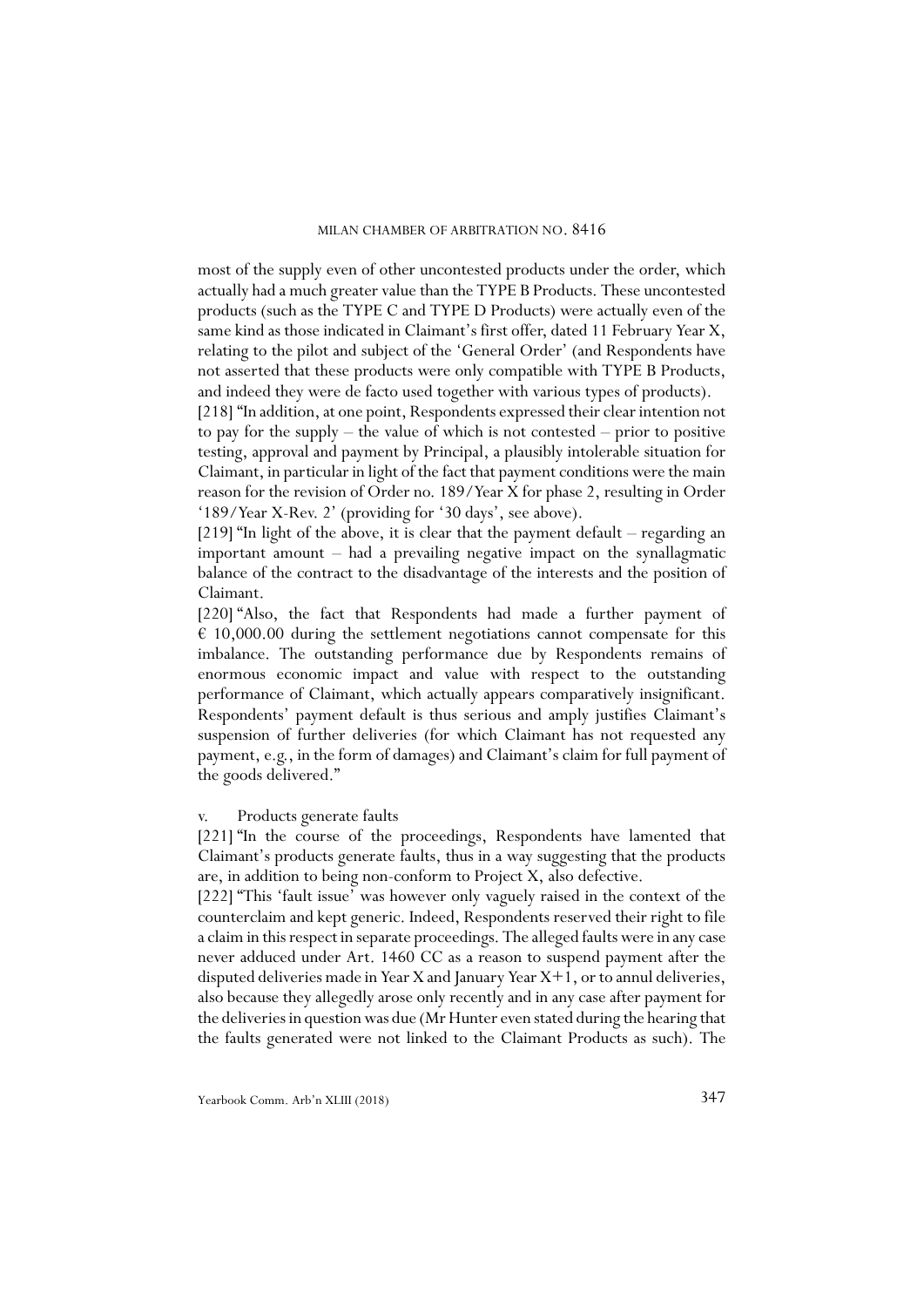most of the supply even of other uncontested products under the order, which actually had a much greater value than the TYPE B Products. These uncontested products (such as the TYPE C and TYPE D Products) were actually even of the same kind as those indicated in Claimant's first offer, dated 11 February Year X, relating to the pilot and subject of the 'General Order' (and Respondents have not asserted that these products were only compatible with TYPE B Products, and indeed they were de facto used together with various types of products).

[218] "In addition, at one point, Respondents expressed their clear intention not to pay for the supply – the value of which is not contested – prior to positive testing, approval and payment by Principal, a plausibly intolerable situation for Claimant, in particular in light of the fact that payment conditions were the main reason for the revision of Order no. 189/Year X for phase 2, resulting in Order '189/Year X-Rev. 2' (providing for '30 days', see above).

[219] "In light of the above, it is clear that the payment default – regarding an important amount – had a prevailing negative impact on the synallagmatic balance of the contract to the disadvantage of the interests and the position of Claimant.

[220] "Also, the fact that Respondents had made a further payment of € 10,000.00 during the settlement negotiations cannot compensate for this imbalance. The outstanding performance due by Respondents remains of enormous economic impact and value with respect to the outstanding performance of Claimant, which actually appears comparatively insignificant. Respondents' payment default is thus serious and amply justifies Claimant's suspension of further deliveries (for which Claimant has not requested any payment, e.g., in the form of damages) and Claimant's claim for full payment of the goods delivered."

v. Products generate faults

[221] "In the course of the proceedings, Respondents have lamented that Claimant's products generate faults, thus in a way suggesting that the products are, in addition to being non-conform to Project X, also defective.

[222] "This 'fault issue' was however only vaguely raised in the context of the counterclaim and kept generic. Indeed, Respondents reserved their right to file a claim in this respect in separate proceedings. The alleged faults were in any case never adduced under Art. 1460 CC as a reason to suspend payment after the disputed deliveries made in Year X and January Year X+1, or to annul deliveries, also because they allegedly arose only recently and in any case after payment for the deliveries in question was due (Mr Hunter even stated during the hearing that the faults generated were not linked to the Claimant Products as such). The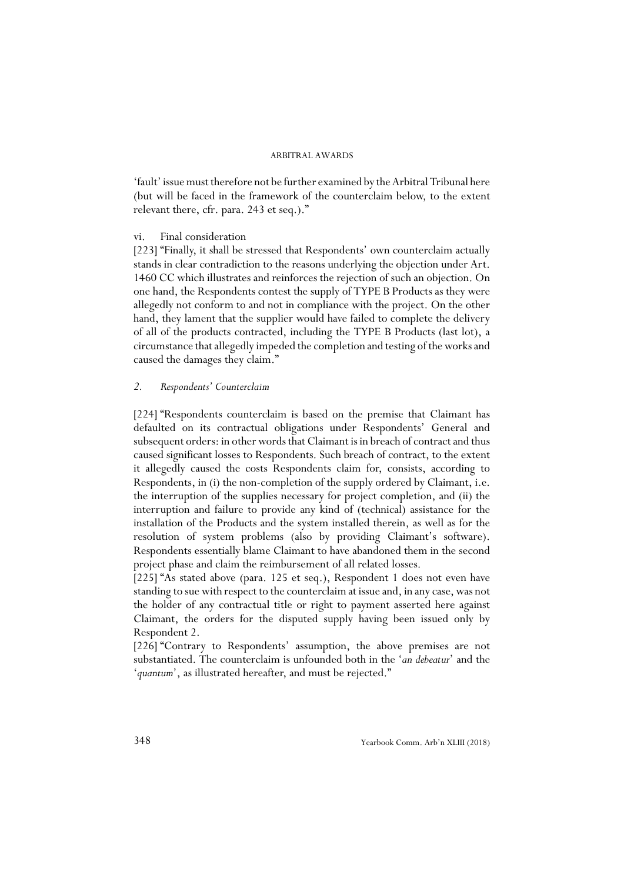'fault' issue must therefore not be further examined by the Arbitral Tribunal here (but will be faced in the framework of the counterclaim below, to the extent relevant there, cfr. para. 243 et seq.)."

vi. Final consideration

[223] "Finally, it shall be stressed that Respondents' own counterclaim actually stands in clear contradiction to the reasons underlying the objection under Art. 1460 CC which illustrates and reinforces the rejection of such an objection. On one hand, the Respondents contest the supply of TYPE B Products as they were allegedly not conform to and not in compliance with the project. On the other hand, they lament that the supplier would have failed to complete the delivery of all of the products contracted, including the TYPE B Products (last lot), a circumstance that allegedly impeded the completion and testing of the works and caused the damages they claim."

*2. Respondents' Counterclaim*

[224] "Respondents counterclaim is based on the premise that Claimant has defaulted on its contractual obligations under Respondents' General and subsequent orders: in other words that Claimant is in breach of contract and thus caused significant losses to Respondents. Such breach of contract, to the extent it allegedly caused the costs Respondents claim for, consists, according to Respondents, in (i) the non-completion of the supply ordered by Claimant, i.e. the interruption of the supplies necessary for project completion, and (ii) the interruption and failure to provide any kind of (technical) assistance for the installation of the Products and the system installed therein, as well as for the resolution of system problems (also by providing Claimant's software). Respondents essentially blame Claimant to have abandoned them in the second project phase and claim the reimbursement of all related losses.

[225] "As stated above (para. 125 et seq.), Respondent 1 does not even have standing to sue with respect to the counterclaim at issue and, in any case, was not the holder of any contractual title or right to payment asserted here against Claimant, the orders for the disputed supply having been issued only by Respondent 2.

[226] "Contrary to Respondents' assumption, the above premises are not substantiated. The counterclaim is unfounded both in the '*an debeatur*' and the '*quantum*', as illustrated hereafter, and must be rejected."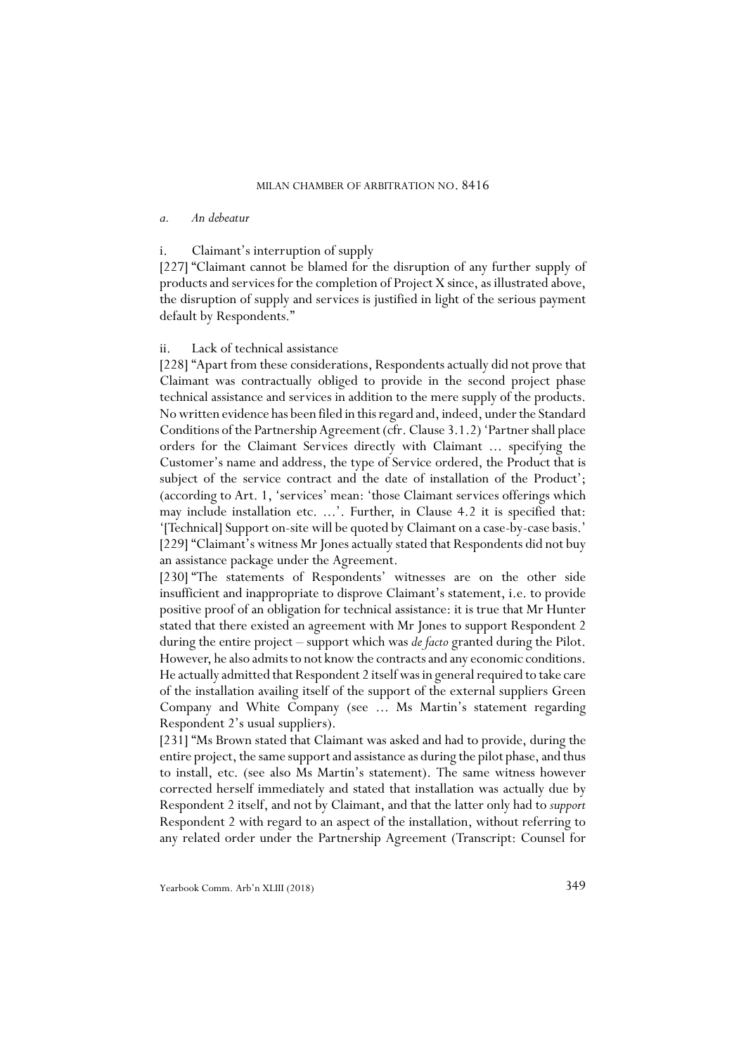*a. An debeatur*

i. Claimant's interruption of supply

[227] "Claimant cannot be blamed for the disruption of any further supply of products and services for the completion of Project X since, as illustrated above, the disruption of supply and services is justified in light of the serious payment default by Respondents."

ii. Lack of technical assistance

[228] "Apart from these considerations, Respondents actually did not prove that Claimant was contractually obliged to provide in the second project phase technical assistance and services in addition to the mere supply of the products. No written evidence has been filed in this regard and, indeed, under the Standard Conditions of the Partnership Agreement (cfr. Clause 3.1.2) 'Partner shall place orders for the Claimant Services directly with Claimant ... specifying the Customer's name and address, the type of Service ordered, the Product that is subject of the service contract and the date of installation of the Product'; (according to Art. 1, 'services' mean: 'those Claimant services offerings which may include installation etc. ...'. Further, in Clause 4.2 it is specified that: '[Technical] Support on-site will be quoted by Claimant on a case-by-case basis.'

[229] "Claimant's witness Mr Jones actually stated that Respondents did not buy an assistance package under the Agreement.

[230] "The statements of Respondents' witnesses are on the other side insufficient and inappropriate to disprove Claimant's statement, i.e. to provide positive proof of an obligation for technical assistance: it is true that Mr Hunter stated that there existed an agreement with Mr Jones to support Respondent 2 during the entire project – support which was *de facto* granted during the Pilot. However, he also admits to not know the contracts and any economic conditions. He actually admitted that Respondent 2 itself was in general required to take care of the installation availing itself of the support of the external suppliers Green Company and White Company (see ... Ms Martin's statement regarding Respondent 2's usual suppliers).

[231] "Ms Brown stated that Claimant was asked and had to provide, during the entire project, the same support and assistance as during the pilot phase, and thus to install, etc. (see also Ms Martin's statement). The same witness however corrected herself immediately and stated that installation was actually due by Respondent 2 itself, and not by Claimant, and that the latter only had to *support* Respondent 2 with regard to an aspect of the installation, without referring to any related order under the Partnership Agreement (Transcript: Counsel for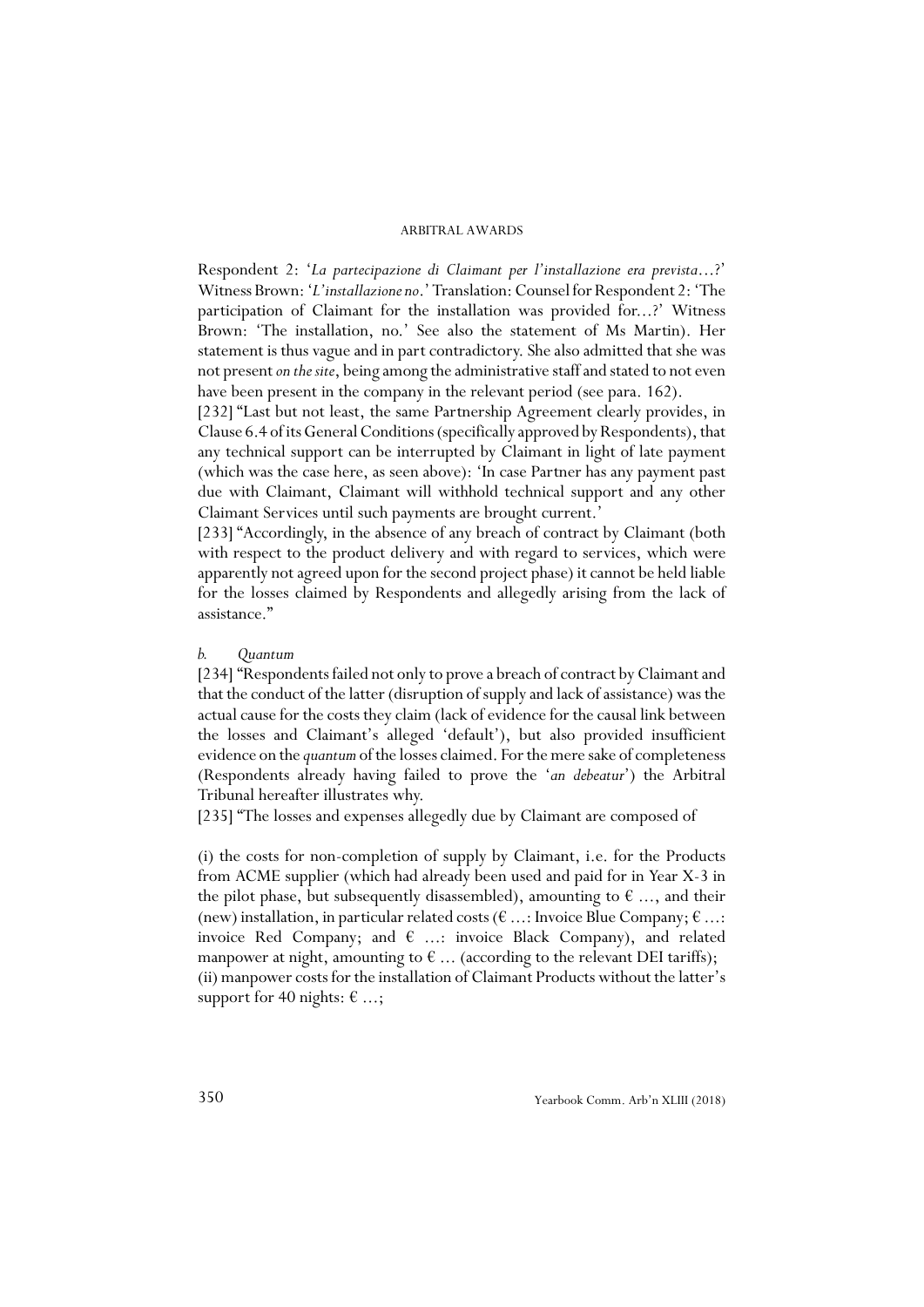Respondent 2: '*La partecipazione di Claimant per l'installazione era prevista…?*' Witness Brown: '*L'installazione no*.' Translation: Counsel for Respondent 2: 'The participation of Claimant for the installation was provided for…?' Witness Brown: 'The installation, no.' See also the statement of Ms Martin). Her statement is thus vague and in part contradictory. She also admitted that she was not present *on the site*, being among the administrative staff and stated to not even have been present in the company in the relevant period (see para. 162).

[232] "Last but not least, the same Partnership Agreement clearly provides, in Clause 6.4 of its General Conditions (specifically approved by Respondents), that any technical support can be interrupted by Claimant in light of late payment (which was the case here, as seen above): 'In case Partner has any payment past due with Claimant, Claimant will withhold technical support and any other Claimant Services until such payments are brought current.'

[233] "Accordingly, in the absence of any breach of contract by Claimant (both with respect to the product delivery and with regard to services, which were apparently not agreed upon for the second project phase) it cannot be held liable for the losses claimed by Respondents and allegedly arising from the lack of assistance."

*b. Quantum*

[234] "Respondents failed not only to prove a breach of contract by Claimant and that the conduct of the latter (disruption of supply and lack of assistance) was the actual cause for the costs they claim (lack of evidence for the causal link between the losses and Claimant's alleged 'default'), but also provided insufficient evidence on the *quantum* of the losses claimed. For the mere sake of completeness (Respondents already having failed to prove the '*an debeatur*') the Arbitral Tribunal hereafter illustrates why.

[235] "The losses and expenses allegedly due by Claimant are composed of

(i) the costs for non-completion of supply by Claimant, i.e. for the Products from ACME supplier (which had already been used and paid for in Year X-3 in the pilot phase, but subsequently disassembled), amounting to € …, and their (new) installation, in particular related costs (€ …: Invoice Blue Company; € …: invoice Red Company; and € …: invoice Black Company), and related manpower at night, amounting to € … (according to the relevant DEI tariffs);
(ii) manpower costs for the installation of Claimant Products without the latter's support for 40 nights: € …;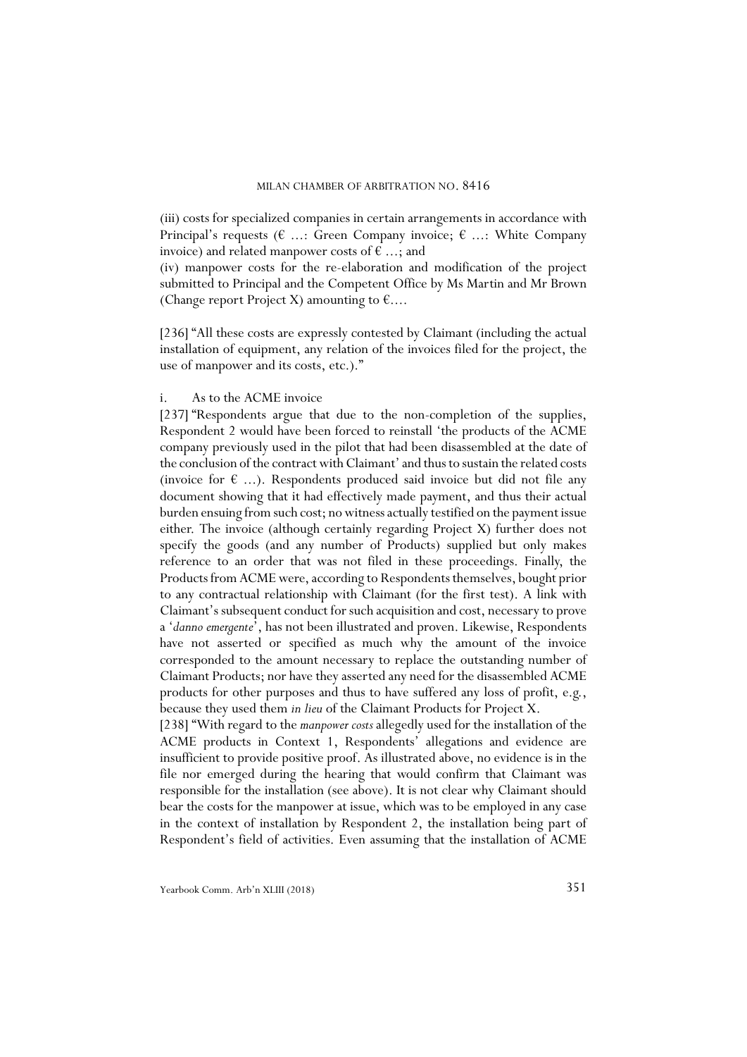(iii) costs for specialized companies in certain arrangements in accordance with Principal's requests (€ ...: Green Company invoice; € ...: White Company invoice) and related manpower costs of € ...; and

(iv) manpower costs for the re-elaboration and modification of the project submitted to Principal and the Competent Office by Ms Martin and Mr Brown (Change report Project X) amounting to €....

[236] "All these costs are expressly contested by Claimant (including the actual installation of equipment, any relation of the invoices filed for the project, the use of manpower and its costs, etc.)."

i. As to the ACME invoice

[237] "Respondents argue that due to the non-completion of the supplies, Respondent 2 would have been forced to reinstall 'the products of the ACME company previously used in the pilot that had been disassembled at the date of the conclusion of the contract with Claimant' and thus to sustain the related costs (invoice for € ...). Respondents produced said invoice but did not file any document showing that it had effectively made payment, and thus their actual burden ensuing from such cost; no witness actually testified on the payment issue either. The invoice (although certainly regarding Project X) further does not specify the goods (and any number of Products) supplied but only makes reference to an order that was not filed in these proceedings. Finally, the Products from ACME were, according to Respondents themselves, bought prior to any contractual relationship with Claimant (for the first test). A link with Claimant's subsequent conduct for such acquisition and cost, necessary to prove a '*danno emergente*', has not been illustrated and proven. Likewise, Respondents have not asserted or specified as much why the amount of the invoice corresponded to the amount necessary to replace the outstanding number of Claimant Products; nor have they asserted any need for the disassembled ACME products for other purposes and thus to have suffered any loss of profit, e.g., because they used them *in lieu* of the Claimant Products for Project X.

[238] "With regard to the *manpower costs* allegedly used for the installation of the ACME products in Context 1, Respondents' allegations and evidence are insufficient to provide positive proof. As illustrated above, no evidence is in the file nor emerged during the hearing that would confirm that Claimant was responsible for the installation (see above). It is not clear why Claimant should bear the costs for the manpower at issue, which was to be employed in any case in the context of installation by Respondent 2, the installation being part of Respondent's field of activities. Even assuming that the installation of ACME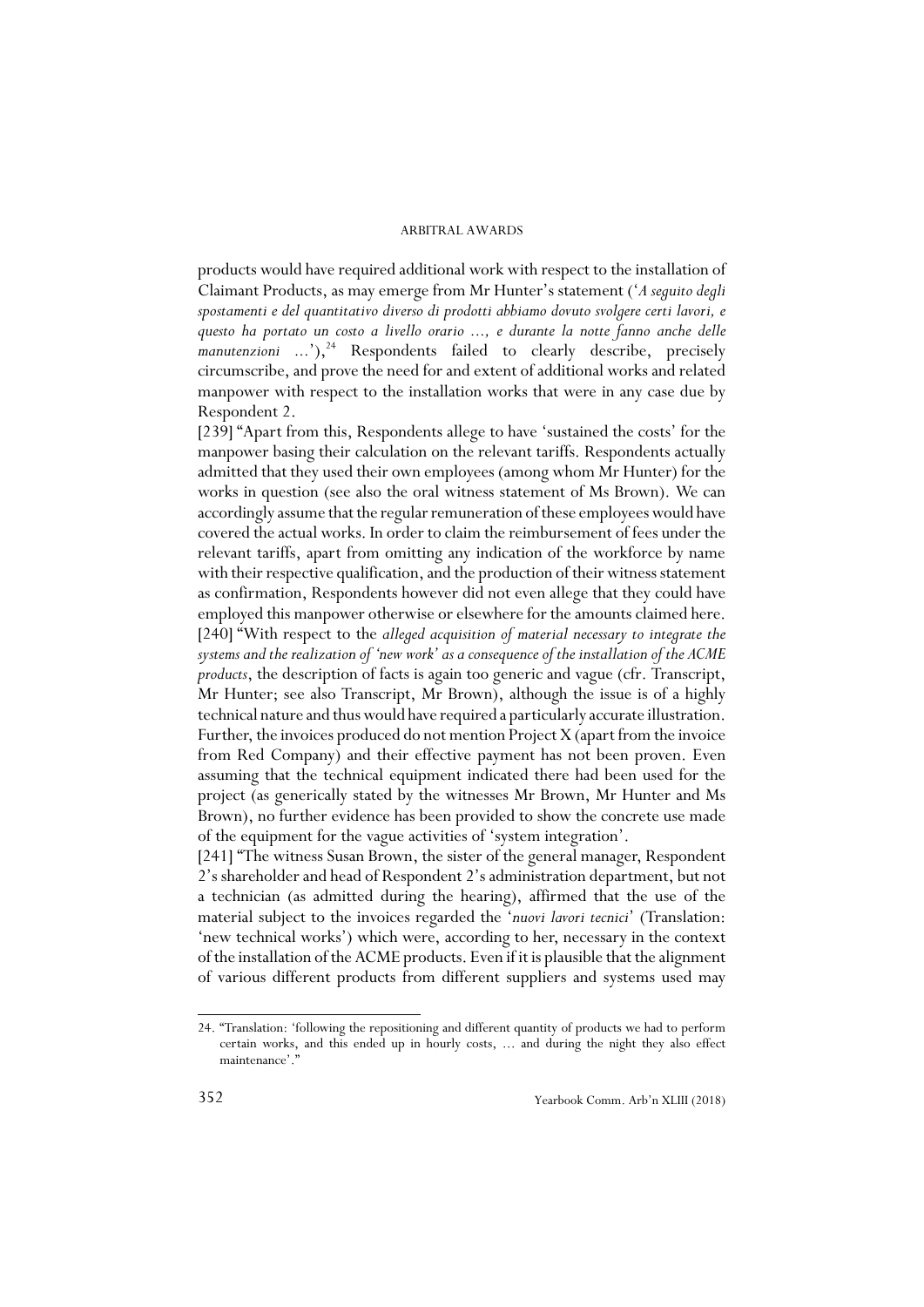products would have required additional work with respect to the installation of Claimant Products, as may emerge from Mr Hunter's statement ('*A seguito degli spostamenti e del quantitativo diverso di prodotti abbiamo dovuto svolgere certi lavori, e questo ha portato un costo a livello orario ..., e durante la notte fanno anche delle manutenzioni ...*'),[24] Respondents failed to clearly describe, precisely circumscribe, and prove the need for and extent of additional works and related manpower with respect to the installation works that were in any case due by Respondent 2.

[239] "Apart from this, Respondents allege to have 'sustained the costs' for the manpower basing their calculation on the relevant tariffs. Respondents actually admitted that they used their own employees (among whom Mr Hunter) for the works in question (see also the oral witness statement of Ms Brown). We can accordingly assume that the regular remuneration of these employees would have covered the actual works. In order to claim the reimbursement of fees under the relevant tariffs, apart from omitting any indication of the workforce by name with their respective qualification, and the production of their witness statement as confirmation, Respondents however did not even allege that they could have employed this manpower otherwise or elsewhere for the amounts claimed here.

[240] "With respect to the *alleged acquisition of material necessary to integrate the systems and the realization of 'new work' as a consequence of the installation of the ACME products*, the description of facts is again too generic and vague (cfr. Transcript, Mr Hunter; see also Transcript, Mr Brown), although the issue is of a highly technical nature and thus would have required a particularly accurate illustration. Further, the invoices produced do not mention Project X (apart from the invoice from Red Company) and their effective payment has not been proven. Even assuming that the technical equipment indicated there had been used for the project (as generically stated by the witnesses Mr Brown, Mr Hunter and Ms Brown), no further evidence has been provided to show the concrete use made of the equipment for the vague activities of 'system integration'.

[241] "The witness Susan Brown, the sister of the general manager, Respondent 2's shareholder and head of Respondent 2's administration department, but not a technician (as admitted during the hearing), affirmed that the use of the material subject to the invoices regarded the '*nuovi lavori tecnici*' (Translation: 'new technical works') which were, according to her, necessary in the context of the installation of the ACME products. Even if it is plausible that the alignment of various different products from different suppliers and systems used may

---

24. "Translation: 'following the repositioning and different quantity of products we had to perform certain works, and this ended up in hourly costs, ... and during the night they also effect maintenance'."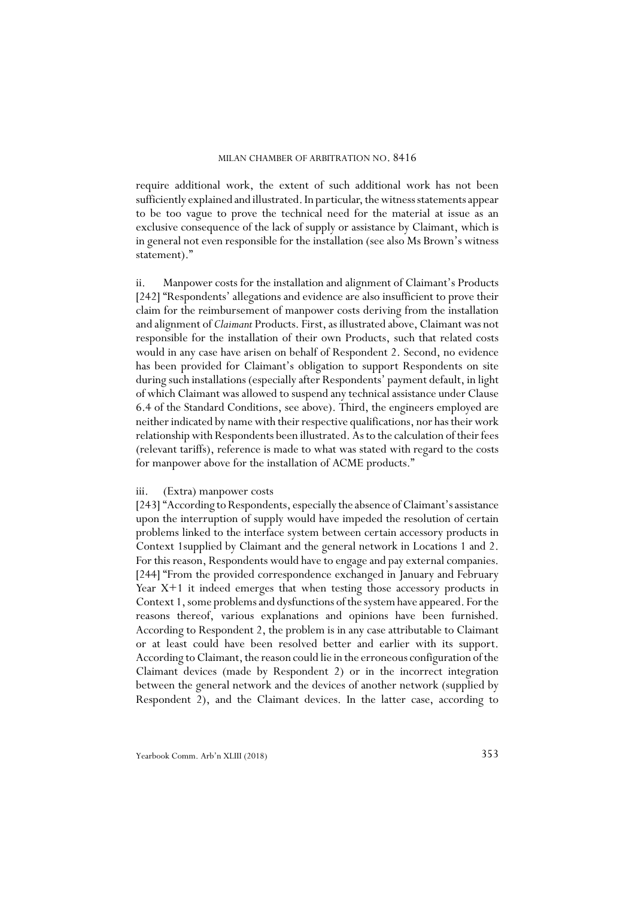require additional work, the extent of such additional work has not been sufficiently explained and illustrated. In particular, the witness statements appear to be too vague to prove the technical need for the material at issue as an exclusive consequence of the lack of supply or assistance by Claimant, which is in general not even responsible for the installation (see also Ms Brown's witness statement)."

ii. Manpower costs for the installation and alignment of Claimant's Products

[242] "Respondents' allegations and evidence are also insufficient to prove their claim for the reimbursement of manpower costs deriving from the installation and alignment of *Claimant* Products. First, as illustrated above, Claimant was not responsible for the installation of their own Products, such that related costs would in any case have arisen on behalf of Respondent 2. Second, no evidence has been provided for Claimant's obligation to support Respondents on site during such installations (especially after Respondents' payment default, in light of which Claimant was allowed to suspend any technical assistance under Clause 6.4 of the Standard Conditions, see above). Third, the engineers employed are neither indicated by name with their respective qualifications, nor has their work relationship with Respondents been illustrated. As to the calculation of their fees (relevant tariffs), reference is made to what was stated with regard to the costs for manpower above for the installation of ACME products."

iii. (Extra) manpower costs

[243] "According to Respondents, especially the absence of Claimant's assistance upon the interruption of supply would have impeded the resolution of certain problems linked to the interface system between certain accessory products in Context 1supplied by Claimant and the general network in Locations 1 and 2. For this reason, Respondents would have to engage and pay external companies.

[244] "From the provided correspondence exchanged in January and February Year X+1 it indeed emerges that when testing those accessory products in Context 1, some problems and dysfunctions of the system have appeared. For the reasons thereof, various explanations and opinions have been furnished. According to Respondent 2, the problem is in any case attributable to Claimant or at least could have been resolved better and earlier with its support. According to Claimant, the reason could lie in the erroneous configuration of the Claimant devices (made by Respondent 2) or in the incorrect integration between the general network and the devices of another network (supplied by Respondent 2), and the Claimant devices. In the latter case, according to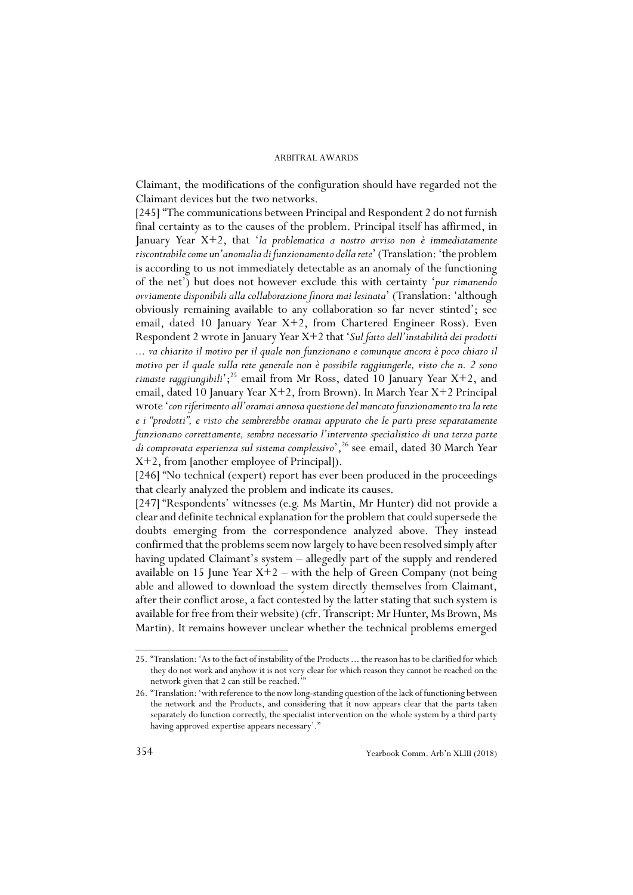Claimant, the modifications of the configuration should have regarded not the Claimant devices but the two networks.

[245] "The communications between Principal and Respondent 2 do not furnish final certainty as to the causes of the problem. Principal itself has affirmed, in January Year X+2, that '*la problematica a nostro avviso non è immediatamente riscontrabile come un'anomalia di funzionamento della rete*' (Translation: 'the problem is according to us not immediately detectable as an anomaly of the functioning of the net') but does not however exclude this with certainty '*pur rimanendo ovviamente disponibili alla collaborazione finora mai lesinata*' (Translation: 'although obviously remaining available to any collaboration so far never stinted'; see email, dated 10 January Year X+2, from Chartered Engineer Ross). Even Respondent 2 wrote in January Year X+2 that '*Sul fatto dell'instabilità dei prodotti ... va chiarito il motivo per il quale non funzionano e comunque ancora è poco chiaro il motivo per il quale sulla rete generale non è possibile raggiungerle, visto che n. 2 sono rimaste raggiungibili*';[25] email from Mr Ross, dated 10 January Year X+2, and email, dated 10 January Year X+2, from Brown). In March Year X+2 Principal wrote '*con riferimento all'oramai annosa questione del mancato funzionamento tra la rete e i "prodotti", e visto che sembrerebbe oramai appurato che le parti prese separatamente funzionano correttamente, sembra necessario l'intervento specialistico di una terza parte di comprovata esperienza sul sistema complessivo*',[26] see email, dated 30 March Year X+2, from [another employee of Principal]).

[246] "No technical (expert) report has ever been produced in the proceedings that clearly analyzed the problem and indicate its causes.

[247] "Respondents' witnesses (e.g. Ms Martin, Mr Hunter) did not provide a clear and definite technical explanation for the problem that could supersede the doubts emerging from the correspondence analyzed above. They instead confirmed that the problems seem now largely to have been resolved simply after having updated Claimant's system – allegedly part of the supply and rendered available on 15 June Year X+2 – with the help of Green Company (not being able and allowed to download the system directly themselves from Claimant, after their conflict arose, a fact contested by the latter stating that such system is available for free from their website) (cfr. Transcript: Mr Hunter, Ms Brown, Ms Martin). It remains however unclear whether the technical problems emerged

---

25. "Translation: 'As to the fact of instability of the Products ... the reason has to be clarified for which they do not work and anyhow it is not very clear for which reason they cannot be reached on the network given that 2 can still be reached.'"

26. "Translation: 'with reference to the now long-standing question of the lack of functioning between the network and the Products, and considering that it now appears clear that the parts taken separately do function correctly, the specialist intervention on the whole system by a third party having approved expertise appears necessary'."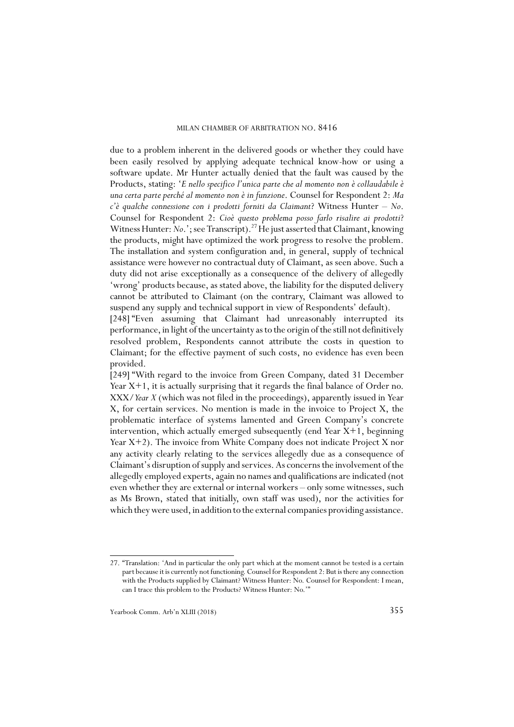due to a problem inherent in the delivered goods or whether they could have been easily resolved by applying adequate technical know-how or using a software update. Mr Hunter actually denied that the fault was caused by the Products, stating: '*E nello specifico l'unica parte che al momento non è collaudabile è una certa parte perché al momento non è in funzione*. Counsel for Respondent 2: *Ma c'è qualche connessione con i prodotti forniti da Claimant*? Witness Hunter – *No*. Counsel for Respondent 2: *Cioè questo problema posso farlo risalire ai prodotti*? Witness Hunter: *No*.'; see Transcript).[27] He just asserted that Claimant, knowing the products, might have optimized the work progress to resolve the problem. The installation and system configuration and, in general, supply of technical assistance were however no contractual duty of Claimant, as seen above. Such a duty did not arise exceptionally as a consequence of the delivery of allegedly 'wrong' products because, as stated above, the liability for the disputed delivery cannot be attributed to Claimant (on the contrary, Claimant was allowed to suspend any supply and technical support in view of Respondents' default).

[248] "Even assuming that Claimant had unreasonably interrupted its performance, in light of the uncertainty as to the origin of the still not definitively resolved problem, Respondents cannot attribute the costs in question to Claimant; for the effective payment of such costs, no evidence has even been provided.

[249] "With regard to the invoice from Green Company, dated 31 December Year X+1, it is actually surprising that it regards the final balance of Order no. XXX/*Year X* (which was not filed in the proceedings), apparently issued in Year X, for certain services. No mention is made in the invoice to Project X, the problematic interface of systems lamented and Green Company's concrete intervention, which actually emerged subsequently (end Year X+1, beginning Year X+2). The invoice from White Company does not indicate Project X nor any activity clearly relating to the services allegedly due as a consequence of Claimant's disruption of supply and services. As concerns the involvement of the allegedly employed experts, again no names and qualifications are indicated (not even whether they are external or internal workers – only some witnesses, such as Ms Brown, stated that initially, own staff was used), nor the activities for which they were used, in addition to the external companies providing assistance.

---

27. "Translation: 'And in particular the only part which at the moment cannot be tested is a certain part because it is currently not functioning. Counsel for Respondent 2: But is there any connection with the Products supplied by Claimant? Witness Hunter: No. Counsel for Respondent: I mean, can I trace this problem to the Products? Witness Hunter: No.'"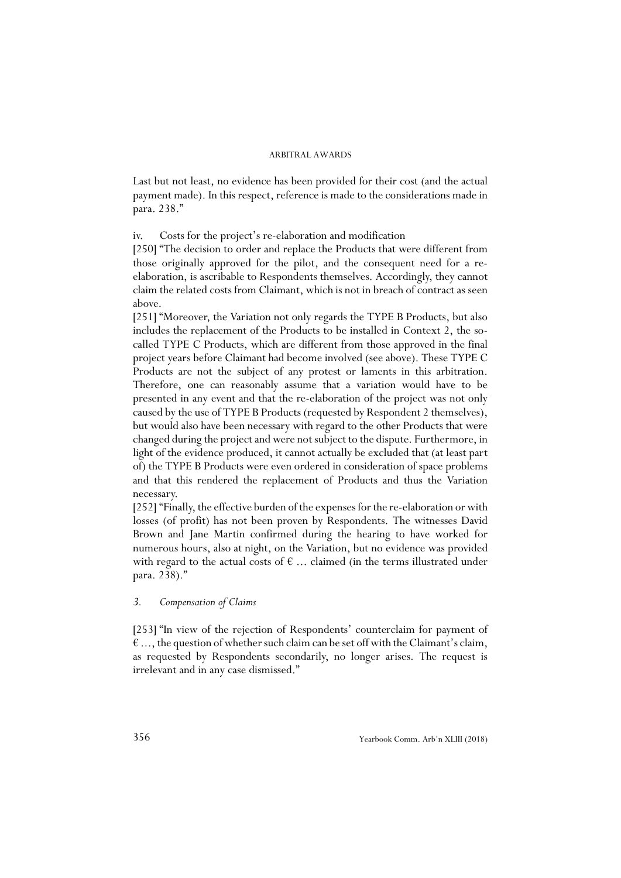Last but not least, no evidence has been provided for their cost (and the actual payment made). In this respect, reference is made to the considerations made in para. 238."

iv. Costs for the project's re-elaboration and modification

[250] "The decision to order and replace the Products that were different from those originally approved for the pilot, and the consequent need for a re-elaboration, is ascribable to Respondents themselves. Accordingly, they cannot claim the related costs from Claimant, which is not in breach of contract as seen above.

[251] "Moreover, the Variation not only regards the TYPE B Products, but also includes the replacement of the Products to be installed in Context 2, the so-called TYPE C Products, which are different from those approved in the final project years before Claimant had become involved (see above). These TYPE C Products are not the subject of any protest or laments in this arbitration. Therefore, one can reasonably assume that a variation would have to be presented in any event and that the re-elaboration of the project was not only caused by the use of TYPE B Products (requested by Respondent 2 themselves), but would also have been necessary with regard to the other Products that were changed during the project and were not subject to the dispute. Furthermore, in light of the evidence produced, it cannot actually be excluded that (at least part of) the TYPE B Products were even ordered in consideration of space problems and that this rendered the replacement of Products and thus the Variation necessary.

[252] "Finally, the effective burden of the expenses for the re-elaboration or with losses (of profit) has not been proven by Respondents. The witnesses David Brown and Jane Martin confirmed during the hearing to have worked for numerous hours, also at night, on the Variation, but no evidence was provided with regard to the actual costs of € ... claimed (in the terms illustrated under para. 238)."

### *3. Compensation of Claims*

[253] "In view of the rejection of Respondents' counterclaim for payment of € ..., the question of whether such claim can be set off with the Claimant's claim, as requested by Respondents secondarily, no longer arises. The request is irrelevant and in any case dismissed."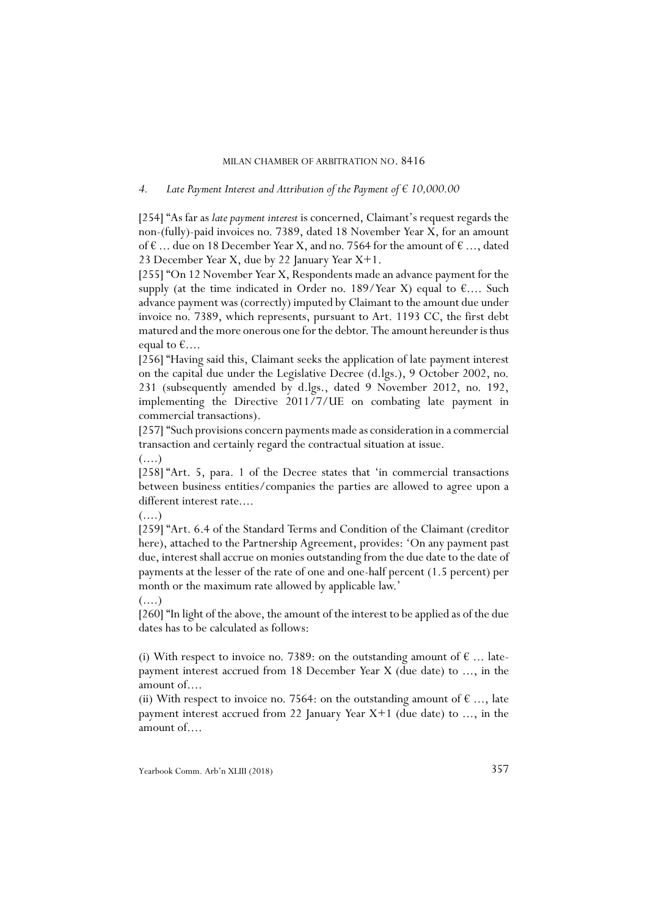## *4. Late Payment Interest and Attribution of the Payment of € 10,000.00*

[254] "As far as *late payment interest* is concerned, Claimant's request regards the non-(fully)-paid invoices no. 7389, dated 18 November Year X, for an amount of € ... due on 18 December Year X, and no. 7564 for the amount of € ..., dated 23 December Year X, due by 22 January Year X+1.

[255] "On 12 November Year X, Respondents made an advance payment for the supply (at the time indicated in Order no. 189/Year X) equal to €.... Such advance payment was (correctly) imputed by Claimant to the amount due under invoice no. 7389, which represents, pursuant to Art. 1193 CC, the first debt matured and the more onerous one for the debtor. The amount hereunder is thus equal to €....

[256] "Having said this, Claimant seeks the application of late payment interest on the capital due under the Legislative Decree (d.lgs.), 9 October 2002, no. 231 (subsequently amended by d.lgs., dated 9 November 2012, no. 192, implementing the Directive 2011/7/UE on combating late payment in commercial transactions).

[257] "Such provisions concern payments made as consideration in a commercial transaction and certainly regard the contractual situation at issue.

(....)

[258] "Art. 5, para. 1 of the Decree states that 'in commercial transactions between business entities/companies the parties are allowed to agree upon a different interest rate....

(....)

[259] "Art. 6.4 of the Standard Terms and Condition of the Claimant (creditor here), attached to the Partnership Agreement, provides: 'On any payment past due, interest shall accrue on monies outstanding from the due date to the date of payments at the lesser of the rate of one and one-half percent (1.5 percent) per month or the maximum rate allowed by applicable law.'

(....)

[260] "In light of the above, the amount of the interest to be applied as of the due dates has to be calculated as follows:

(i) With respect to invoice no. 7389: on the outstanding amount of € ... late-payment interest accrued from 18 December Year X (due date) to ..., in the amount of....

(ii) With respect to invoice no. 7564: on the outstanding amount of € ..., late payment interest accrued from 22 January Year X+1 (due date) to ..., in the amount of....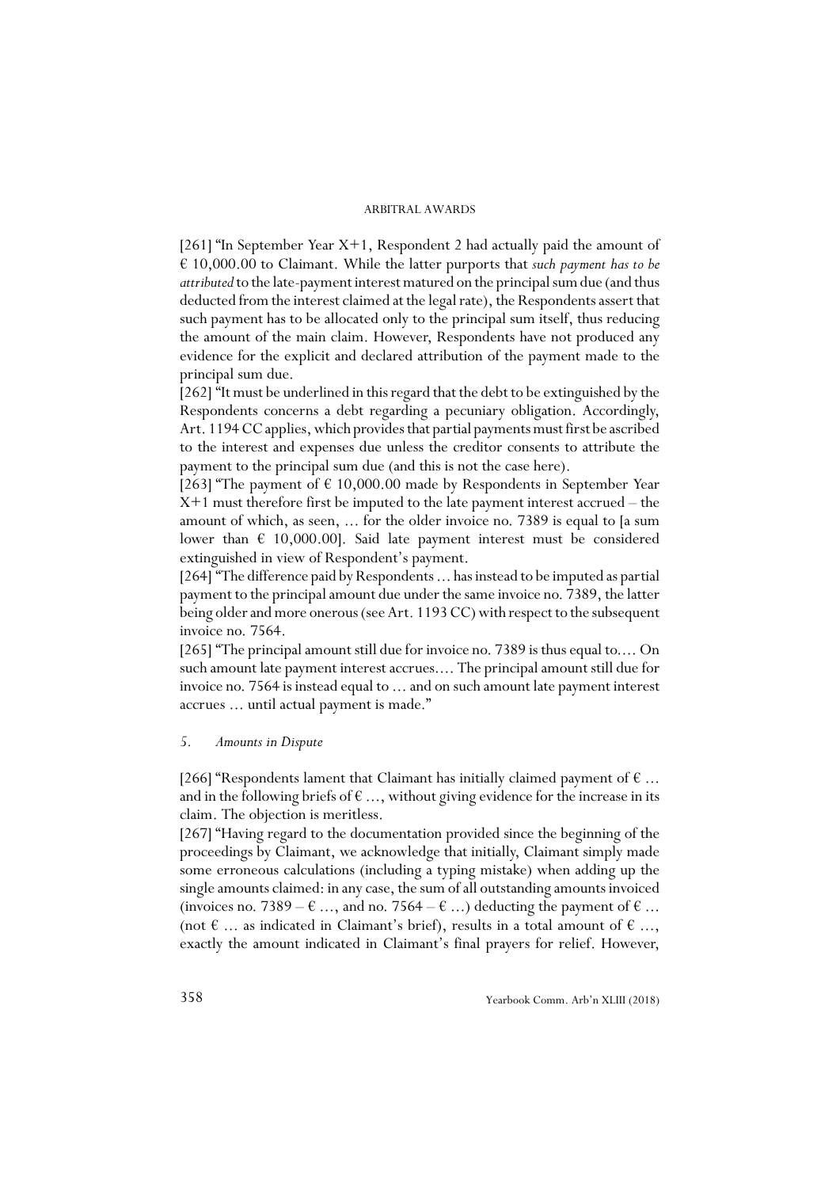[261] "In September Year X+1, Respondent 2 had actually paid the amount of € 10,000.00 to Claimant. While the latter purports that *such payment has to be attributed* to the late-payment interest matured on the principal sum due (and thus deducted from the interest claimed at the legal rate), the Respondents assert that such payment has to be allocated only to the principal sum itself, thus reducing the amount of the main claim. However, Respondents have not produced any evidence for the explicit and declared attribution of the payment made to the principal sum due.

[262] "It must be underlined in this regard that the debt to be extinguished by the Respondents concerns a debt regarding a pecuniary obligation. Accordingly, Art. 1194 CC applies, which provides that partial payments must first be ascribed to the interest and expenses due unless the creditor consents to attribute the payment to the principal sum due (and this is not the case here).

[263] "The payment of € 10,000.00 made by Respondents in September Year X+1 must therefore first be imputed to the late payment interest accrued – the amount of which, as seen, … for the older invoice no. 7389 is equal to [a sum lower than € 10,000.00]. Said late payment interest must be considered extinguished in view of Respondent's payment.

[264] "The difference paid by Respondents … has instead to be imputed as partial payment to the principal amount due under the same invoice no. 7389, the latter being older and more onerous (see Art. 1193 CC) with respect to the subsequent invoice no. 7564.

[265] "The principal amount still due for invoice no. 7389 is thus equal to.… On such amount late payment interest accrues.… The principal amount still due for invoice no. 7564 is instead equal to … and on such amount late payment interest accrues … until actual payment is made."

### *5. Amounts in Dispute*

[266] "Respondents lament that Claimant has initially claimed payment of € … and in the following briefs of € …, without giving evidence for the increase in its claim. The objection is meritless.

[267] "Having regard to the documentation provided since the beginning of the proceedings by Claimant, we acknowledge that initially, Claimant simply made some erroneous calculations (including a typing mistake) when adding up the single amounts claimed: in any case, the sum of all outstanding amounts invoiced (invoices no. 7389 – € …, and no. 7564 – € …) deducting the payment of € … (not € … as indicated in Claimant's brief), results in a total amount of € …, exactly the amount indicated in Claimant's final prayers for relief. However,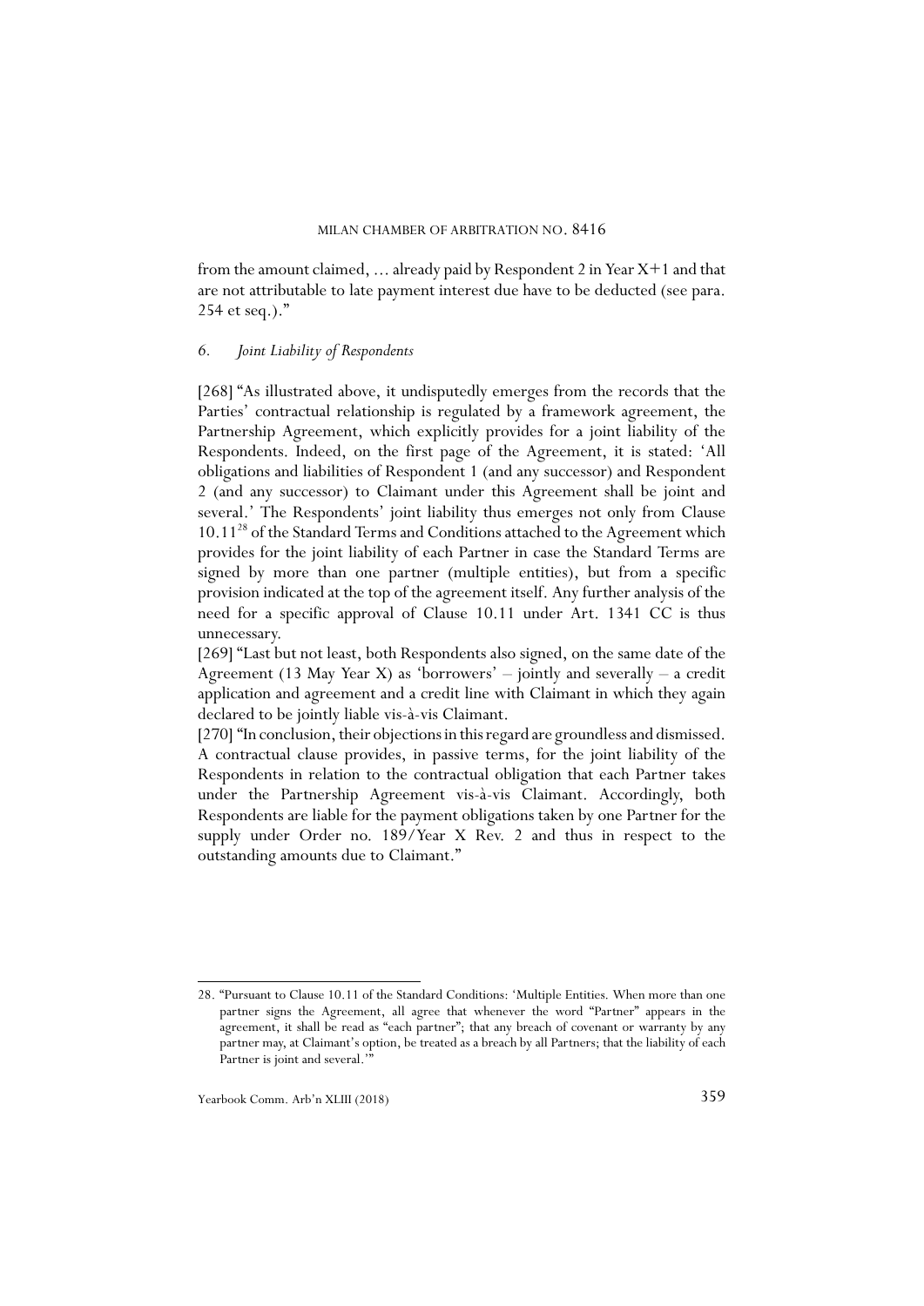from the amount claimed, ... already paid by Respondent 2 in Year X+1 and that are not attributable to late payment interest due have to be deducted (see para. 254 et seq.)."

### 6. *Joint Liability of Respondents*

[268] "As illustrated above, it undisputedly emerges from the records that the Parties' contractual relationship is regulated by a framework agreement, the Partnership Agreement, which explicitly provides for a joint liability of the Respondents. Indeed, on the first page of the Agreement, it is stated: 'All obligations and liabilities of Respondent 1 (and any successor) and Respondent 2 (and any successor) to Claimant under this Agreement shall be joint and several.' The Respondents' joint liability thus emerges not only from Clause 10.11[28] of the Standard Terms and Conditions attached to the Agreement which provides for the joint liability of each Partner in case the Standard Terms are signed by more than one partner (multiple entities), but from a specific provision indicated at the top of the agreement itself. Any further analysis of the need for a specific approval of Clause 10.11 under Art. 1341 CC is thus unnecessary.

[269] "Last but not least, both Respondents also signed, on the same date of the Agreement (13 May Year X) as 'borrowers' – jointly and severally – a credit application and agreement and a credit line with Claimant in which they again declared to be jointly liable vis-à-vis Claimant.

[270] "In conclusion, their objections in this regard are groundless and dismissed. A contractual clause provides, in passive terms, for the joint liability of the Respondents in relation to the contractual obligation that each Partner takes under the Partnership Agreement vis-à-vis Claimant. Accordingly, both Respondents are liable for the payment obligations taken by one Partner for the supply under Order no. 189/Year X Rev. 2 and thus in respect to the outstanding amounts due to Claimant."

---

28. "Pursuant to Clause 10.11 of the Standard Conditions: 'Multiple Entities. When more than one partner signs the Agreement, all agree that whenever the word "Partner" appears in the agreement, it shall be read as "each partner"; that any breach of covenant or warranty by any partner may, at Claimant's option, be treated as a breach by all Partners; that the liability of each Partner is joint and several.'"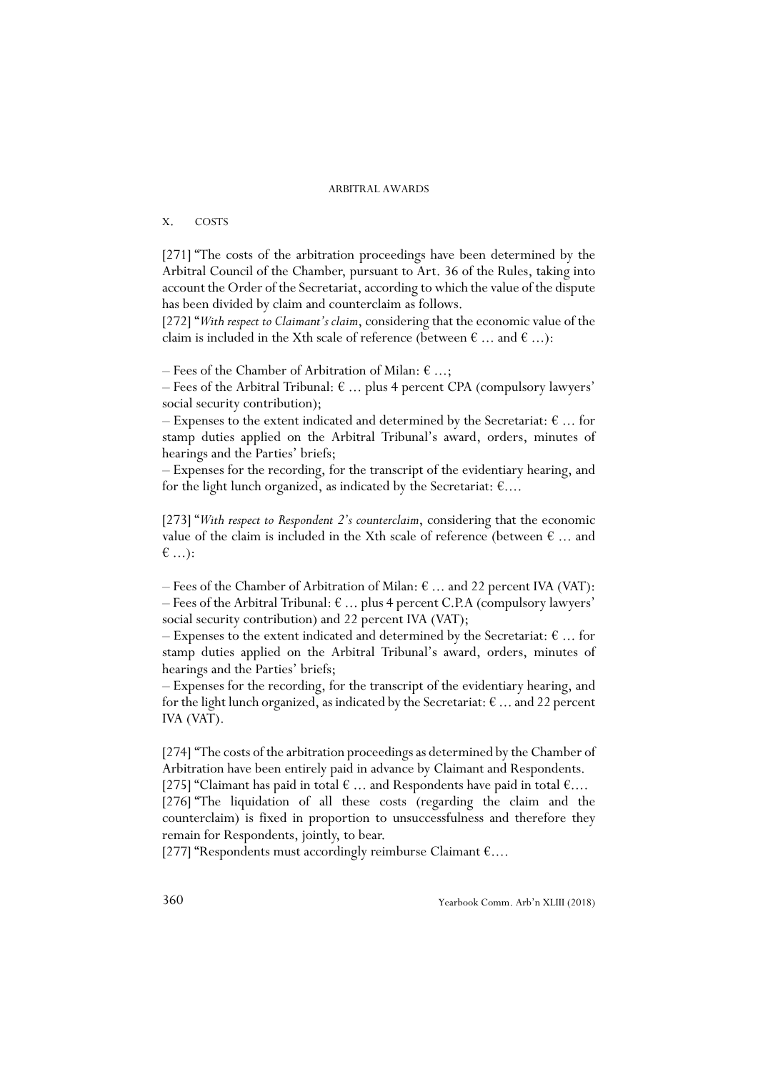## X. COSTS

[271] "The costs of the arbitration proceedings have been determined by the Arbitral Council of the Chamber, pursuant to Art. 36 of the Rules, taking into account the Order of the Secretariat, according to which the value of the dispute has been divided by claim and counterclaim as follows.

[272] "*With respect to Claimant's claim*, considering that the economic value of the claim is included in the Xth scale of reference (between € … and € …):

– Fees of the Chamber of Arbitration of Milan: € …;

– Fees of the Arbitral Tribunal: € … plus 4 percent CPA (compulsory lawyers' social security contribution);

– Expenses to the extent indicated and determined by the Secretariat: € … for stamp duties applied on the Arbitral Tribunal's award, orders, minutes of hearings and the Parties' briefs;

– Expenses for the recording, for the transcript of the evidentiary hearing, and for the light lunch organized, as indicated by the Secretariat: €….

[273] "*With respect to Respondent 2's counterclaim*, considering that the economic value of the claim is included in the Xth scale of reference (between € … and € …):

– Fees of the Chamber of Arbitration of Milan: € … and 22 percent IVA (VAT):

– Fees of the Arbitral Tribunal: € … plus 4 percent C.P.A (compulsory lawyers' social security contribution) and 22 percent IVA (VAT);

– Expenses to the extent indicated and determined by the Secretariat: € … for stamp duties applied on the Arbitral Tribunal's award, orders, minutes of hearings and the Parties' briefs;

– Expenses for the recording, for the transcript of the evidentiary hearing, and for the light lunch organized, as indicated by the Secretariat: € … and 22 percent IVA (VAT).

[274] "The costs of the arbitration proceedings as determined by the Chamber of Arbitration have been entirely paid in advance by Claimant and Respondents.

[275] "Claimant has paid in total € … and Respondents have paid in total €….

[276] "The liquidation of all these costs (regarding the claim and the counterclaim) is fixed in proportion to unsuccessfulness and therefore they remain for Respondents, jointly, to bear.

[277] "Respondents must accordingly reimburse Claimant €….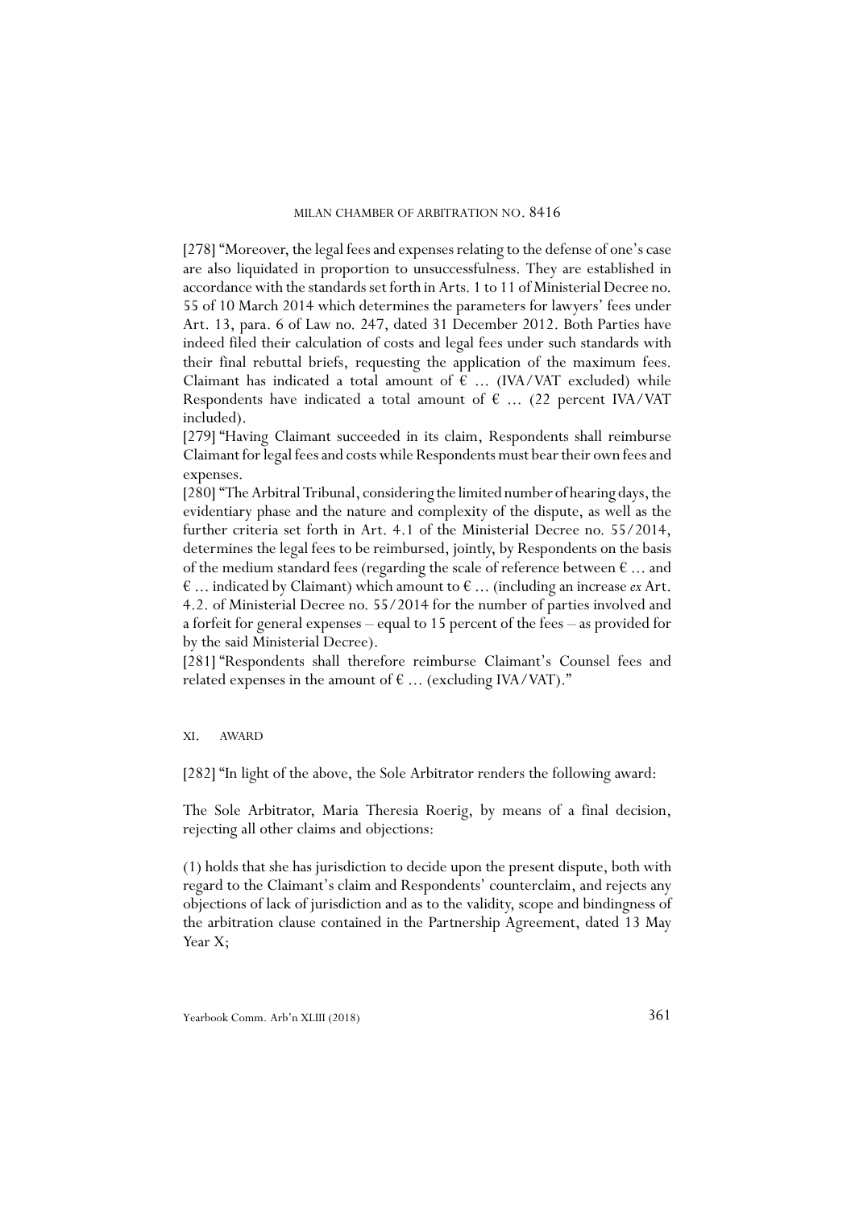[278] "Moreover, the legal fees and expenses relating to the defense of one's case are also liquidated in proportion to unsuccessfulness. They are established in accordance with the standards set forth in Arts. 1 to 11 of Ministerial Decree no. 55 of 10 March 2014 which determines the parameters for lawyers' fees under Art. 13, para. 6 of Law no. 247, dated 31 December 2012. Both Parties have indeed filed their calculation of costs and legal fees under such standards with their final rebuttal briefs, requesting the application of the maximum fees. Claimant has indicated a total amount of € ... (IVA/VAT excluded) while Respondents have indicated a total amount of € ... (22 percent IVA/VAT included).

[279] "Having Claimant succeeded in its claim, Respondents shall reimburse Claimant for legal fees and costs while Respondents must bear their own fees and expenses.

[280] "The Arbitral Tribunal, considering the limited number of hearing days, the evidentiary phase and the nature and complexity of the dispute, as well as the further criteria set forth in Art. 4.1 of the Ministerial Decree no. 55/2014, determines the legal fees to be reimbursed, jointly, by Respondents on the basis of the medium standard fees (regarding the scale of reference between € ... and € ... indicated by Claimant) which amount to € ... (including an increase *ex* Art. 4.2. of Ministerial Decree no. 55/2014 for the number of parties involved and a forfeit for general expenses – equal to 15 percent of the fees – as provided for by the said Ministerial Decree).

[281] "Respondents shall therefore reimburse Claimant's Counsel fees and related expenses in the amount of € ... (excluding IVA/VAT)."

## XI. AWARD

[282] "In light of the above, the Sole Arbitrator renders the following award:

The Sole Arbitrator, Maria Theresia Roerig, by means of a final decision, rejecting all other claims and objections:

(1) holds that she has jurisdiction to decide upon the present dispute, both with regard to the Claimant's claim and Respondents' counterclaim, and rejects any objections of lack of jurisdiction and as to the validity, scope and bindingness of the arbitration clause contained in the Partnership Agreement, dated 13 May Year X;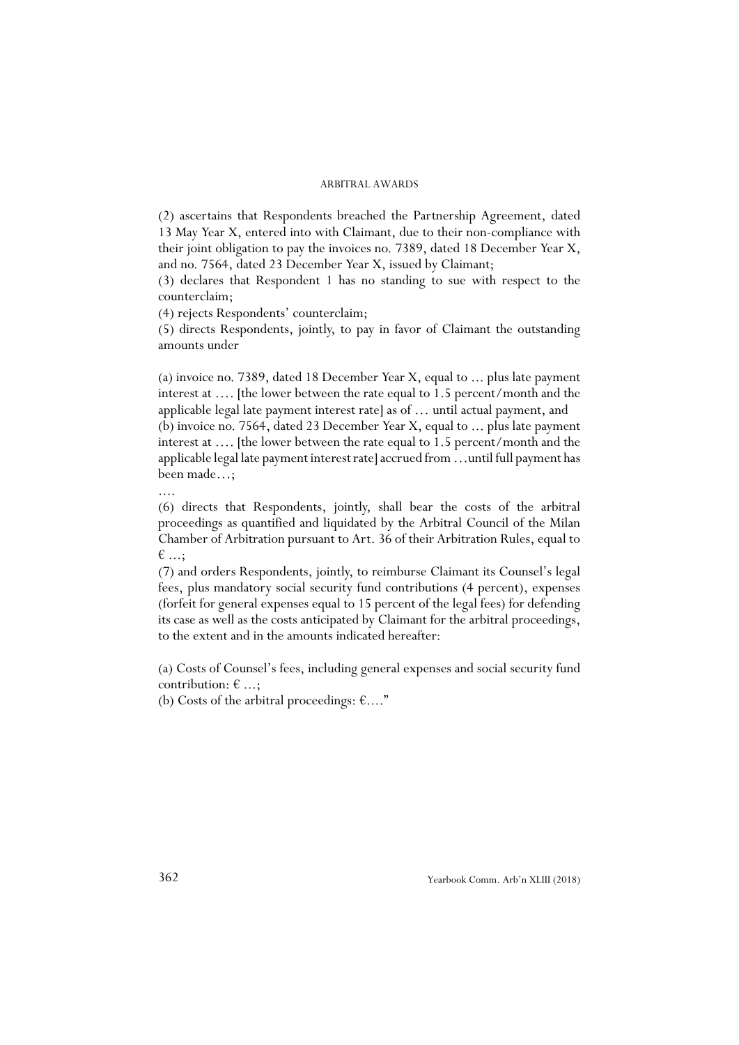(2) ascertains that Respondents breached the Partnership Agreement, dated 13 May Year X, entered into with Claimant, due to their non-compliance with their joint obligation to pay the invoices no. 7389, dated 18 December Year X, and no. 7564, dated 23 December Year X, issued by Claimant;

(3) declares that Respondent 1 has no standing to sue with respect to the counterclaim;

(4) rejects Respondents' counterclaim;

(5) directs Respondents, jointly, to pay in favor of Claimant the outstanding amounts under

(a) invoice no. 7389, dated 18 December Year X, equal to … plus late payment interest at …. [the lower between the rate equal to 1.5 percent/month and the applicable legal late payment interest rate] as of … until actual payment, and
(b) invoice no. 7564, dated 23 December Year X, equal to … plus late payment interest at …. [the lower between the rate equal to 1.5 percent/month and the applicable legal late payment interest rate] accrued from …until full payment has been made…;

….

(6) directs that Respondents, jointly, shall bear the costs of the arbitral proceedings as quantified and liquidated by the Arbitral Council of the Milan Chamber of Arbitration pursuant to Art. 36 of their Arbitration Rules, equal to € …;

(7) and orders Respondents, jointly, to reimburse Claimant its Counsel's legal fees, plus mandatory social security fund contributions (4 percent), expenses (forfeit for general expenses equal to 15 percent of the legal fees) for defending its case as well as the costs anticipated by Claimant for the arbitral proceedings, to the extent and in the amounts indicated hereafter:

(a) Costs of Counsel's fees, including general expenses and social security fund contribution: € …;
(b) Costs of the arbitral proceedings: €…."